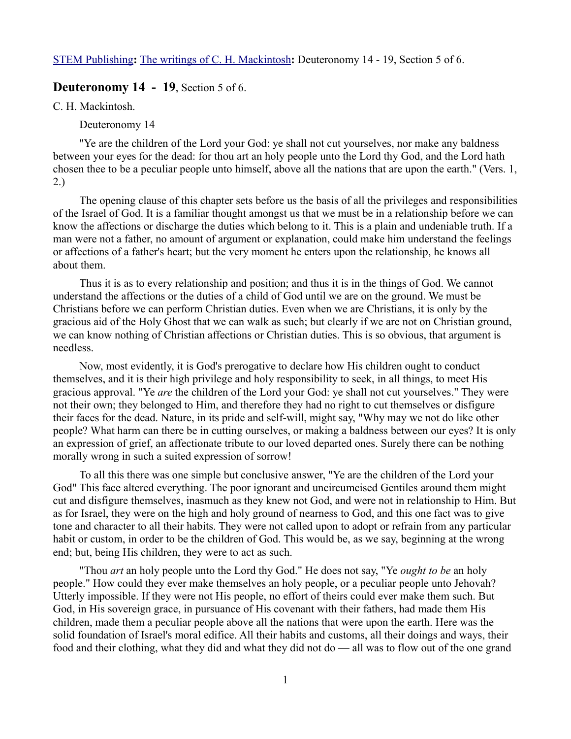STEM Publishing**:** The writings of C. H. Mackintosh**:** Deuteronomy 14 - 19, Section 5 of 6.

## Deuteronomy 14 - 19, Section 5 of 6.

C. H. Mackintosh.

Deuteronomy 14

"Ye are the children of the Lord your God: ye shall not cut yourselves, nor make any baldness between your eyes for the dead: for thou art an holy people unto the Lord thy God, and the Lord hath chosen thee to be a peculiar people unto himself, above all the nations that are upon the earth." (Vers. 1, 2.)

The opening clause of this chapter sets before us the basis of all the privileges and responsibilities of the Israel of God. It is a familiar thought amongst us that we must be in a relationship before we can know the affections or discharge the duties which belong to it. This is a plain and undeniable truth. If a man were not a father, no amount of argument or explanation, could make him understand the feelings or affections of a father's heart; but the very moment he enters upon the relationship, he knows all about them.

Thus it is as to every relationship and position; and thus it is in the things of God. We cannot understand the affections or the duties of a child of God until we are on the ground. We must be Christians before we can perform Christian duties. Even when we are Christians, it is only by the gracious aid of the Holy Ghost that we can walk as such; but clearly if we are not on Christian ground, we can know nothing of Christian affections or Christian duties. This is so obvious, that argument is needless.

Now, most evidently, it is God's prerogative to declare how His children ought to conduct themselves, and it is their high privilege and holy responsibility to seek, in all things, to meet His gracious approval. "Ye *are* the children of the Lord your God: ye shall not cut yourselves." They were not their own; they belonged to Him, and therefore they had no right to cut themselves or disfigure their faces for the dead. Nature, in its pride and self-will, might say, "Why may we not do like other people? What harm can there be in cutting ourselves, or making a baldness between our eyes? It is only an expression of grief, an affectionate tribute to our loved departed ones. Surely there can be nothing morally wrong in such a suited expression of sorrow!

To all this there was one simple but conclusive answer, "Ye are the children of the Lord your God" This face altered everything. The poor ignorant and uncircumcised Gentiles around them might cut and disfigure themselves, inasmuch as they knew not God, and were not in relationship to Him. But as for Israel, they were on the high and holy ground of nearness to God, and this one fact was to give tone and character to all their habits. They were not called upon to adopt or refrain from any particular habit or custom, in order to be the children of God. This would be, as we say, beginning at the wrong end; but, being His children, they were to act as such.

"Thou *art* an holy people unto the Lord thy God." He does not say, "Ye *ought to be* an holy people." How could they ever make themselves an holy people, or a peculiar people unto Jehovah? Utterly impossible. If they were not His people, no effort of theirs could ever make them such. But God, in His sovereign grace, in pursuance of His covenant with their fathers, had made them His children, made them a peculiar people above all the nations that were upon the earth. Here was the solid foundation of Israel's moral edifice. All their habits and customs, all their doings and ways, their food and their clothing, what they did and what they did not do — all was to flow out of the one grand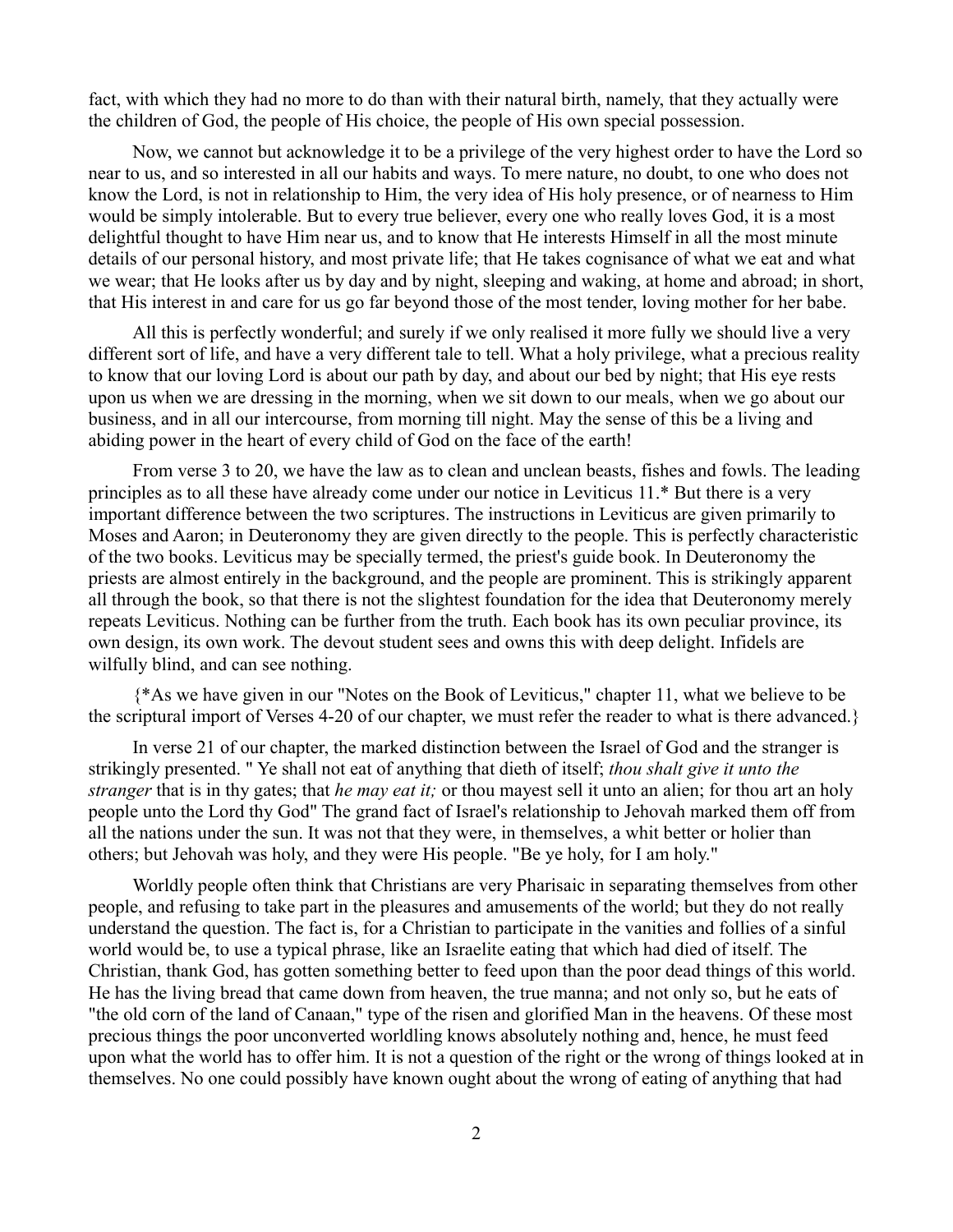fact, with which they had no more to do than with their natural birth, namely, that they actually were the children of God, the people of His choice, the people of His own special possession.

Now, we cannot but acknowledge it to be a privilege of the very highest order to have the Lord so near to us, and so interested in all our habits and ways. To mere nature, no doubt, to one who does not know the Lord, is not in relationship to Him, the very idea of His holy presence, or of nearness to Him would be simply intolerable. But to every true believer, every one who really loves God, it is a most delightful thought to have Him near us, and to know that He interests Himself in all the most minute details of our personal history, and most private life; that He takes cognisance of what we eat and what we wear; that He looks after us by day and by night, sleeping and waking, at home and abroad; in short, that His interest in and care for us go far beyond those of the most tender, loving mother for her babe.

All this is perfectly wonderful; and surely if we only realised it more fully we should live a very different sort of life, and have a very different tale to tell. What a holy privilege, what a precious reality to know that our loving Lord is about our path by day, and about our bed by night; that His eye rests upon us when we are dressing in the morning, when we sit down to our meals, when we go about our business, and in all our intercourse, from morning till night. May the sense of this be a living and abiding power in the heart of every child of God on the face of the earth!

From verse 3 to 20, we have the law as to clean and unclean beasts, fishes and fowls. The leading principles as to all these have already come under our notice in Leviticus 11.* But there is a very important difference between the two scriptures. The instructions in Leviticus are given primarily to Moses and Aaron; in Deuteronomy they are given directly to the people. This is perfectly characteristic of the two books. Leviticus may be specially termed, the priest's guide book. In Deuteronomy the priests are almost entirely in the background, and the people are prominent. This is strikingly apparent all through the book, so that there is not the slightest foundation for the idea that Deuteronomy merely repeats Leviticus. Nothing can be further from the truth. Each book has its own peculiar province, its own design, its own work. The devout student sees and owns this with deep delight. Infidels are wilfully blind, and can see nothing.

{*As we have given in our "Notes on the Book of Leviticus," chapter 11, what we believe to be the scriptural import of Verses 4-20 of our chapter, we must refer the reader to what is there advanced.}

In verse 21 of our chapter, the marked distinction between the Israel of God and the stranger is strikingly presented. " Ye shall not eat of anything that dieth of itself; *thou shalt give it unto the stranger* that is in thy gates; that *he may eat it;* or thou mayest sell it unto an alien; for thou art an holy people unto the Lord thy God" The grand fact of Israel's relationship to Jehovah marked them off from all the nations under the sun. It was not that they were, in themselves, a whit better or holier than others; but Jehovah was holy, and they were His people. "Be ye holy, for I am holy."

Worldly people often think that Christians are very Pharisaic in separating themselves from other people, and refusing to take part in the pleasures and amusements of the world; but they do not really understand the question. The fact is, for a Christian to participate in the vanities and follies of a sinful world would be, to use a typical phrase, like an Israelite eating that which had died of itself. The Christian, thank God, has gotten something better to feed upon than the poor dead things of this world. He has the living bread that came down from heaven, the true manna; and not only so, but he eats of "the old corn of the land of Canaan," type of the risen and glorified Man in the heavens. Of these most precious things the poor unconverted worldling knows absolutely nothing and, hence, he must feed upon what the world has to offer him. It is not a question of the right or the wrong of things looked at in themselves. No one could possibly have known ought about the wrong of eating of anything that had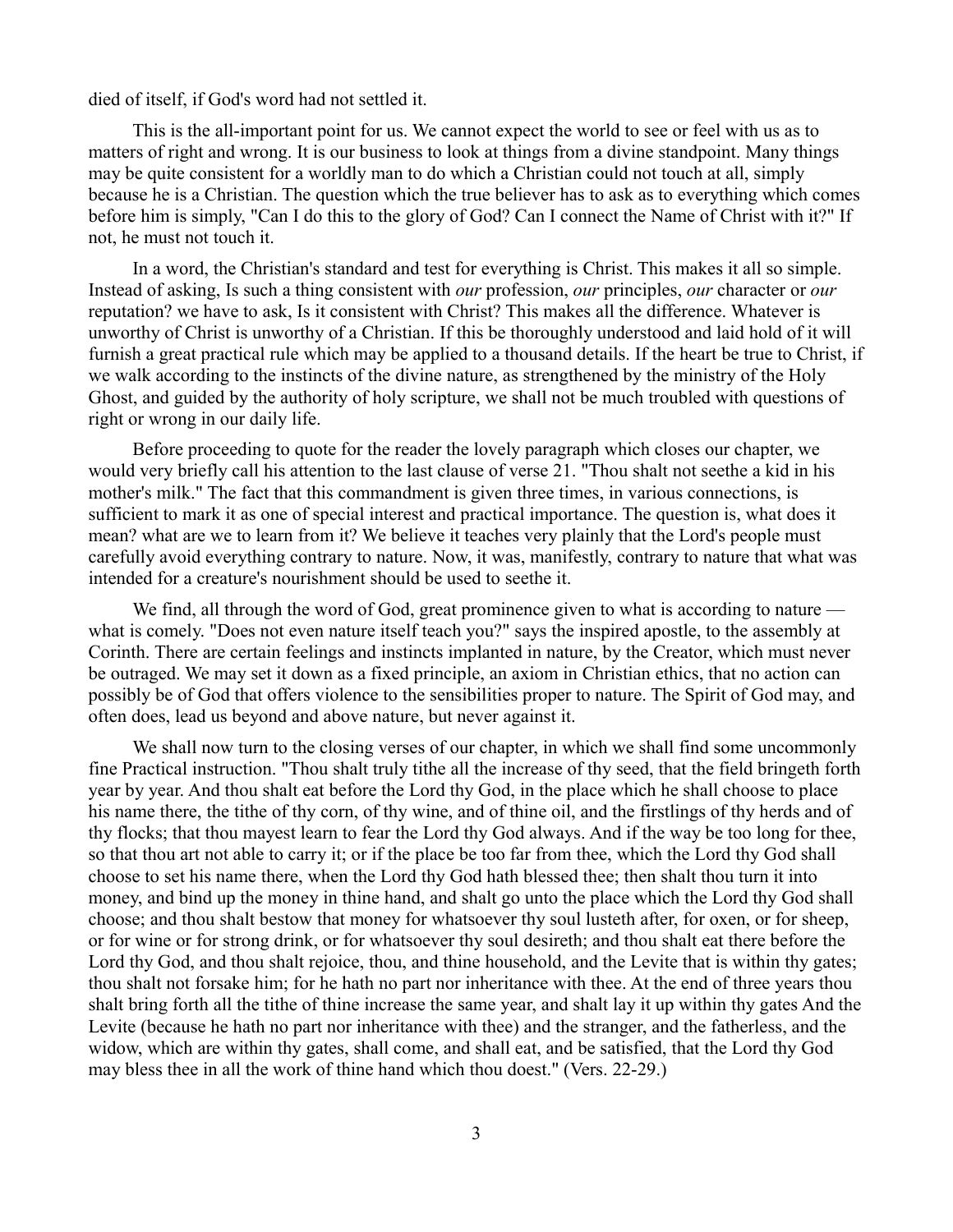died of itself, if God's word had not settled it.

This is the all-important point for us. We cannot expect the world to see or feel with us as to matters of right and wrong. It is our business to look at things from a divine standpoint. Many things may be quite consistent for a worldly man to do which a Christian could not touch at all, simply because he is a Christian. The question which the true believer has to ask as to everything which comes before him is simply, "Can I do this to the glory of God? Can I connect the Name of Christ with it?" If not, he must not touch it.

In a word, the Christian's standard and test for everything is Christ. This makes it all so simple. Instead of asking, Is such a thing consistent with *our* profession, *our* principles, *our* character or *our* reputation? we have to ask, Is it consistent with Christ? This makes all the difference. Whatever is unworthy of Christ is unworthy of a Christian. If this be thoroughly understood and laid hold of it will furnish a great practical rule which may be applied to a thousand details. If the heart be true to Christ, if we walk according to the instincts of the divine nature, as strengthened by the ministry of the Holy Ghost, and guided by the authority of holy scripture, we shall not be much troubled with questions of right or wrong in our daily life.

Before proceeding to quote for the reader the lovely paragraph which closes our chapter, we would very briefly call his attention to the last clause of verse 21. "Thou shalt not seethe a kid in his mother's milk." The fact that this commandment is given three times, in various connections, is sufficient to mark it as one of special interest and practical importance. The question is, what does it mean? what are we to learn from it? We believe it teaches very plainly that the Lord's people must carefully avoid everything contrary to nature. Now, it was, manifestly, contrary to nature that what was intended for a creature's nourishment should be used to seethe it.

We find, all through the word of God, great prominence given to what is according to nature — what is comely. "Does not even nature itself teach you?" says the inspired apostle, to the assembly at Corinth. There are certain feelings and instincts implanted in nature, by the Creator, which must never be outraged. We may set it down as a fixed principle, an axiom in Christian ethics, that no action can possibly be of God that offers violence to the sensibilities proper to nature. The Spirit of God may, and often does, lead us beyond and above nature, but never against it.

We shall now turn to the closing verses of our chapter, in which we shall find some uncommonly fine Practical instruction. "Thou shalt truly tithe all the increase of thy seed, that the field bringeth forth year by year. And thou shalt eat before the Lord thy God, in the place which he shall choose to place his name there, the tithe of thy corn, of thy wine, and of thine oil, and the firstlings of thy herds and of thy flocks; that thou mayest learn to fear the Lord thy God always. And if the way be too long for thee, so that thou art not able to carry it; or if the place be too far from thee, which the Lord thy God shall choose to set his name there, when the Lord thy God hath blessed thee; then shalt thou turn it into money, and bind up the money in thine hand, and shalt go unto the place which the Lord thy God shall choose; and thou shalt bestow that money for whatsoever thy soul lusteth after, for oxen, or for sheep, or for wine or for strong drink, or for whatsoever thy soul desireth; and thou shalt eat there before the Lord thy God, and thou shalt rejoice, thou, and thine household, and the Levite that is within thy gates; thou shalt not forsake him; for he hath no part nor inheritance with thee. At the end of three years thou shalt bring forth all the tithe of thine increase the same year, and shalt lay it up within thy gates And the Levite (because he hath no part nor inheritance with thee) and the stranger, and the fatherless, and the widow, which are within thy gates, shall come, and shall eat, and be satisfied, that the Lord thy God may bless thee in all the work of thine hand which thou doest." (Vers. 22-29.)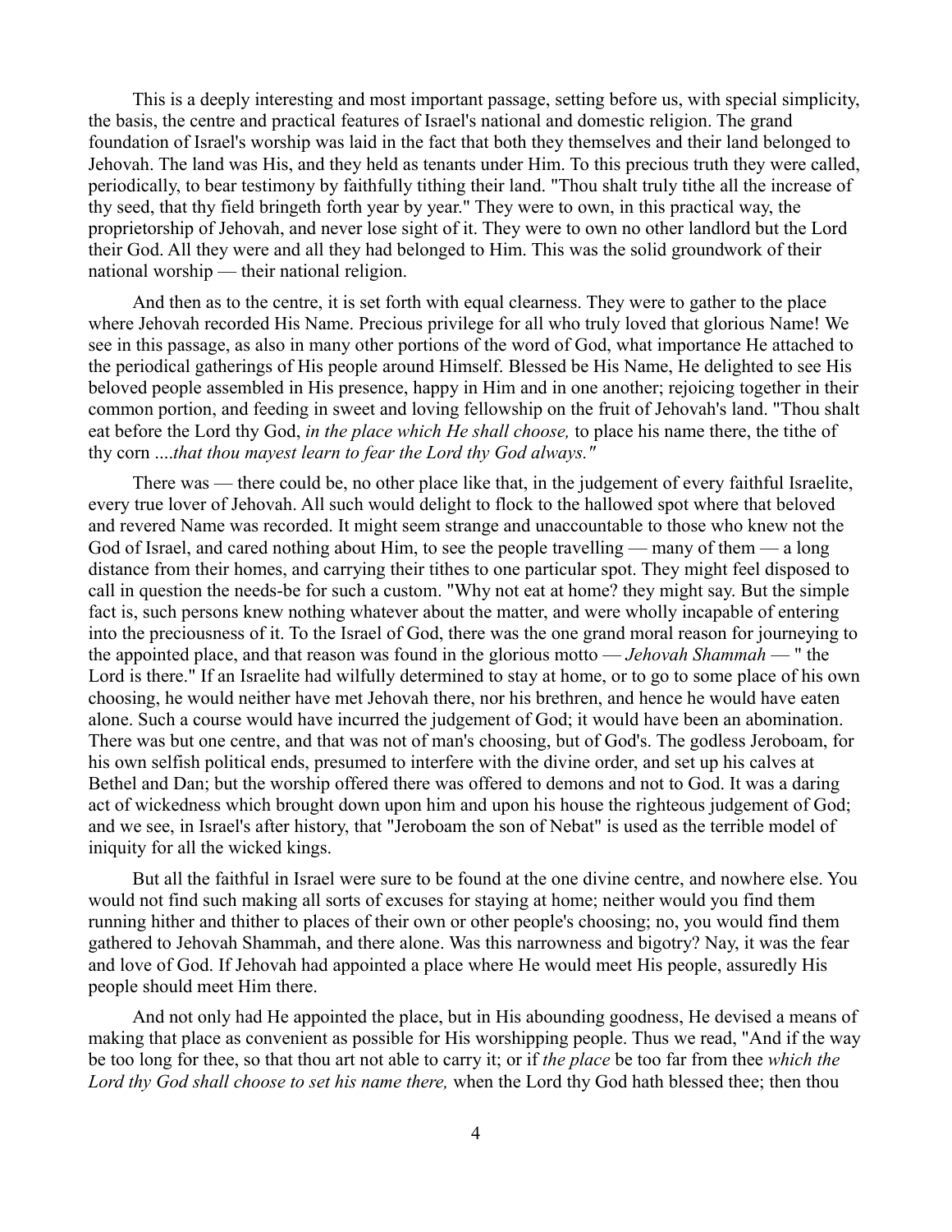This is a deeply interesting and most important passage, setting before us, with special simplicity, the basis, the centre and practical features of Israel's national and domestic religion. The grand foundation of Israel's worship was laid in the fact that both they themselves and their land belonged to Jehovah. The land was His, and they held as tenants under Him. To this precious truth they were called, periodically, to bear testimony by faithfully tithing their land. "Thou shalt truly tithe all the increase of thy seed, that thy field bringeth forth year by year." They were to own, in this practical way, the proprietorship of Jehovah, and never lose sight of it. They were to own no other landlord but the Lord their God. All they were and all they had belonged to Him. This was the solid groundwork of their national worship — their national religion.

And then as to the centre, it is set forth with equal clearness. They were to gather to the place where Jehovah recorded His Name. Precious privilege for all who truly loved that glorious Name! We see in this passage, as also in many other portions of the word of God, what importance He attached to the periodical gatherings of His people around Himself. Blessed be His Name, He delighted to see His beloved people assembled in His presence, happy in Him and in one another; rejoicing together in their common portion, and feeding in sweet and loving fellowship on the fruit of Jehovah's land. "Thou shalt eat before the Lord thy God, *in the place which He shall choose,* to place his name there, the tithe of thy corn ....*that thou mayest learn to fear the Lord thy God always."*

There was — there could be, no other place like that, in the judgement of every faithful Israelite, every true lover of Jehovah. All such would delight to flock to the hallowed spot where that beloved and revered Name was recorded. It might seem strange and unaccountable to those who knew not the God of Israel, and cared nothing about Him, to see the people travelling — many of them — a long distance from their homes, and carrying their tithes to one particular spot. They might feel disposed to call in question the needs-be for such a custom. "Why not eat at home? they might say. But the simple fact is, such persons knew nothing whatever about the matter, and were wholly incapable of entering into the preciousness of it. To the Israel of God, there was the one grand moral reason for journeying to the appointed place, and that reason was found in the glorious motto — *Jehovah Shammah* — " the Lord is there." If an Israelite had wilfully determined to stay at home, or to go to some place of his own choosing, he would neither have met Jehovah there, nor his brethren, and hence he would have eaten alone. Such a course would have incurred the judgement of God; it would have been an abomination. There was but one centre, and that was not of man's choosing, but of God's. The godless Jeroboam, for his own selfish political ends, presumed to interfere with the divine order, and set up his calves at Bethel and Dan; but the worship offered there was offered to demons and not to God. It was a daring act of wickedness which brought down upon him and upon his house the righteous judgement of God; and we see, in Israel's after history, that "Jeroboam the son of Nebat" is used as the terrible model of iniquity for all the wicked kings.

But all the faithful in Israel were sure to be found at the one divine centre, and nowhere else. You would not find such making all sorts of excuses for staying at home; neither would you find them running hither and thither to places of their own or other people's choosing; no, you would find them gathered to Jehovah Shammah, and there alone. Was this narrowness and bigotry? Nay, it was the fear and love of God. If Jehovah had appointed a place where He would meet His people, assuredly His people should meet Him there.

And not only had He appointed the place, but in His abounding goodness, He devised a means of making that place as convenient as possible for His worshipping people. Thus we read, "And if the way be too long for thee, so that thou art not able to carry it; or if *the place* be too far from thee *which the Lord thy God shall choose to set his name there,* when the Lord thy God hath blessed thee; then thou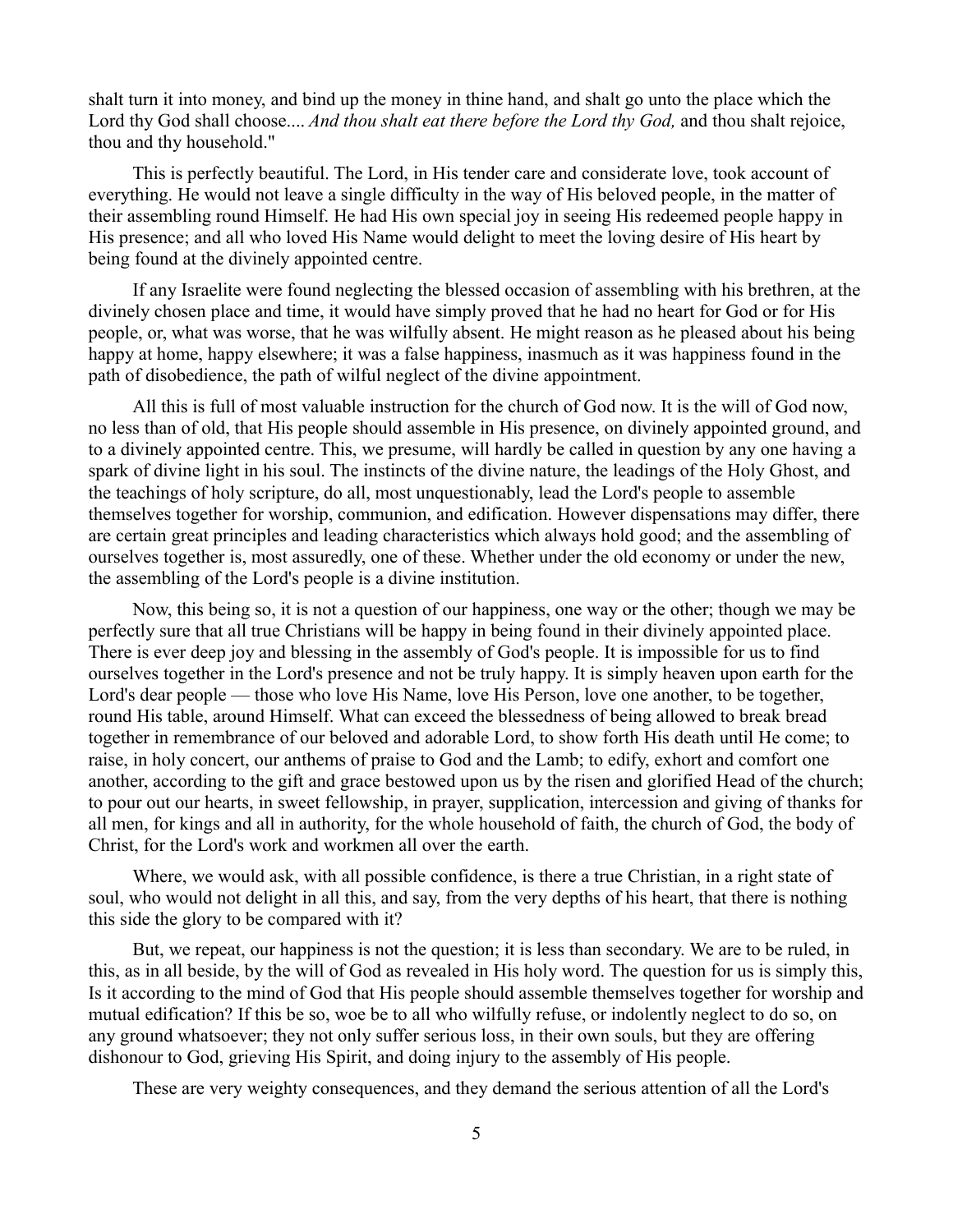shalt turn it into money, and bind up the money in thine hand, and shalt go unto the place which the Lord thy God shall choose.... *And thou shalt eat there before the Lord thy God,* and thou shalt rejoice, thou and thy household."

This is perfectly beautiful. The Lord, in His tender care and considerate love, took account of everything. He would not leave a single difficulty in the way of His beloved people, in the matter of their assembling round Himself. He had His own special joy in seeing His redeemed people happy in His presence; and all who loved His Name would delight to meet the loving desire of His heart by being found at the divinely appointed centre.

If any Israelite were found neglecting the blessed occasion of assembling with his brethren, at the divinely chosen place and time, it would have simply proved that he had no heart for God or for His people, or, what was worse, that he was wilfully absent. He might reason as he pleased about his being happy at home, happy elsewhere; it was a false happiness, inasmuch as it was happiness found in the path of disobedience, the path of wilful neglect of the divine appointment.

All this is full of most valuable instruction for the church of God now. It is the will of God now, no less than of old, that His people should assemble in His presence, on divinely appointed ground, and to a divinely appointed centre. This, we presume, will hardly be called in question by any one having a spark of divine light in his soul. The instincts of the divine nature, the leadings of the Holy Ghost, and the teachings of holy scripture, do all, most unquestionably, lead the Lord's people to assemble themselves together for worship, communion, and edification. However dispensations may differ, there are certain great principles and leading characteristics which always hold good; and the assembling of ourselves together is, most assuredly, one of these. Whether under the old economy or under the new, the assembling of the Lord's people is a divine institution.

Now, this being so, it is not a question of our happiness, one way or the other; though we may be perfectly sure that all true Christians will be happy in being found in their divinely appointed place. There is ever deep joy and blessing in the assembly of God's people. It is impossible for us to find ourselves together in the Lord's presence and not be truly happy. It is simply heaven upon earth for the Lord's dear people — those who love His Name, love His Person, love one another, to be together, round His table, around Himself. What can exceed the blessedness of being allowed to break bread together in remembrance of our beloved and adorable Lord, to show forth His death until He come; to raise, in holy concert, our anthems of praise to God and the Lamb; to edify, exhort and comfort one another, according to the gift and grace bestowed upon us by the risen and glorified Head of the church; to pour out our hearts, in sweet fellowship, in prayer, supplication, intercession and giving of thanks for all men, for kings and all in authority, for the whole household of faith, the church of God, the body of Christ, for the Lord's work and workmen all over the earth.

Where, we would ask, with all possible confidence, is there a true Christian, in a right state of soul, who would not delight in all this, and say, from the very depths of his heart, that there is nothing this side the glory to be compared with it?

But, we repeat, our happiness is not the question; it is less than secondary. We are to be ruled, in this, as in all beside, by the will of God as revealed in His holy word. The question for us is simply this, Is it according to the mind of God that His people should assemble themselves together for worship and mutual edification? If this be so, woe be to all who wilfully refuse, or indolently neglect to do so, on any ground whatsoever; they not only suffer serious loss, in their own souls, but they are offering dishonour to God, grieving His Spirit, and doing injury to the assembly of His people.

These are very weighty consequences, and they demand the serious attention of all the Lord's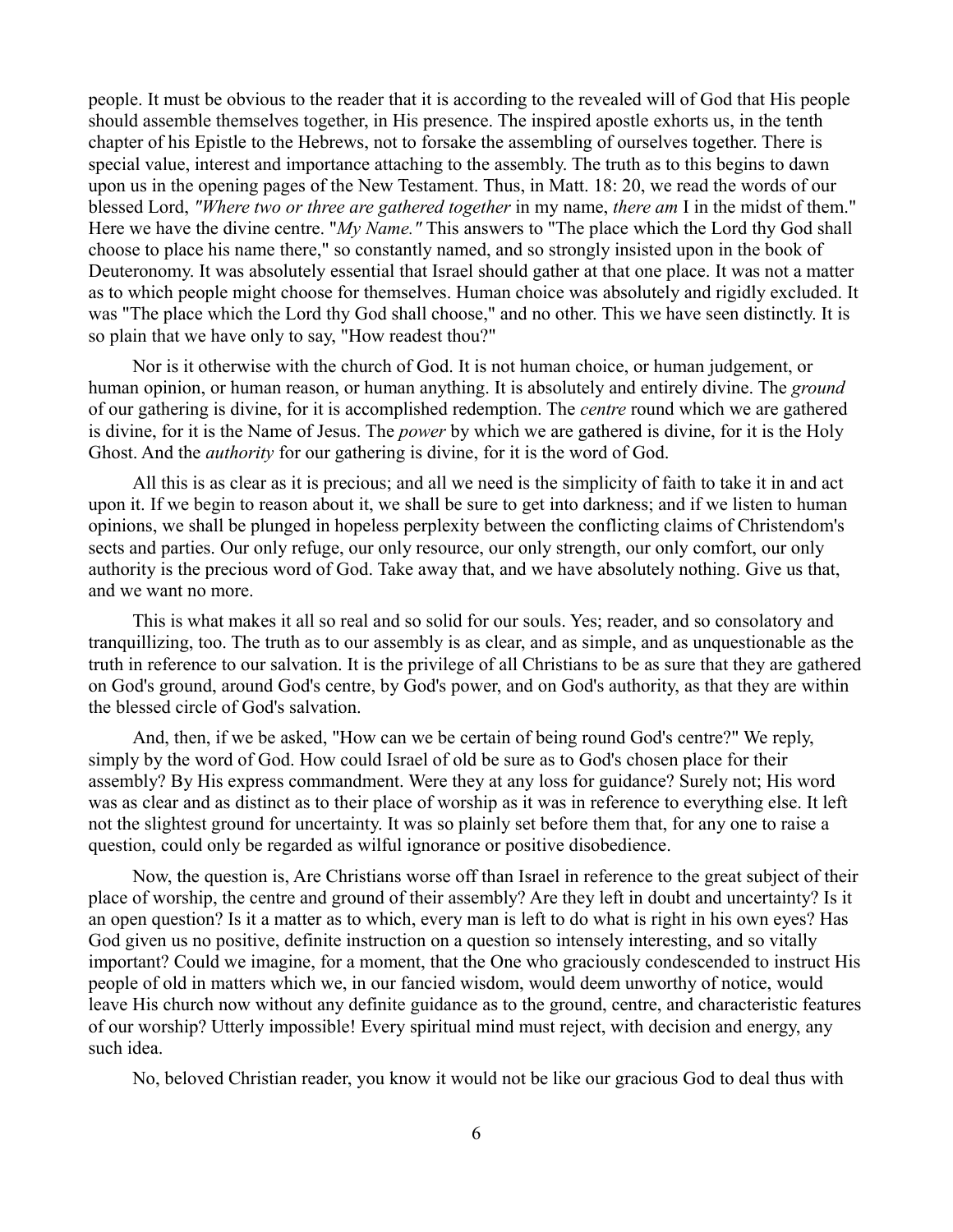people. It must be obvious to the reader that it is according to the revealed will of God that His people should assemble themselves together, in His presence. The inspired apostle exhorts us, in the tenth chapter of his Epistle to the Hebrews, not to forsake the assembling of ourselves together. There is special value, interest and importance attaching to the assembly. The truth as to this begins to dawn upon us in the opening pages of the New Testament. Thus, in Matt. 18: 20, we read the words of our blessed Lord, *"Where two or three are gathered together* in my name, *there am* I in the midst of them." Here we have the divine centre. "*My Name."* This answers to "The place which the Lord thy God shall choose to place his name there," so constantly named, and so strongly insisted upon in the book of Deuteronomy. It was absolutely essential that Israel should gather at that one place. It was not a matter as to which people might choose for themselves. Human choice was absolutely and rigidly excluded. It was "The place which the Lord thy God shall choose," and no other. This we have seen distinctly. It is so plain that we have only to say, "How readest thou?"

Nor is it otherwise with the church of God. It is not human choice, or human judgement, or human opinion, or human reason, or human anything. It is absolutely and entirely divine. The *ground* of our gathering is divine, for it is accomplished redemption. The *centre* round which we are gathered is divine, for it is the Name of Jesus. The *power* by which we are gathered is divine, for it is the Holy Ghost. And the *authority* for our gathering is divine, for it is the word of God.

All this is as clear as it is precious; and all we need is the simplicity of faith to take it in and act upon it. If we begin to reason about it, we shall be sure to get into darkness; and if we listen to human opinions, we shall be plunged in hopeless perplexity between the conflicting claims of Christendom's sects and parties. Our only refuge, our only resource, our only strength, our only comfort, our only authority is the precious word of God. Take away that, and we have absolutely nothing. Give us that, and we want no more.

This is what makes it all so real and so solid for our souls. Yes; reader, and so consolatory and tranquillizing, too. The truth as to our assembly is as clear, and as simple, and as unquestionable as the truth in reference to our salvation. It is the privilege of all Christians to be as sure that they are gathered on God's ground, around God's centre, by God's power, and on God's authority, as that they are within the blessed circle of God's salvation.

And, then, if we be asked, "How can we be certain of being round God's centre?" We reply, simply by the word of God. How could Israel of old be sure as to God's chosen place for their assembly? By His express commandment. Were they at any loss for guidance? Surely not; His word was as clear and as distinct as to their place of worship as it was in reference to everything else. It left not the slightest ground for uncertainty. It was so plainly set before them that, for any one to raise a question, could only be regarded as wilful ignorance or positive disobedience.

Now, the question is, Are Christians worse off than Israel in reference to the great subject of their place of worship, the centre and ground of their assembly? Are they left in doubt and uncertainty? Is it an open question? Is it a matter as to which, every man is left to do what is right in his own eyes? Has God given us no positive, definite instruction on a question so intensely interesting, and so vitally important? Could we imagine, for a moment, that the One who graciously condescended to instruct His people of old in matters which we, in our fancied wisdom, would deem unworthy of notice, would leave His church now without any definite guidance as to the ground, centre, and characteristic features of our worship? Utterly impossible! Every spiritual mind must reject, with decision and energy, any such idea.

No, beloved Christian reader, you know it would not be like our gracious God to deal thus with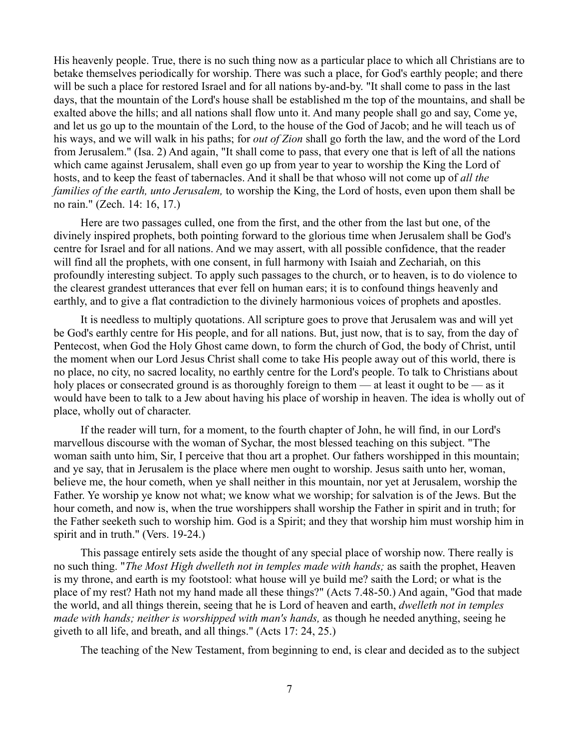His heavenly people. True, there is no such thing now as a particular place to which all Christians are to betake themselves periodically for worship. There was such a place, for God's earthly people; and there will be such a place for restored Israel and for all nations by-and-by. "It shall come to pass in the last days, that the mountain of the Lord's house shall be established m the top of the mountains, and shall be exalted above the hills; and all nations shall flow unto it. And many people shall go and say, Come ye, and let us go up to the mountain of the Lord, to the house of the God of Jacob; and he will teach us of his ways, and we will walk in his paths; for *out of Zion* shall go forth the law, and the word of the Lord from Jerusalem." (Isa. 2) And again, "It shall come to pass, that every one that is left of all the nations which came against Jerusalem, shall even go up from year to year to worship the King the Lord of hosts, and to keep the feast of tabernacles. And it shall be that whoso will not come up of *all the families of the earth, unto Jerusalem,* to worship the King, the Lord of hosts, even upon them shall be no rain." (Zech. 14: 16, 17.)

Here are two passages culled, one from the first, and the other from the last but one, of the divinely inspired prophets, both pointing forward to the glorious time when Jerusalem shall be God's centre for Israel and for all nations. And we may assert, with all possible confidence, that the reader will find all the prophets, with one consent, in full harmony with Isaiah and Zechariah, on this profoundly interesting subject. To apply such passages to the church, or to heaven, is to do violence to the clearest grandest utterances that ever fell on human ears; it is to confound things heavenly and earthly, and to give a flat contradiction to the divinely harmonious voices of prophets and apostles.

It is needless to multiply quotations. All scripture goes to prove that Jerusalem was and will yet be God's earthly centre for His people, and for all nations. But, just now, that is to say, from the day of Pentecost, when God the Holy Ghost came down, to form the church of God, the body of Christ, until the moment when our Lord Jesus Christ shall come to take His people away out of this world, there is no place, no city, no sacred locality, no earthly centre for the Lord's people. To talk to Christians about holy places or consecrated ground is as thoroughly foreign to them — at least it ought to be — as it would have been to talk to a Jew about having his place of worship in heaven. The idea is wholly out of place, wholly out of character.

If the reader will turn, for a moment, to the fourth chapter of John, he will find, in our Lord's marvellous discourse with the woman of Sychar, the most blessed teaching on this subject. "The woman saith unto him, Sir, I perceive that thou art a prophet. Our fathers worshipped in this mountain; and ye say, that in Jerusalem is the place where men ought to worship. Jesus saith unto her, woman, believe me, the hour cometh, when ye shall neither in this mountain, nor yet at Jerusalem, worship the Father. Ye worship ye know not what; we know what we worship; for salvation is of the Jews. But the hour cometh, and now is, when the true worshippers shall worship the Father in spirit and in truth; for the Father seeketh such to worship him. God is a Spirit; and they that worship him must worship him in spirit and in truth." (Vers. 19-24.)

This passage entirely sets aside the thought of any special place of worship now. There really is no such thing. "*The Most High dwelleth not in temples made with hands;* as saith the prophet, Heaven is my throne, and earth is my footstool: what house will ye build me? saith the Lord; or what is the place of my rest? Hath not my hand made all these things?" (Acts 7.48-50.) And again, "God that made the world, and all things therein, seeing that he is Lord of heaven and earth, *dwelleth not in temples made with hands; neither is worshipped with man's hands,* as though he needed anything, seeing he giveth to all life, and breath, and all things." (Acts 17: 24, 25.)

The teaching of the New Testament, from beginning to end, is clear and decided as to the subject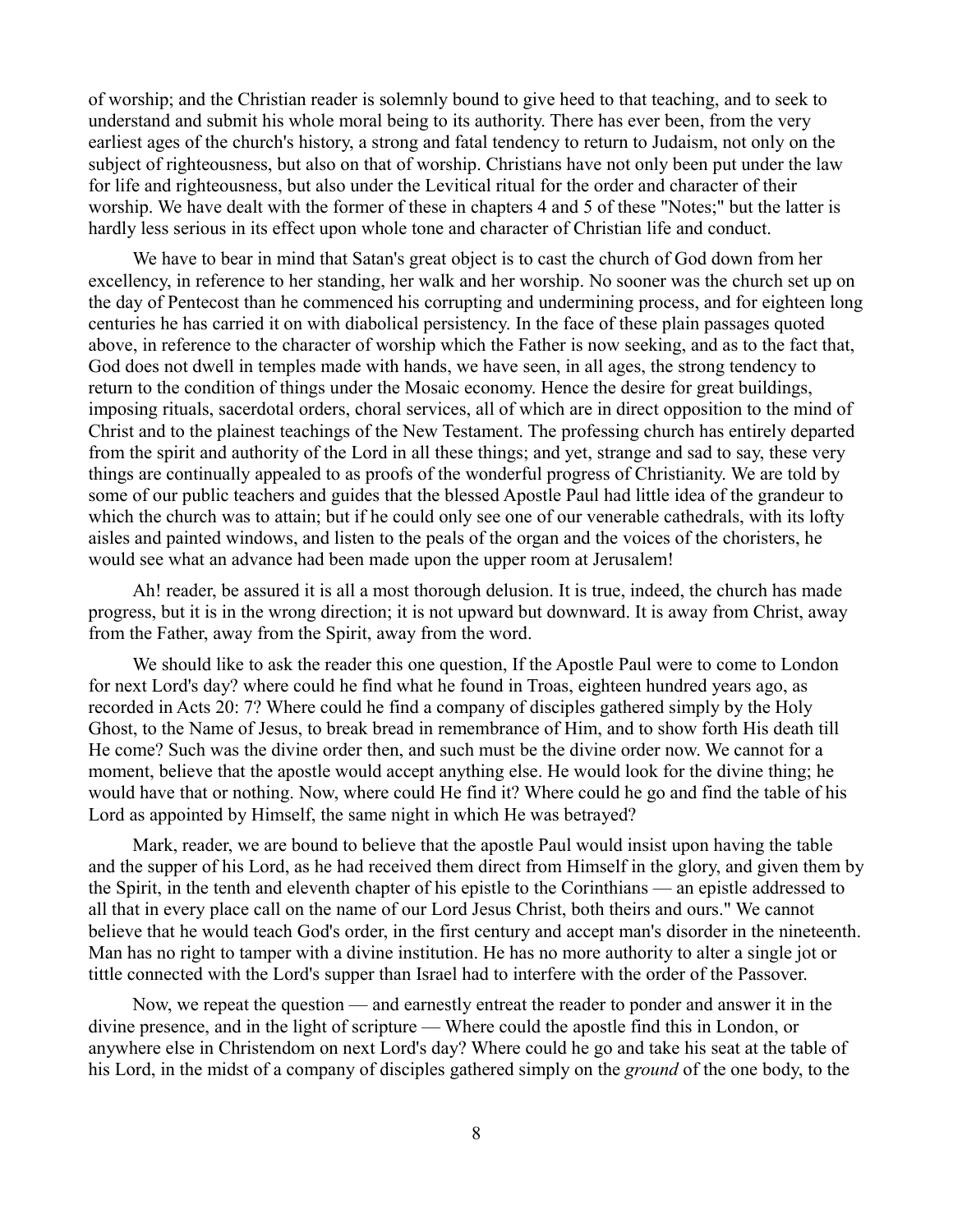of worship; and the Christian reader is solemnly bound to give heed to that teaching, and to seek to understand and submit his whole moral being to its authority. There has ever been, from the very earliest ages of the church's history, a strong and fatal tendency to return to Judaism, not only on the subject of righteousness, but also on that of worship. Christians have not only been put under the law for life and righteousness, but also under the Levitical ritual for the order and character of their worship. We have dealt with the former of these in chapters 4 and 5 of these "Notes;" but the latter is hardly less serious in its effect upon whole tone and character of Christian life and conduct.

We have to bear in mind that Satan's great object is to cast the church of God down from her excellency, in reference to her standing, her walk and her worship. No sooner was the church set up on the day of Pentecost than he commenced his corrupting and undermining process, and for eighteen long centuries he has carried it on with diabolical persistency. In the face of these plain passages quoted above, in reference to the character of worship which the Father is now seeking, and as to the fact that, God does not dwell in temples made with hands, we have seen, in all ages, the strong tendency to return to the condition of things under the Mosaic economy. Hence the desire for great buildings, imposing rituals, sacerdotal orders, choral services, all of which are in direct opposition to the mind of Christ and to the plainest teachings of the New Testament. The professing church has entirely departed from the spirit and authority of the Lord in all these things; and yet, strange and sad to say, these very things are continually appealed to as proofs of the wonderful progress of Christianity. We are told by some of our public teachers and guides that the blessed Apostle Paul had little idea of the grandeur to which the church was to attain; but if he could only see one of our venerable cathedrals, with its lofty aisles and painted windows, and listen to the peals of the organ and the voices of the choristers, he would see what an advance had been made upon the upper room at Jerusalem!

Ah! reader, be assured it is all a most thorough delusion. It is true, indeed, the church has made progress, but it is in the wrong direction; it is not upward but downward. It is away from Christ, away from the Father, away from the Spirit, away from the word.

We should like to ask the reader this one question, If the Apostle Paul were to come to London for next Lord's day? where could he find what he found in Troas, eighteen hundred years ago, as recorded in Acts 20: 7? Where could he find a company of disciples gathered simply by the Holy Ghost, to the Name of Jesus, to break bread in remembrance of Him, and to show forth His death till He come? Such was the divine order then, and such must be the divine order now. We cannot for a moment, believe that the apostle would accept anything else. He would look for the divine thing; he would have that or nothing. Now, where could He find it? Where could he go and find the table of his Lord as appointed by Himself, the same night in which He was betrayed?

Mark, reader, we are bound to believe that the apostle Paul would insist upon having the table and the supper of his Lord, as he had received them direct from Himself in the glory, and given them by the Spirit, in the tenth and eleventh chapter of his epistle to the Corinthians — an epistle addressed to all that in every place call on the name of our Lord Jesus Christ, both theirs and ours." We cannot believe that he would teach God's order, in the first century and accept man's disorder in the nineteenth. Man has no right to tamper with a divine institution. He has no more authority to alter a single jot or tittle connected with the Lord's supper than Israel had to interfere with the order of the Passover.

Now, we repeat the question — and earnestly entreat the reader to ponder and answer it in the divine presence, and in the light of scripture — Where could the apostle find this in London, or anywhere else in Christendom on next Lord's day? Where could he go and take his seat at the table of his Lord, in the midst of a company of disciples gathered simply on the *ground* of the one body, to the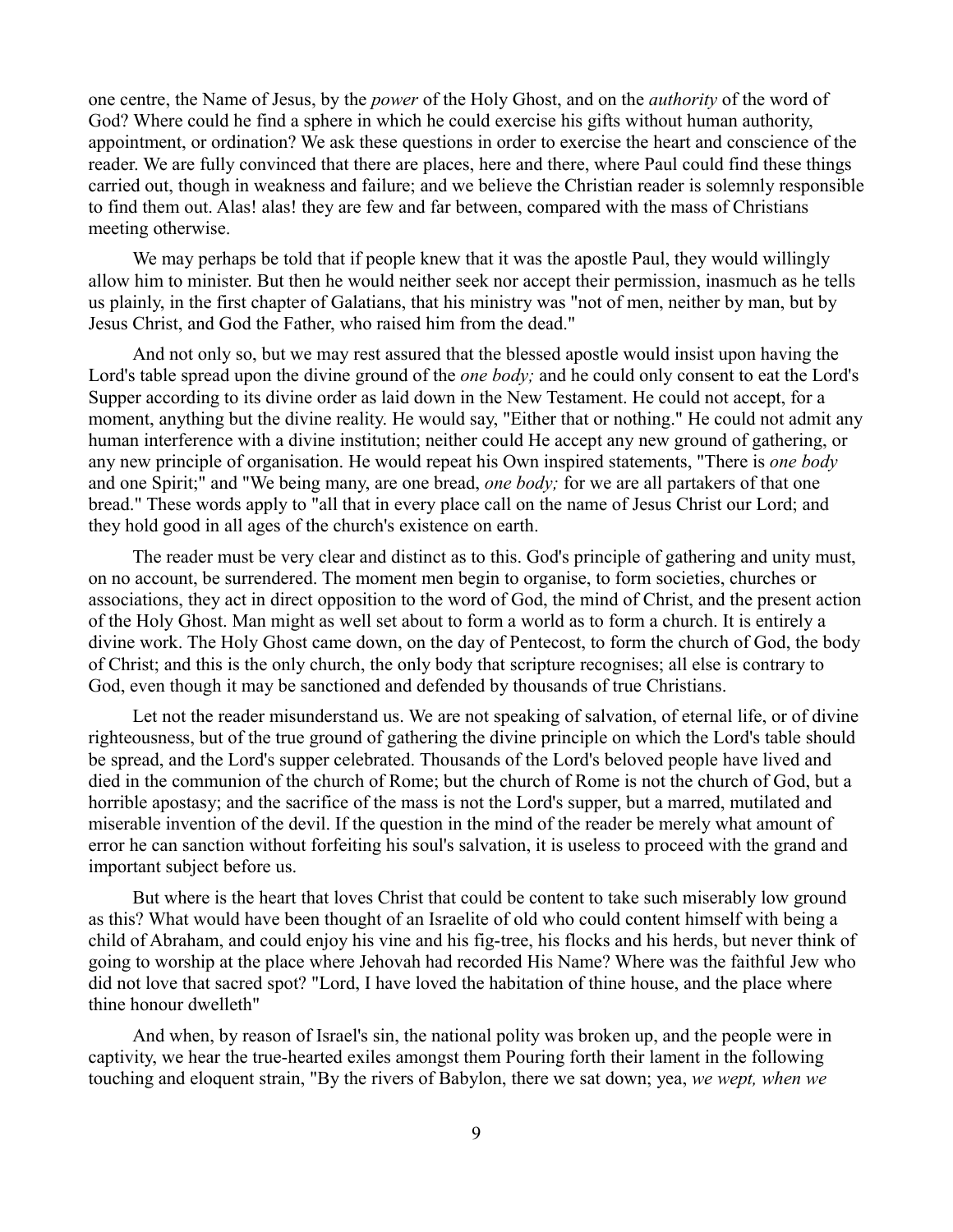one centre, the Name of Jesus, by the *power* of the Holy Ghost, and on the *authority* of the word of God? Where could he find a sphere in which he could exercise his gifts without human authority, appointment, or ordination? We ask these questions in order to exercise the heart and conscience of the reader. We are fully convinced that there are places, here and there, where Paul could find these things carried out, though in weakness and failure; and we believe the Christian reader is solemnly responsible to find them out. Alas! alas! they are few and far between, compared with the mass of Christians meeting otherwise.

We may perhaps be told that if people knew that it was the apostle Paul, they would willingly allow him to minister. But then he would neither seek nor accept their permission, inasmuch as he tells us plainly, in the first chapter of Galatians, that his ministry was "not of men, neither by man, but by Jesus Christ, and God the Father, who raised him from the dead."

And not only so, but we may rest assured that the blessed apostle would insist upon having the Lord's table spread upon the divine ground of the *one body;* and he could only consent to eat the Lord's Supper according to its divine order as laid down in the New Testament. He could not accept, for a moment, anything but the divine reality. He would say, "Either that or nothing." He could not admit any human interference with a divine institution; neither could He accept any new ground of gathering, or any new principle of organisation. He would repeat his Own inspired statements, "There is *one body* and one Spirit;" and "We being many, are one bread, *one body;* for we are all partakers of that one bread." These words apply to "all that in every place call on the name of Jesus Christ our Lord; and they hold good in all ages of the church's existence on earth.

The reader must be very clear and distinct as to this. God's principle of gathering and unity must, on no account, be surrendered. The moment men begin to organise, to form societies, churches or associations, they act in direct opposition to the word of God, the mind of Christ, and the present action of the Holy Ghost. Man might as well set about to form a world as to form a church. It is entirely a divine work. The Holy Ghost came down, on the day of Pentecost, to form the church of God, the body of Christ; and this is the only church, the only body that scripture recognises; all else is contrary to God, even though it may be sanctioned and defended by thousands of true Christians.

Let not the reader misunderstand us. We are not speaking of salvation, of eternal life, or of divine righteousness, but of the true ground of gathering the divine principle on which the Lord's table should be spread, and the Lord's supper celebrated. Thousands of the Lord's beloved people have lived and died in the communion of the church of Rome; but the church of Rome is not the church of God, but a horrible apostasy; and the sacrifice of the mass is not the Lord's supper, but a marred, mutilated and miserable invention of the devil. If the question in the mind of the reader be merely what amount of error he can sanction without forfeiting his soul's salvation, it is useless to proceed with the grand and important subject before us.

But where is the heart that loves Christ that could be content to take such miserably low ground as this? What would have been thought of an Israelite of old who could content himself with being a child of Abraham, and could enjoy his vine and his fig-tree, his flocks and his herds, but never think of going to worship at the place where Jehovah had recorded His Name? Where was the faithful Jew who did not love that sacred spot? "Lord, I have loved the habitation of thine house, and the place where thine honour dwelleth"

And when, by reason of Israel's sin, the national polity was broken up, and the people were in captivity, we hear the true-hearted exiles amongst them Pouring forth their lament in the following touching and eloquent strain, "By the rivers of Babylon, there we sat down; yea, *we wept, when we*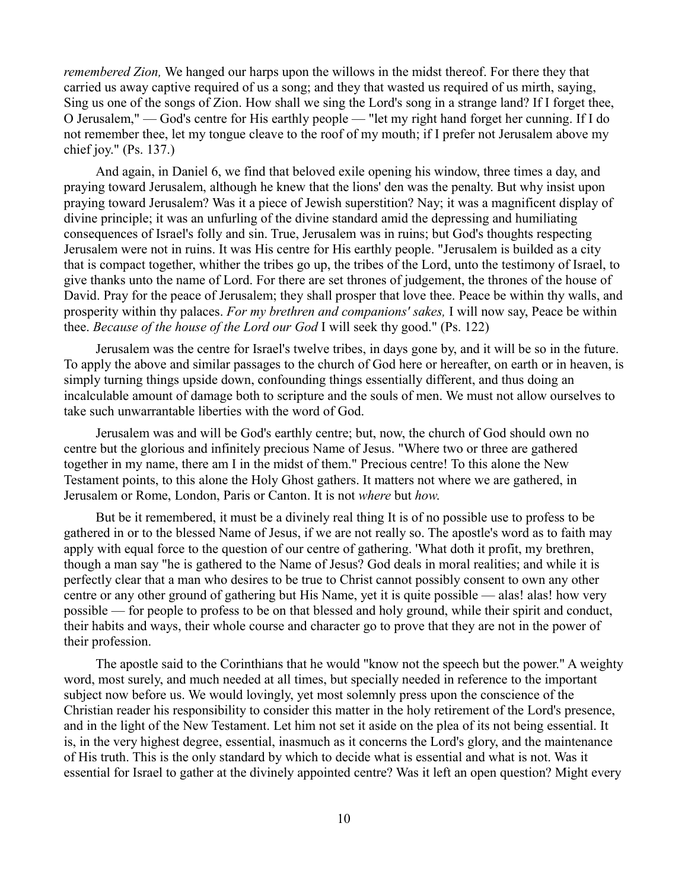*remembered Zion,* We hanged our harps upon the willows in the midst thereof. For there they that carried us away captive required of us a song; and they that wasted us required of us mirth, saying, Sing us one of the songs of Zion. How shall we sing the Lord's song in a strange land? If I forget thee, O Jerusalem," — God's centre for His earthly people — "let my right hand forget her cunning. If I do not remember thee, let my tongue cleave to the roof of my mouth; if I prefer not Jerusalem above my chief joy." (Ps. 137.)

And again, in Daniel 6, we find that beloved exile opening his window, three times a day, and praying toward Jerusalem, although he knew that the lions' den was the penalty. But why insist upon praying toward Jerusalem? Was it a piece of Jewish superstition? Nay; it was a magnificent display of divine principle; it was an unfurling of the divine standard amid the depressing and humiliating consequences of Israel's folly and sin. True, Jerusalem was in ruins; but God's thoughts respecting Jerusalem were not in ruins. It was His centre for His earthly people. "Jerusalem is builded as a city that is compact together, whither the tribes go up, the tribes of the Lord, unto the testimony of Israel, to give thanks unto the name of Lord. For there are set thrones of judgement, the thrones of the house of David. Pray for the peace of Jerusalem; they shall prosper that love thee. Peace be within thy walls, and prosperity within thy palaces. *For my brethren and companions' sakes,* I will now say, Peace be within thee. *Because of the house of the Lord our God* I will seek thy good." (Ps. 122)

Jerusalem was the centre for Israel's twelve tribes, in days gone by, and it will be so in the future. To apply the above and similar passages to the church of God here or hereafter, on earth or in heaven, is simply turning things upside down, confounding things essentially different, and thus doing an incalculable amount of damage both to scripture and the souls of men. We must not allow ourselves to take such unwarrantable liberties with the word of God.

Jerusalem was and will be God's earthly centre; but, now, the church of God should own no centre but the glorious and infinitely precious Name of Jesus. "Where two or three are gathered together in my name, there am I in the midst of them." Precious centre! To this alone the New Testament points, to this alone the Holy Ghost gathers. It matters not where we are gathered, in Jerusalem or Rome, London, Paris or Canton. It is not *where* but *how.*

But be it remembered, it must be a divinely real thing It is of no possible use to profess to be gathered in or to the blessed Name of Jesus, if we are not really so. The apostle's word as to faith may apply with equal force to the question of our centre of gathering. 'What doth it profit, my brethren, though a man say "he is gathered to the Name of Jesus? God deals in moral realities; and while it is perfectly clear that a man who desires to be true to Christ cannot possibly consent to own any other centre or any other ground of gathering but His Name, yet it is quite possible — alas! alas! how very possible — for people to profess to be on that blessed and holy ground, while their spirit and conduct, their habits and ways, their whole course and character go to prove that they are not in the power of their profession.

The apostle said to the Corinthians that he would "know not the speech but the power." A weighty word, most surely, and much needed at all times, but specially needed in reference to the important subject now before us. We would lovingly, yet most solemnly press upon the conscience of the Christian reader his responsibility to consider this matter in the holy retirement of the Lord's presence, and in the light of the New Testament. Let him not set it aside on the plea of its not being essential. It is, in the very highest degree, essential, inasmuch as it concerns the Lord's glory, and the maintenance of His truth. This is the only standard by which to decide what is essential and what is not. Was it essential for Israel to gather at the divinely appointed centre? Was it left an open question? Might every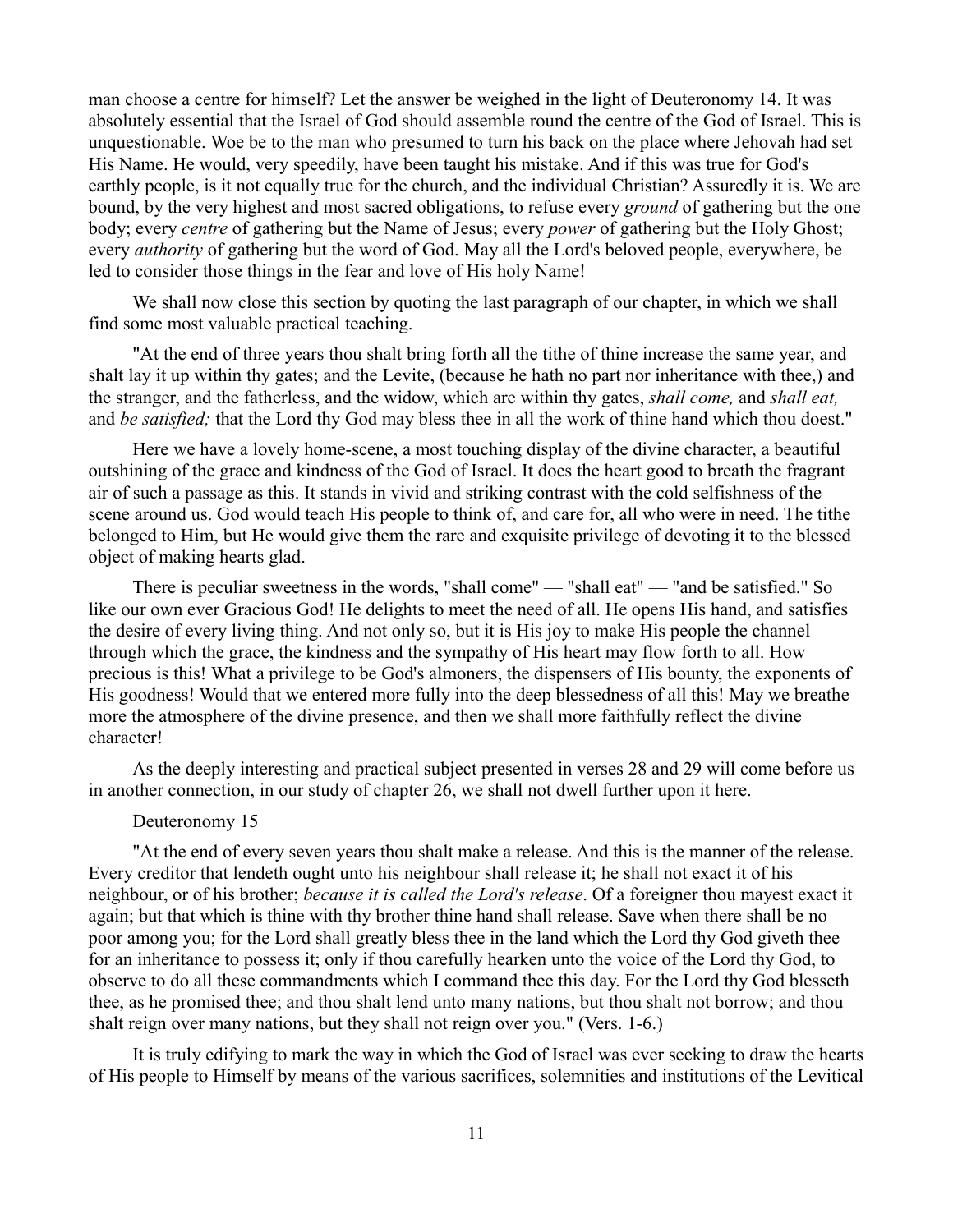man choose a centre for himself? Let the answer be weighed in the light of Deuteronomy 14. It was absolutely essential that the Israel of God should assemble round the centre of the God of Israel. This is unquestionable. Woe be to the man who presumed to turn his back on the place where Jehovah had set His Name. He would, very speedily, have been taught his mistake. And if this was true for God's earthly people, is it not equally true for the church, and the individual Christian? Assuredly it is. We are bound, by the very highest and most sacred obligations, to refuse every *ground* of gathering but the one body; every *centre* of gathering but the Name of Jesus; every *power* of gathering but the Holy Ghost; every *authority* of gathering but the word of God. May all the Lord's beloved people, everywhere, be led to consider those things in the fear and love of His holy Name!

We shall now close this section by quoting the last paragraph of our chapter, in which we shall find some most valuable practical teaching.

"At the end of three years thou shalt bring forth all the tithe of thine increase the same year, and shalt lay it up within thy gates; and the Levite, (because he hath no part nor inheritance with thee,) and the stranger, and the fatherless, and the widow, which are within thy gates, *shall come,* and *shall eat,* and *be satisfied;* that the Lord thy God may bless thee in all the work of thine hand which thou doest."

Here we have a lovely home-scene, a most touching display of the divine character, a beautiful outshining of the grace and kindness of the God of Israel. It does the heart good to breath the fragrant air of such a passage as this. It stands in vivid and striking contrast with the cold selfishness of the scene around us. God would teach His people to think of, and care for, all who were in need. The tithe belonged to Him, but He would give them the rare and exquisite privilege of devoting it to the blessed object of making hearts glad.

There is peculiar sweetness in the words, "shall come" — "shall eat" — "and be satisfied." So like our own ever Gracious God! He delights to meet the need of all. He opens His hand, and satisfies the desire of every living thing. And not only so, but it is His joy to make His people the channel through which the grace, the kindness and the sympathy of His heart may flow forth to all. How precious is this! What a privilege to be God's almoners, the dispensers of His bounty, the exponents of His goodness! Would that we entered more fully into the deep blessedness of all this! May we breathe more the atmosphere of the divine presence, and then we shall more faithfully reflect the divine character!

As the deeply interesting and practical subject presented in verses 28 and 29 will come before us in another connection, in our study of chapter 26, we shall not dwell further upon it here.

## Deuteronomy 15

"At the end of every seven years thou shalt make a release. And this is the manner of the release. Every creditor that lendeth ought unto his neighbour shall release it; he shall not exact it of his neighbour, or of his brother; *because it is called the Lord's release*. Of a foreigner thou mayest exact it again; but that which is thine with thy brother thine hand shall release. Save when there shall be no poor among you; for the Lord shall greatly bless thee in the land which the Lord thy God giveth thee for an inheritance to possess it; only if thou carefully hearken unto the voice of the Lord thy God, to observe to do all these commandments which I command thee this day. For the Lord thy God blesseth thee, as he promised thee; and thou shalt lend unto many nations, but thou shalt not borrow; and thou shalt reign over many nations, but they shall not reign over you." (Vers. 1-6.)

It is truly edifying to mark the way in which the God of Israel was ever seeking to draw the hearts of His people to Himself by means of the various sacrifices, solemnities and institutions of the Levitical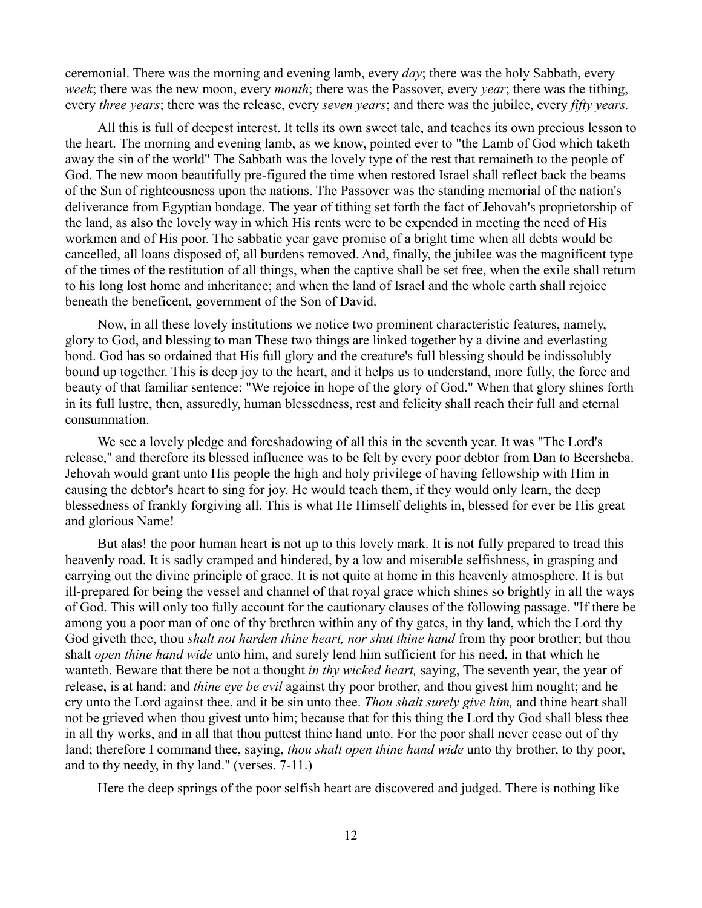ceremonial. There was the morning and evening lamb, every *day*; there was the holy Sabbath, every *week*; there was the new moon, every *month*; there was the Passover, every *year*; there was the tithing, every *three years*; there was the release, every *seven years*; and there was the jubilee, every *fifty years.*

All this is full of deepest interest. It tells its own sweet tale, and teaches its own precious lesson to the heart. The morning and evening lamb, as we know, pointed ever to "the Lamb of God which taketh away the sin of the world" The Sabbath was the lovely type of the rest that remaineth to the people of God. The new moon beautifully pre-figured the time when restored Israel shall reflect back the beams of the Sun of righteousness upon the nations. The Passover was the standing memorial of the nation's deliverance from Egyptian bondage. The year of tithing set forth the fact of Jehovah's proprietorship of the land, as also the lovely way in which His rents were to be expended in meeting the need of His workmen and of His poor. The sabbatic year gave promise of a bright time when all debts would be cancelled, all loans disposed of, all burdens removed. And, finally, the jubilee was the magnificent type of the times of the restitution of all things, when the captive shall be set free, when the exile shall return to his long lost home and inheritance; and when the land of Israel and the whole earth shall rejoice beneath the beneficent, government of the Son of David.

Now, in all these lovely institutions we notice two prominent characteristic features, namely, glory to God, and blessing to man These two things are linked together by a divine and everlasting bond. God has so ordained that His full glory and the creature's full blessing should be indissolubly bound up together. This is deep joy to the heart, and it helps us to understand, more fully, the force and beauty of that familiar sentence: "We rejoice in hope of the glory of God." When that glory shines forth in its full lustre, then, assuredly, human blessedness, rest and felicity shall reach their full and eternal consummation.

We see a lovely pledge and foreshadowing of all this in the seventh year. It was "The Lord's release," and therefore its blessed influence was to be felt by every poor debtor from Dan to Beersheba. Jehovah would grant unto His people the high and holy privilege of having fellowship with Him in causing the debtor's heart to sing for joy. He would teach them, if they would only learn, the deep blessedness of frankly forgiving all. This is what He Himself delights in, blessed for ever be His great and glorious Name!

But alas! the poor human heart is not up to this lovely mark. It is not fully prepared to tread this heavenly road. It is sadly cramped and hindered, by a low and miserable selfishness, in grasping and carrying out the divine principle of grace. It is not quite at home in this heavenly atmosphere. It is but ill-prepared for being the vessel and channel of that royal grace which shines so brightly in all the ways of God. This will only too fully account for the cautionary clauses of the following passage. "If there be among you a poor man of one of thy brethren within any of thy gates, in thy land, which the Lord thy God giveth thee, thou *shalt not harden thine heart, nor shut thine hand* from thy poor brother; but thou shalt *open thine hand wide* unto him, and surely lend him sufficient for his need, in that which he wanteth. Beware that there be not a thought *in thy wicked heart,* saying, The seventh year, the year of release, is at hand: and *thine eye be evil* against thy poor brother, and thou givest him nought; and he cry unto the Lord against thee, and it be sin unto thee. *Thou shalt surely give him,* and thine heart shall not be grieved when thou givest unto him; because that for this thing the Lord thy God shall bless thee in all thy works, and in all that thou puttest thine hand unto. For the poor shall never cease out of thy land; therefore I command thee, saying, *thou shalt open thine hand wide* unto thy brother, to thy poor, and to thy needy, in thy land." (verses. 7-11.)

Here the deep springs of the poor selfish heart are discovered and judged. There is nothing like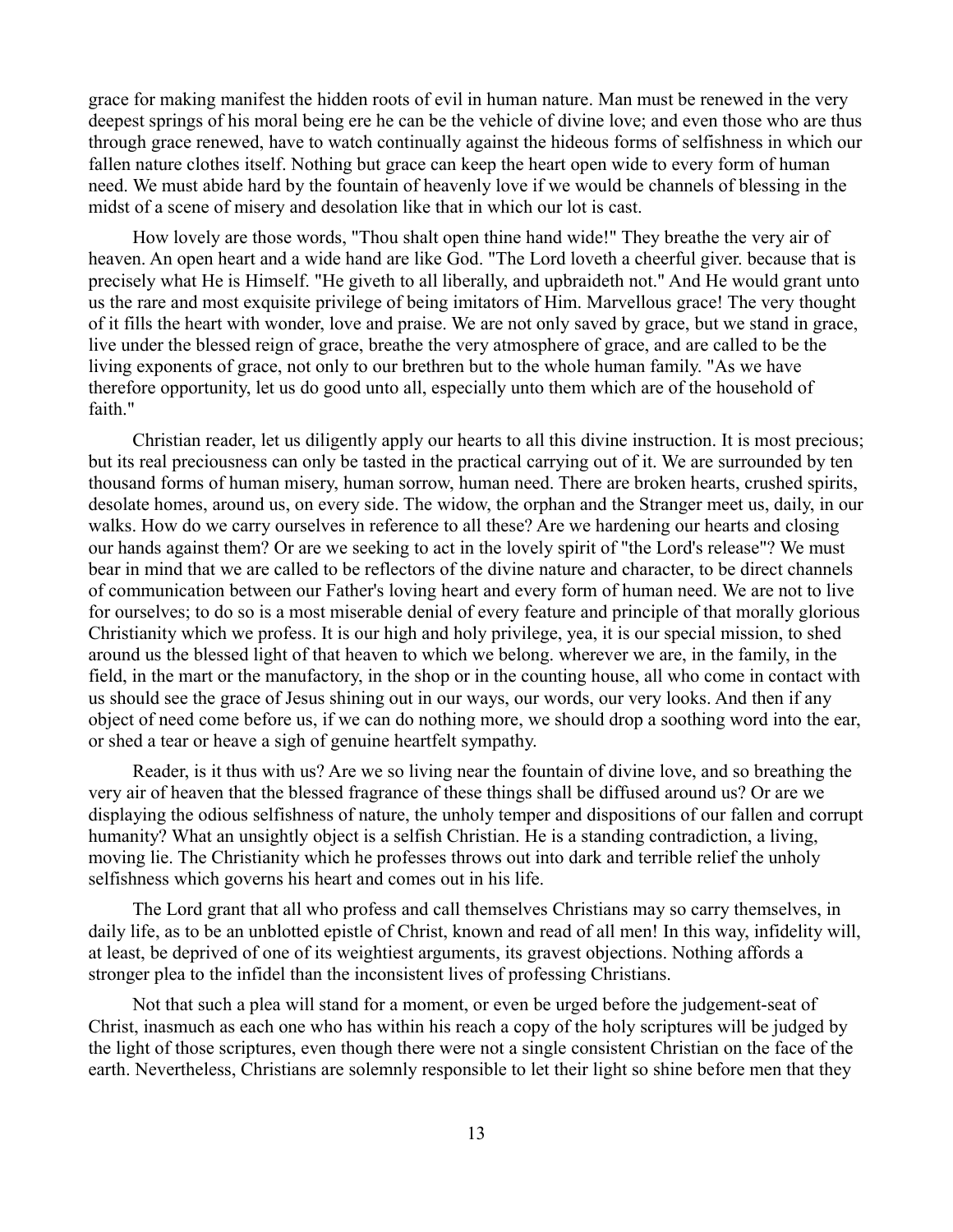grace for making manifest the hidden roots of evil in human nature. Man must be renewed in the very deepest springs of his moral being ere he can be the vehicle of divine love; and even those who are thus through grace renewed, have to watch continually against the hideous forms of selfishness in which our fallen nature clothes itself. Nothing but grace can keep the heart open wide to every form of human need. We must abide hard by the fountain of heavenly love if we would be channels of blessing in the midst of a scene of misery and desolation like that in which our lot is cast.

How lovely are those words, "Thou shalt open thine hand wide!" They breathe the very air of heaven. An open heart and a wide hand are like God. "The Lord loveth a cheerful giver. because that is precisely what He is Himself. "He giveth to all liberally, and upbraideth not." And He would grant unto us the rare and most exquisite privilege of being imitators of Him. Marvellous grace! The very thought of it fills the heart with wonder, love and praise. We are not only saved by grace, but we stand in grace, live under the blessed reign of grace, breathe the very atmosphere of grace, and are called to be the living exponents of grace, not only to our brethren but to the whole human family. "As we have therefore opportunity, let us do good unto all, especially unto them which are of the household of faith."

Christian reader, let us diligently apply our hearts to all this divine instruction. It is most precious; but its real preciousness can only be tasted in the practical carrying out of it. We are surrounded by ten thousand forms of human misery, human sorrow, human need. There are broken hearts, crushed spirits, desolate homes, around us, on every side. The widow, the orphan and the Stranger meet us, daily, in our walks. How do we carry ourselves in reference to all these? Are we hardening our hearts and closing our hands against them? Or are we seeking to act in the lovely spirit of "the Lord's release"? We must bear in mind that we are called to be reflectors of the divine nature and character, to be direct channels of communication between our Father's loving heart and every form of human need. We are not to live for ourselves; to do so is a most miserable denial of every feature and principle of that morally glorious Christianity which we profess. It is our high and holy privilege, yea, it is our special mission, to shed around us the blessed light of that heaven to which we belong. wherever we are, in the family, in the field, in the mart or the manufactory, in the shop or in the counting house, all who come in contact with us should see the grace of Jesus shining out in our ways, our words, our very looks. And then if any object of need come before us, if we can do nothing more, we should drop a soothing word into the ear, or shed a tear or heave a sigh of genuine heartfelt sympathy.

Reader, is it thus with us? Are we so living near the fountain of divine love, and so breathing the very air of heaven that the blessed fragrance of these things shall be diffused around us? Or are we displaying the odious selfishness of nature, the unholy temper and dispositions of our fallen and corrupt humanity? What an unsightly object is a selfish Christian. He is a standing contradiction, a living, moving lie. The Christianity which he professes throws out into dark and terrible relief the unholy selfishness which governs his heart and comes out in his life.

The Lord grant that all who profess and call themselves Christians may so carry themselves, in daily life, as to be an unblotted epistle of Christ, known and read of all men! In this way, infidelity will, at least, be deprived of one of its weightiest arguments, its gravest objections. Nothing affords a stronger plea to the infidel than the inconsistent lives of professing Christians.

Not that such a plea will stand for a moment, or even be urged before the judgement-seat of Christ, inasmuch as each one who has within his reach a copy of the holy scriptures will be judged by the light of those scriptures, even though there were not a single consistent Christian on the face of the earth. Nevertheless, Christians are solemnly responsible to let their light so shine before men that they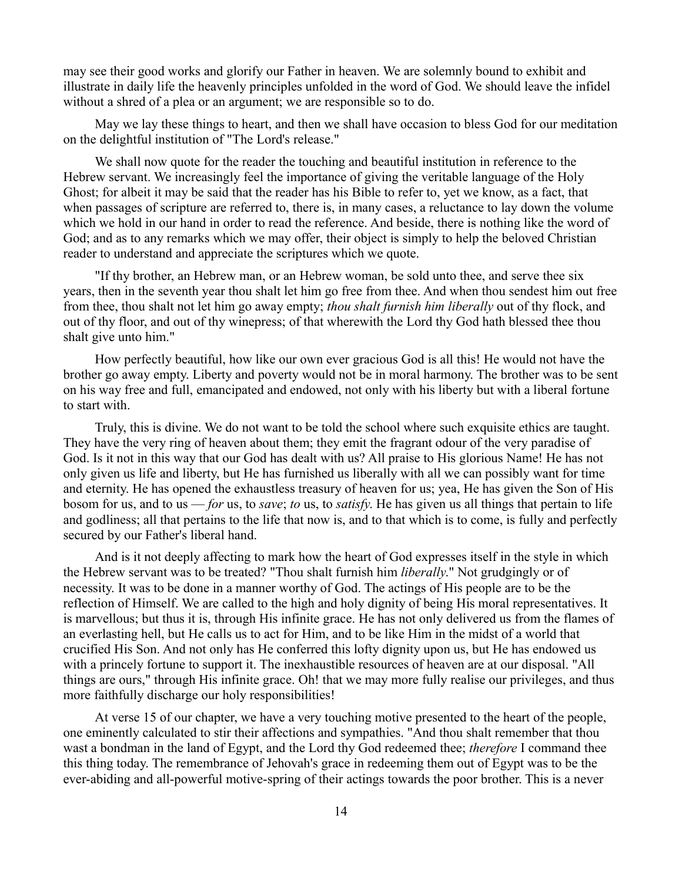may see their good works and glorify our Father in heaven. We are solemnly bound to exhibit and illustrate in daily life the heavenly principles unfolded in the word of God. We should leave the infidel without a shred of a plea or an argument; we are responsible so to do.

May we lay these things to heart, and then we shall have occasion to bless God for our meditation on the delightful institution of "The Lord's release."

We shall now quote for the reader the touching and beautiful institution in reference to the Hebrew servant. We increasingly feel the importance of giving the veritable language of the Holy Ghost; for albeit it may be said that the reader has his Bible to refer to, yet we know, as a fact, that when passages of scripture are referred to, there is, in many cases, a reluctance to lay down the volume which we hold in our hand in order to read the reference. And beside, there is nothing like the word of God; and as to any remarks which we may offer, their object is simply to help the beloved Christian reader to understand and appreciate the scriptures which we quote.

"If thy brother, an Hebrew man, or an Hebrew woman, be sold unto thee, and serve thee six years, then in the seventh year thou shalt let him go free from thee. And when thou sendest him out free from thee, thou shalt not let him go away empty; *thou shalt furnish him liberally* out of thy flock, and out of thy floor, and out of thy winepress; of that wherewith the Lord thy God hath blessed thee thou shalt give unto him."

How perfectly beautiful, how like our own ever gracious God is all this! He would not have the brother go away empty. Liberty and poverty would not be in moral harmony. The brother was to be sent on his way free and full, emancipated and endowed, not only with his liberty but with a liberal fortune to start with.

Truly, this is divine. We do not want to be told the school where such exquisite ethics are taught. They have the very ring of heaven about them; they emit the fragrant odour of the very paradise of God. Is it not in this way that our God has dealt with us? All praise to His glorious Name! He has not only given us life and liberty, but He has furnished us liberally with all we can possibly want for time and eternity. He has opened the exhaustless treasury of heaven for us; yea, He has given the Son of His bosom for us, and to us — *for* us, to *save*; *to* us, to *satisfy*. He has given us all things that pertain to life and godliness; all that pertains to the life that now is, and to that which is to come, is fully and perfectly secured by our Father's liberal hand.

And is it not deeply affecting to mark how the heart of God expresses itself in the style in which the Hebrew servant was to be treated? "Thou shalt furnish him *liberally*." Not grudgingly or of necessity. It was to be done in a manner worthy of God. The actings of His people are to be the reflection of Himself. We are called to the high and holy dignity of being His moral representatives. It is marvellous; but thus it is, through His infinite grace. He has not only delivered us from the flames of an everlasting hell, but He calls us to act for Him, and to be like Him in the midst of a world that crucified His Son. And not only has He conferred this lofty dignity upon us, but He has endowed us with a princely fortune to support it. The inexhaustible resources of heaven are at our disposal. "All things are ours," through His infinite grace. Oh! that we may more fully realise our privileges, and thus more faithfully discharge our holy responsibilities!

At verse 15 of our chapter, we have a very touching motive presented to the heart of the people, one eminently calculated to stir their affections and sympathies. "And thou shalt remember that thou wast a bondman in the land of Egypt, and the Lord thy God redeemed thee; *therefore* I command thee this thing today. The remembrance of Jehovah's grace in redeeming them out of Egypt was to be the ever-abiding and all-powerful motive-spring of their actings towards the poor brother. This is a never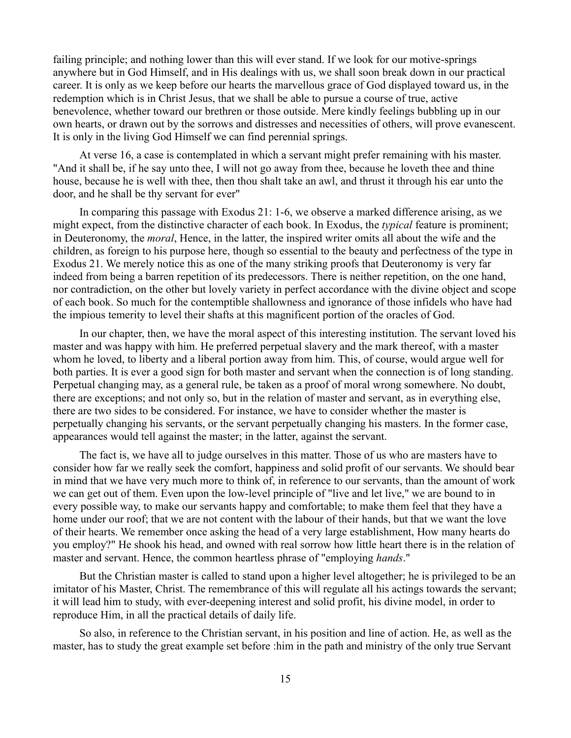failing principle; and nothing lower than this will ever stand. If we look for our motive-springs anywhere but in God Himself, and in His dealings with us, we shall soon break down in our practical career. It is only as we keep before our hearts the marvellous grace of God displayed toward us, in the redemption which is in Christ Jesus, that we shall be able to pursue a course of true, active benevolence, whether toward our brethren or those outside. Mere kindly feelings bubbling up in our own hearts, or drawn out by the sorrows and distresses and necessities of others, will prove evanescent. It is only in the living God Himself we can find perennial springs.

At verse 16, a case is contemplated in which a servant might prefer remaining with his master. "And it shall be, if he say unto thee, I will not go away from thee, because he loveth thee and thine house, because he is well with thee, then thou shalt take an awl, and thrust it through his ear unto the door, and he shall be thy servant for ever"

In comparing this passage with Exodus 21: 1-6, we observe a marked difference arising, as we might expect, from the distinctive character of each book. In Exodus, the *typical* feature is prominent; in Deuteronomy, the *moral*, Hence, in the latter, the inspired writer omits all about the wife and the children, as foreign to his purpose here, though so essential to the beauty and perfectness of the type in Exodus 21. We merely notice this as one of the many striking proofs that Deuteronomy is very far indeed from being a barren repetition of its predecessors. There is neither repetition, on the one hand, nor contradiction, on the other but lovely variety in perfect accordance with the divine object and scope of each book. So much for the contemptible shallowness and ignorance of those infidels who have had the impious temerity to level their shafts at this magnificent portion of the oracles of God.

In our chapter, then, we have the moral aspect of this interesting institution. The servant loved his master and was happy with him. He preferred perpetual slavery and the mark thereof, with a master whom he loved, to liberty and a liberal portion away from him. This, of course, would argue well for both parties. It is ever a good sign for both master and servant when the connection is of long standing. Perpetual changing may, as a general rule, be taken as a proof of moral wrong somewhere. No doubt, there are exceptions; and not only so, but in the relation of master and servant, as in everything else, there are two sides to be considered. For instance, we have to consider whether the master is perpetually changing his servants, or the servant perpetually changing his masters. In the former case, appearances would tell against the master; in the latter, against the servant.

The fact is, we have all to judge ourselves in this matter. Those of us who are masters have to consider how far we really seek the comfort, happiness and solid profit of our servants. We should bear in mind that we have very much more to think of, in reference to our servants, than the amount of work we can get out of them. Even upon the low-level principle of "live and let live," we are bound to in every possible way, to make our servants happy and comfortable; to make them feel that they have a home under our roof; that we are not content with the labour of their hands, but that we want the love of their hearts. We remember once asking the head of a very large establishment, How many hearts do you employ?" He shook his head, and owned with real sorrow how little heart there is in the relation of master and servant. Hence, the common heartless phrase of "employing *hands*."

But the Christian master is called to stand upon a higher level altogether; he is privileged to be an imitator of his Master, Christ. The remembrance of this will regulate all his actings towards the servant; it will lead him to study, with ever-deepening interest and solid profit, his divine model, in order to reproduce Him, in all the practical details of daily life.

So also, in reference to the Christian servant, in his position and line of action. He, as well as the master, has to study the great example set before :him in the path and ministry of the only true Servant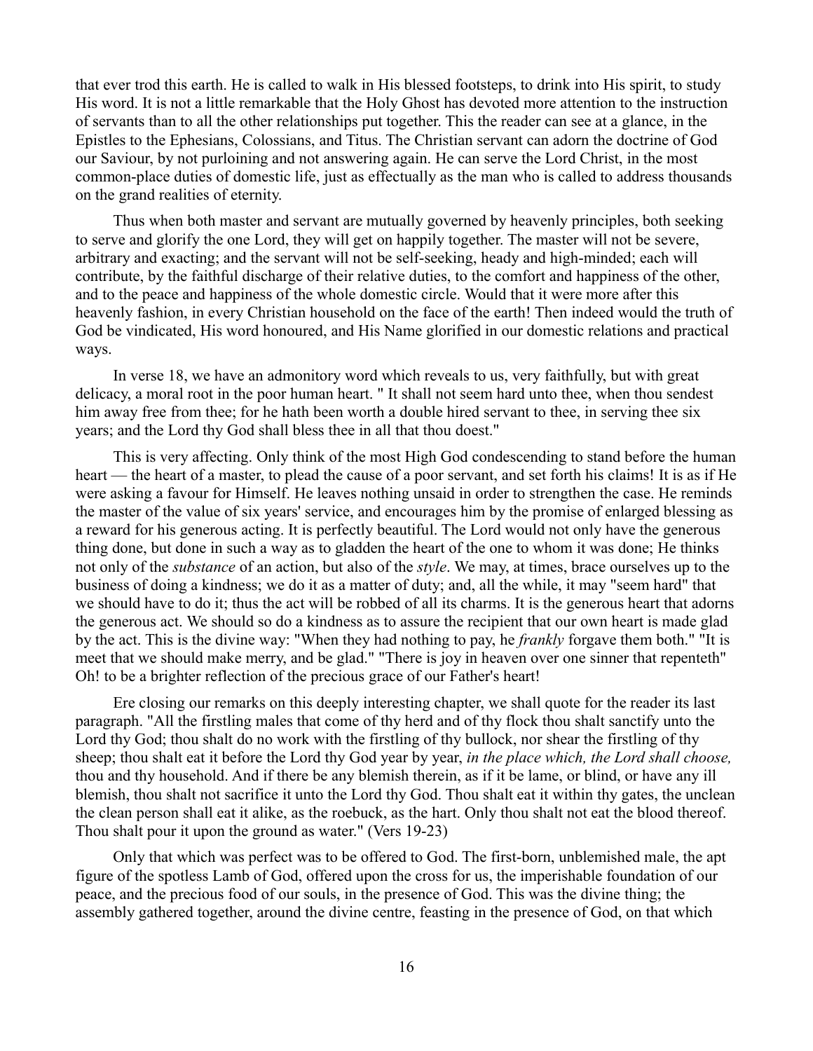that ever trod this earth. He is called to walk in His blessed footsteps, to drink into His spirit, to study His word. It is not a little remarkable that the Holy Ghost has devoted more attention to the instruction of servants than to all the other relationships put together. This the reader can see at a glance, in the Epistles to the Ephesians, Colossians, and Titus. The Christian servant can adorn the doctrine of God our Saviour, by not purloining and not answering again. He can serve the Lord Christ, in the most common-place duties of domestic life, just as effectually as the man who is called to address thousands on the grand realities of eternity.

Thus when both master and servant are mutually governed by heavenly principles, both seeking to serve and glorify the one Lord, they will get on happily together. The master will not be severe, arbitrary and exacting; and the servant will not be self-seeking, heady and high-minded; each will contribute, by the faithful discharge of their relative duties, to the comfort and happiness of the other, and to the peace and happiness of the whole domestic circle. Would that it were more after this heavenly fashion, in every Christian household on the face of the earth! Then indeed would the truth of God be vindicated, His word honoured, and His Name glorified in our domestic relations and practical ways.

In verse 18, we have an admonitory word which reveals to us, very faithfully, but with great delicacy, a moral root in the poor human heart. " It shall not seem hard unto thee, when thou sendest him away free from thee; for he hath been worth a double hired servant to thee, in serving thee six years; and the Lord thy God shall bless thee in all that thou doest."

This is very affecting. Only think of the most High God condescending to stand before the human heart — the heart of a master, to plead the cause of a poor servant, and set forth his claims! It is as if He were asking a favour for Himself. He leaves nothing unsaid in order to strengthen the case. He reminds the master of the value of six years' service, and encourages him by the promise of enlarged blessing as a reward for his generous acting. It is perfectly beautiful. The Lord would not only have the generous thing done, but done in such a way as to gladden the heart of the one to whom it was done; He thinks not only of the *substance* of an action, but also of the *style*. We may, at times, brace ourselves up to the business of doing a kindness; we do it as a matter of duty; and, all the while, it may "seem hard" that we should have to do it; thus the act will be robbed of all its charms. It is the generous heart that adorns the generous act. We should so do a kindness as to assure the recipient that our own heart is made glad by the act. This is the divine way: "When they had nothing to pay, he *frankly* forgave them both." "It is meet that we should make merry, and be glad." "There is joy in heaven over one sinner that repenteth" Oh! to be a brighter reflection of the precious grace of our Father's heart!

Ere closing our remarks on this deeply interesting chapter, we shall quote for the reader its last paragraph. "All the firstling males that come of thy herd and of thy flock thou shalt sanctify unto the Lord thy God; thou shalt do no work with the firstling of thy bullock, nor shear the firstling of thy sheep; thou shalt eat it before the Lord thy God year by year, *in the place which, the Lord shall choose,* thou and thy household. And if there be any blemish therein, as if it be lame, or blind, or have any ill blemish, thou shalt not sacrifice it unto the Lord thy God. Thou shalt eat it within thy gates, the unclean the clean person shall eat it alike, as the roebuck, as the hart. Only thou shalt not eat the blood thereof. Thou shalt pour it upon the ground as water." (Vers 19-23)

Only that which was perfect was to be offered to God. The first-born, unblemished male, the apt figure of the spotless Lamb of God, offered upon the cross for us, the imperishable foundation of our peace, and the precious food of our souls, in the presence of God. This was the divine thing; the assembly gathered together, around the divine centre, feasting in the presence of God, on that which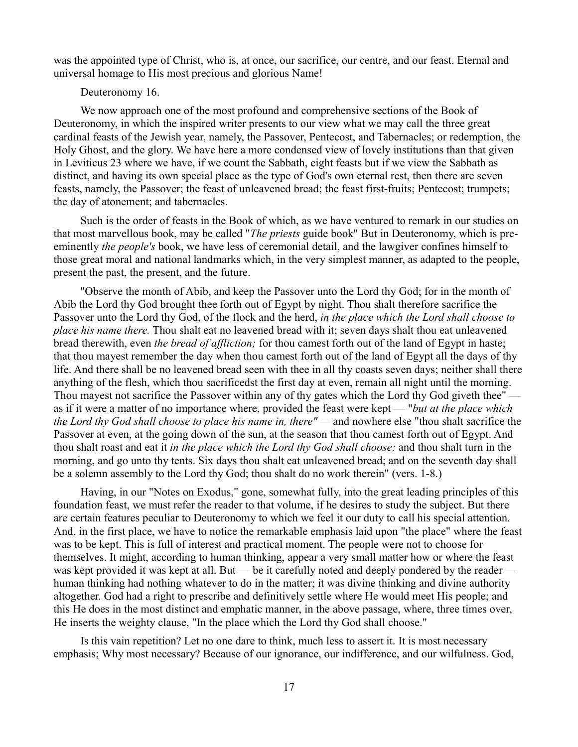was the appointed type of Christ, who is, at once, our sacrifice, our centre, and our feast. Eternal and universal homage to His most precious and glorious Name!

Deuteronomy 16.

We now approach one of the most profound and comprehensive sections of the Book of Deuteronomy, in which the inspired writer presents to our view what we may call the three great cardinal feasts of the Jewish year, namely, the Passover, Pentecost, and Tabernacles; or redemption, the Holy Ghost, and the glory. We have here a more condensed view of lovely institutions than that given in Leviticus 23 where we have, if we count the Sabbath, eight feasts but if we view the Sabbath as distinct, and having its own special place as the type of God's own eternal rest, then there are seven feasts, namely, the Passover; the feast of unleavened bread; the feast first-fruits; Pentecost; trumpets; the day of atonement; and tabernacles.

Such is the order of feasts in the Book of which, as we have ventured to remark in our studies on that most marvellous book, may be called "*The priests* guide book" But in Deuteronomy, which is pre-eminently *the people's* book, we have less of ceremonial detail, and the lawgiver confines himself to those great moral and national landmarks which, in the very simplest manner, as adapted to the people, present the past, the present, and the future.

"Observe the month of Abib, and keep the Passover unto the Lord thy God; for in the month of Abib the Lord thy God brought thee forth out of Egypt by night. Thou shalt therefore sacrifice the Passover unto the Lord thy God, of the flock and the herd, *in the place which the Lord shall choose to place his name there.* Thou shalt eat no leavened bread with it; seven days shalt thou eat unleavened bread therewith, even *the bread of affliction;* for thou camest forth out of the land of Egypt in haste; that thou mayest remember the day when thou camest forth out of the land of Egypt all the days of thy life. And there shall be no leavened bread seen with thee in all thy coasts seven days; neither shall there anything of the flesh, which thou sacrificedst the first day at even, remain all night until the morning. Thou mayest not sacrifice the Passover within any of thy gates which the Lord thy God giveth thee" — as if it were a matter of no importance where, provided the feast were kept — "*but at the place which the Lord thy God shall choose to place his name in, there"* — and nowhere else "thou shalt sacrifice the Passover at even, at the going down of the sun, at the season that thou camest forth out of Egypt. And thou shalt roast and eat it *in the place which the Lord thy God shall choose;* and thou shalt turn in the morning, and go unto thy tents. Six days thou shalt eat unleavened bread; and on the seventh day shall be a solemn assembly to the Lord thy God; thou shalt do no work therein" (vers. 1-8.)

Having, in our "Notes on Exodus," gone, somewhat fully, into the great leading principles of this foundation feast, we must refer the reader to that volume, if he desires to study the subject. But there are certain features peculiar to Deuteronomy to which we feel it our duty to call his special attention. And, in the first place, we have to notice the remarkable emphasis laid upon "the place" where the feast was to be kept. This is full of interest and practical moment. The people were not to choose for themselves. It might, according to human thinking, appear a very small matter how or where the feast was kept provided it was kept at all. But — be it carefully noted and deeply pondered by the reader — human thinking had nothing whatever to do in the matter; it was divine thinking and divine authority altogether. God had a right to prescribe and definitively settle where He would meet His people; and this He does in the most distinct and emphatic manner, in the above passage, where, three times over, He inserts the weighty clause, "In the place which the Lord thy God shall choose."

Is this vain repetition? Let no one dare to think, much less to assert it. It is most necessary emphasis; Why most necessary? Because of our ignorance, our indifference, and our wilfulness. God,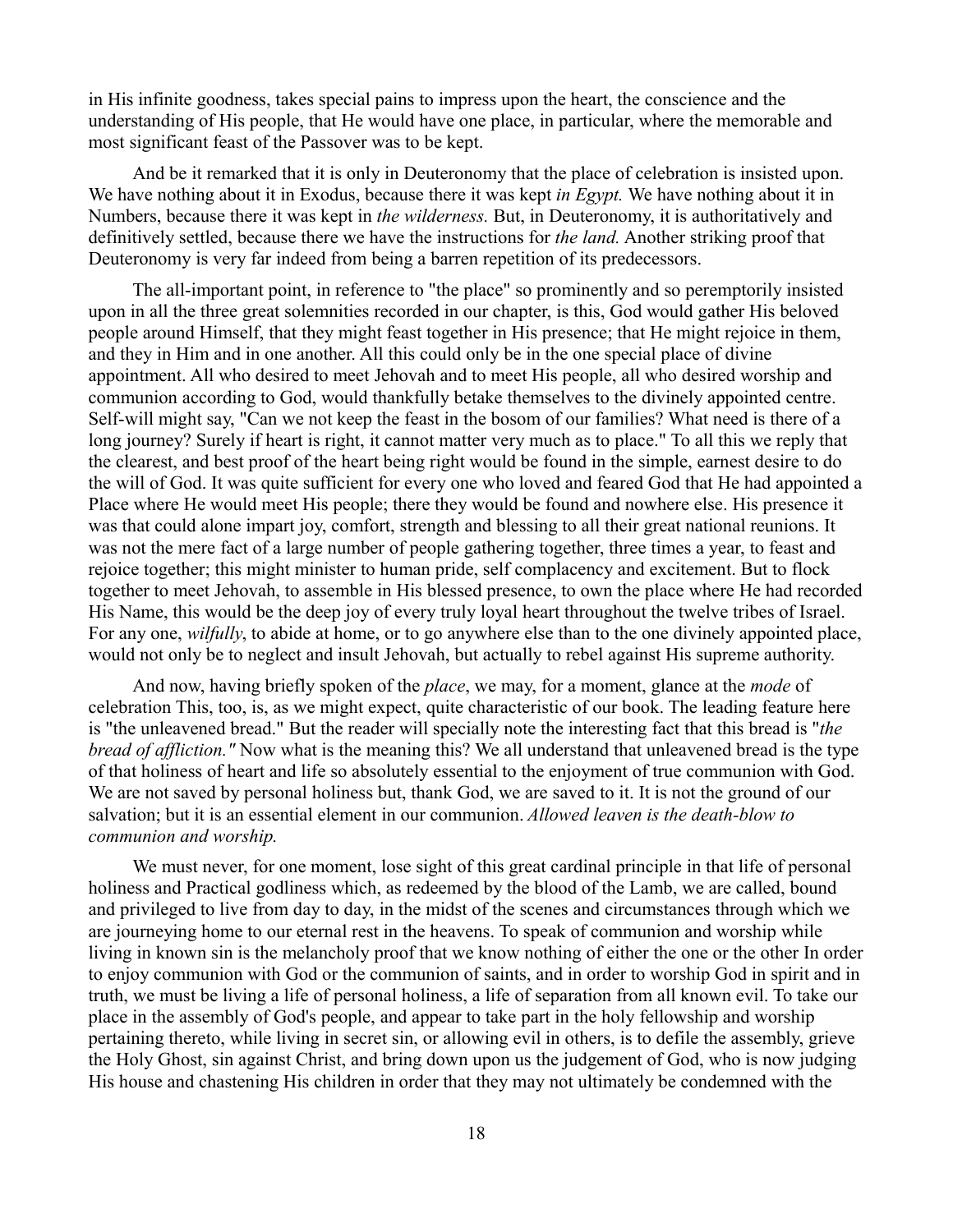in His infinite goodness, takes special pains to impress upon the heart, the conscience and the understanding of His people, that He would have one place, in particular, where the memorable and most significant feast of the Passover was to be kept.

And be it remarked that it is only in Deuteronomy that the place of celebration is insisted upon. We have nothing about it in Exodus, because there it was kept *in Egypt.* We have nothing about it in Numbers, because there it was kept in *the wilderness.* But, in Deuteronomy, it is authoritatively and definitively settled, because there we have the instructions for *the land.* Another striking proof that Deuteronomy is very far indeed from being a barren repetition of its predecessors.

The all-important point, in reference to "the place" so prominently and so peremptorily insisted upon in all the three great solemnities recorded in our chapter, is this, God would gather His beloved people around Himself, that they might feast together in His presence; that He might rejoice in them, and they in Him and in one another. All this could only be in the one special place of divine appointment. All who desired to meet Jehovah and to meet His people, all who desired worship and communion according to God, would thankfully betake themselves to the divinely appointed centre. Self-will might say, "Can we not keep the feast in the bosom of our families? What need is there of a long journey? Surely if heart is right, it cannot matter very much as to place." To all this we reply that the clearest, and best proof of the heart being right would be found in the simple, earnest desire to do the will of God. It was quite sufficient for every one who loved and feared God that He had appointed a Place where He would meet His people; there they would be found and nowhere else. His presence it was that could alone impart joy, comfort, strength and blessing to all their great national reunions. It was not the mere fact of a large number of people gathering together, three times a year, to feast and rejoice together; this might minister to human pride, self complacency and excitement. But to flock together to meet Jehovah, to assemble in His blessed presence, to own the place where He had recorded His Name, this would be the deep joy of every truly loyal heart throughout the twelve tribes of Israel. For any one, *wilfully*, to abide at home, or to go anywhere else than to the one divinely appointed place, would not only be to neglect and insult Jehovah, but actually to rebel against His supreme authority.

And now, having briefly spoken of the *place*, we may, for a moment, glance at the *mode* of celebration This, too, is, as we might expect, quite characteristic of our book. The leading feature here is "the unleavened bread." But the reader will specially note the interesting fact that this bread is "*the bread of affliction."* Now what is the meaning this? We all understand that unleavened bread is the type of that holiness of heart and life so absolutely essential to the enjoyment of true communion with God. We are not saved by personal holiness but, thank God, we are saved to it. It is not the ground of our salvation; but it is an essential element in our communion. *Allowed leaven is the death-blow to communion and worship.*

We must never, for one moment, lose sight of this great cardinal principle in that life of personal holiness and Practical godliness which, as redeemed by the blood of the Lamb, we are called, bound and privileged to live from day to day, in the midst of the scenes and circumstances through which we are journeying home to our eternal rest in the heavens. To speak of communion and worship while living in known sin is the melancholy proof that we know nothing of either the one or the other In order to enjoy communion with God or the communion of saints, and in order to worship God in spirit and in truth, we must be living a life of personal holiness, a life of separation from all known evil. To take our place in the assembly of God's people, and appear to take part in the holy fellowship and worship pertaining thereto, while living in secret sin, or allowing evil in others, is to defile the assembly, grieve the Holy Ghost, sin against Christ, and bring down upon us the judgement of God, who is now judging His house and chastening His children in order that they may not ultimately be condemned with the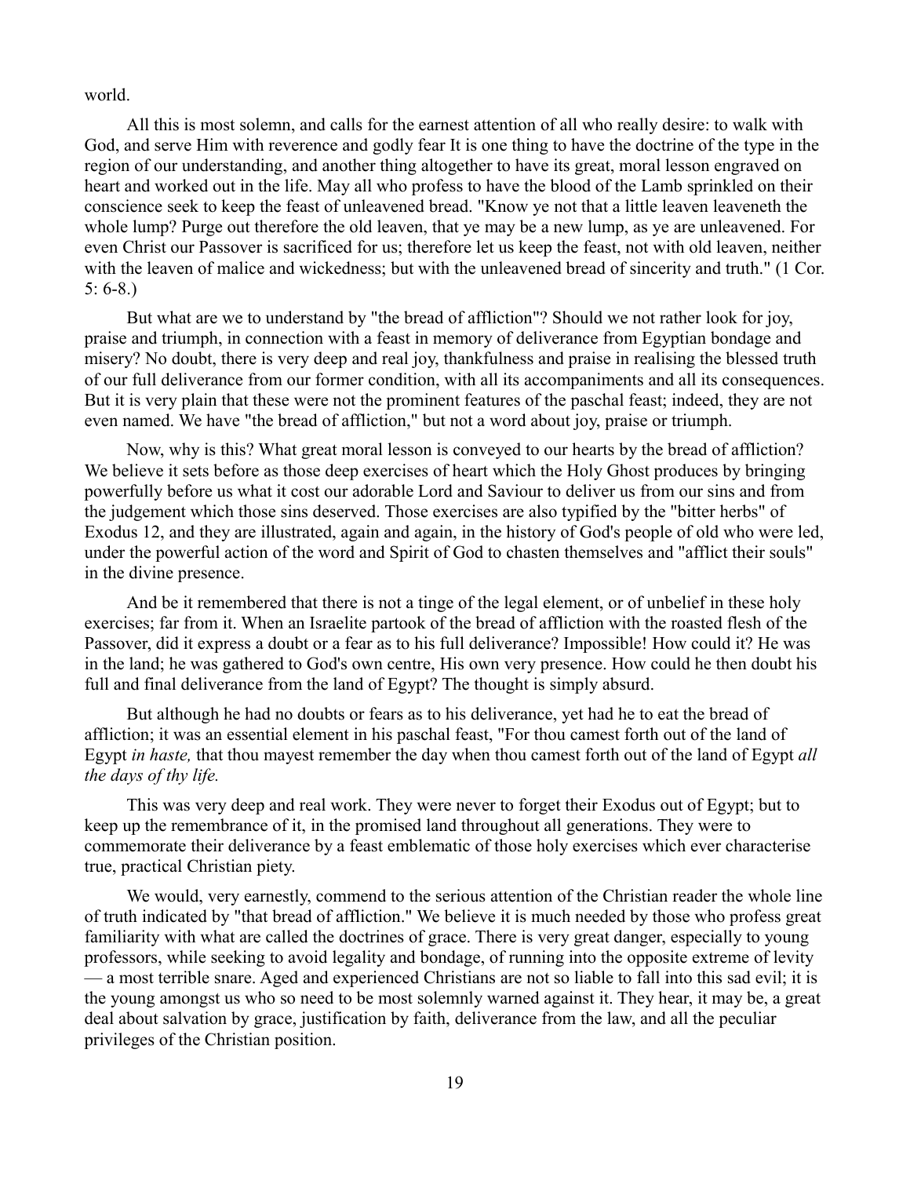world.

All this is most solemn, and calls for the earnest attention of all who really desire: to walk with God, and serve Him with reverence and godly fear It is one thing to have the doctrine of the type in the region of our understanding, and another thing altogether to have its great, moral lesson engraved on heart and worked out in the life. May all who profess to have the blood of the Lamb sprinkled on their conscience seek to keep the feast of unleavened bread. "Know ye not that a little leaven leaveneth the whole lump? Purge out therefore the old leaven, that ye may be a new lump, as ye are unleavened. For even Christ our Passover is sacrificed for us; therefore let us keep the feast, not with old leaven, neither with the leaven of malice and wickedness; but with the unleavened bread of sincerity and truth." (1 Cor. 5: 6-8.)

But what are we to understand by "the bread of affliction"? Should we not rather look for joy, praise and triumph, in connection with a feast in memory of deliverance from Egyptian bondage and misery? No doubt, there is very deep and real joy, thankfulness and praise in realising the blessed truth of our full deliverance from our former condition, with all its accompaniments and all its consequences. But it is very plain that these were not the prominent features of the paschal feast; indeed, they are not even named. We have "the bread of affliction," but not a word about joy, praise or triumph.

Now, why is this? What great moral lesson is conveyed to our hearts by the bread of affliction? We believe it sets before as those deep exercises of heart which the Holy Ghost produces by bringing powerfully before us what it cost our adorable Lord and Saviour to deliver us from our sins and from the judgement which those sins deserved. Those exercises are also typified by the "bitter herbs" of Exodus 12, and they are illustrated, again and again, in the history of God's people of old who were led, under the powerful action of the word and Spirit of God to chasten themselves and "afflict their souls" in the divine presence.

And be it remembered that there is not a tinge of the legal element, or of unbelief in these holy exercises; far from it. When an Israelite partook of the bread of affliction with the roasted flesh of the Passover, did it express a doubt or a fear as to his full deliverance? Impossible! How could it? He was in the land; he was gathered to God's own centre, His own very presence. How could he then doubt his full and final deliverance from the land of Egypt? The thought is simply absurd.

But although he had no doubts or fears as to his deliverance, yet had he to eat the bread of affliction; it was an essential element in his paschal feast, "For thou camest forth out of the land of Egypt *in haste,* that thou mayest remember the day when thou camest forth out of the land of Egypt *all the days of thy life.*

This was very deep and real work. They were never to forget their Exodus out of Egypt; but to keep up the remembrance of it, in the promised land throughout all generations. They were to commemorate their deliverance by a feast emblematic of those holy exercises which ever characterise true, practical Christian piety.

We would, very earnestly, commend to the serious attention of the Christian reader the whole line of truth indicated by "that bread of affliction." We believe it is much needed by those who profess great familiarity with what are called the doctrines of grace. There is very great danger, especially to young professors, while seeking to avoid legality and bondage, of running into the opposite extreme of levity — a most terrible snare. Aged and experienced Christians are not so liable to fall into this sad evil; it is the young amongst us who so need to be most solemnly warned against it. They hear, it may be, a great deal about salvation by grace, justification by faith, deliverance from the law, and all the peculiar privileges of the Christian position.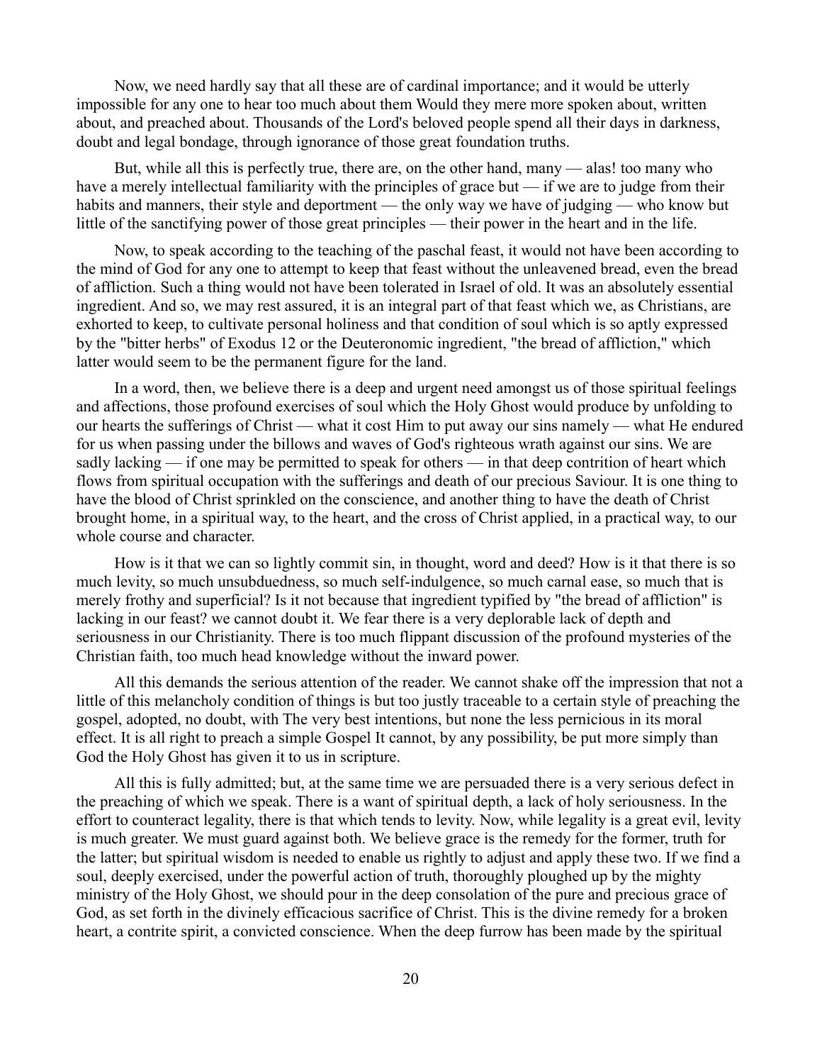Now, we need hardly say that all these are of cardinal importance; and it would be utterly impossible for any one to hear too much about them Would they mere more spoken about, written about, and preached about. Thousands of the Lord's beloved people spend all their days in darkness, doubt and legal bondage, through ignorance of those great foundation truths.

But, while all this is perfectly true, there are, on the other hand, many — alas! too many who have a merely intellectual familiarity with the principles of grace but — if we are to judge from their habits and manners, their style and deportment — the only way we have of judging — who know but little of the sanctifying power of those great principles — their power in the heart and in the life.

Now, to speak according to the teaching of the paschal feast, it would not have been according to the mind of God for any one to attempt to keep that feast without the unleavened bread, even the bread of affliction. Such a thing would not have been tolerated in Israel of old. It was an absolutely essential ingredient. And so, we may rest assured, it is an integral part of that feast which we, as Christians, are exhorted to keep, to cultivate personal holiness and that condition of soul which is so aptly expressed by the "bitter herbs" of Exodus 12 or the Deuteronomic ingredient, "the bread of affliction," which latter would seem to be the permanent figure for the land.

In a word, then, we believe there is a deep and urgent need amongst us of those spiritual feelings and affections, those profound exercises of soul which the Holy Ghost would produce by unfolding to our hearts the sufferings of Christ — what it cost Him to put away our sins namely — what He endured for us when passing under the billows and waves of God's righteous wrath against our sins. We are sadly lacking — if one may be permitted to speak for others — in that deep contrition of heart which flows from spiritual occupation with the sufferings and death of our precious Saviour. It is one thing to have the blood of Christ sprinkled on the conscience, and another thing to have the death of Christ brought home, in a spiritual way, to the heart, and the cross of Christ applied, in a practical way, to our whole course and character.

How is it that we can so lightly commit sin, in thought, word and deed? How is it that there is so much levity, so much unsubduedness, so much self-indulgence, so much carnal ease, so much that is merely frothy and superficial? Is it not because that ingredient typified by "the bread of affliction" is lacking in our feast? we cannot doubt it. We fear there is a very deplorable lack of depth and seriousness in our Christianity. There is too much flippant discussion of the profound mysteries of the Christian faith, too much head knowledge without the inward power.

All this demands the serious attention of the reader. We cannot shake off the impression that not a little of this melancholy condition of things is but too justly traceable to a certain style of preaching the gospel, adopted, no doubt, with The very best intentions, but none the less pernicious in its moral effect. It is all right to preach a simple Gospel It cannot, by any possibility, be put more simply than God the Holy Ghost has given it to us in scripture.

All this is fully admitted; but, at the same time we are persuaded there is a very serious defect in the preaching of which we speak. There is a want of spiritual depth, a lack of holy seriousness. In the effort to counteract legality, there is that which tends to levity. Now, while legality is a great evil, levity is much greater. We must guard against both. We believe grace is the remedy for the former, truth for the latter; but spiritual wisdom is needed to enable us rightly to adjust and apply these two. If we find a soul, deeply exercised, under the powerful action of truth, thoroughly ploughed up by the mighty ministry of the Holy Ghost, we should pour in the deep consolation of the pure and precious grace of God, as set forth in the divinely efficacious sacrifice of Christ. This is the divine remedy for a broken heart, a contrite spirit, a convicted conscience. When the deep furrow has been made by the spiritual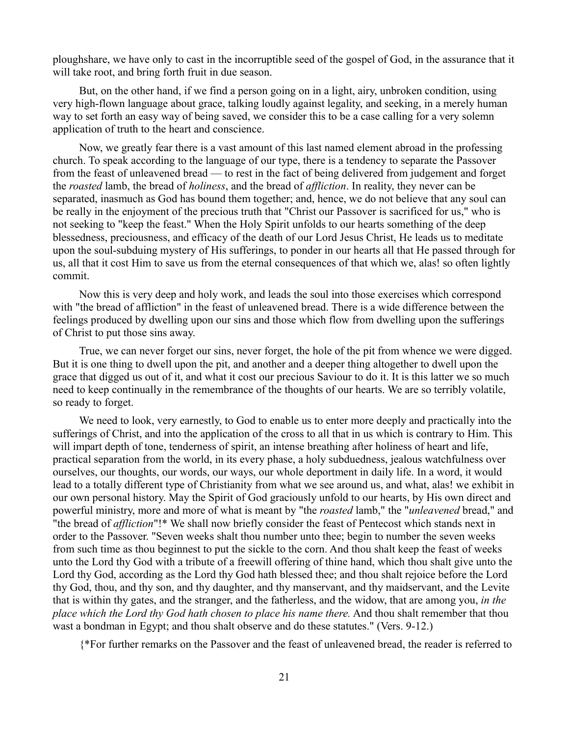ploughshare, we have only to cast in the incorruptible seed of the gospel of God, in the assurance that it will take root, and bring forth fruit in due season.

But, on the other hand, if we find a person going on in a light, airy, unbroken condition, using very high-flown language about grace, talking loudly against legality, and seeking, in a merely human way to set forth an easy way of being saved, we consider this to be a case calling for a very solemn application of truth to the heart and conscience.

Now, we greatly fear there is a vast amount of this last named element abroad in the professing church. To speak according to the language of our type, there is a tendency to separate the Passover from the feast of unleavened bread — to rest in the fact of being delivered from judgement and forget the *roasted* lamb, the bread of *holiness*, and the bread of *affliction*. In reality, they never can be separated, inasmuch as God has bound them together; and, hence, we do not believe that any soul can be really in the enjoyment of the precious truth that "Christ our Passover is sacrificed for us," who is not seeking to "keep the feast." When the Holy Spirit unfolds to our hearts something of the deep blessedness, preciousness, and efficacy of the death of our Lord Jesus Christ, He leads us to meditate upon the soul-subduing mystery of His sufferings, to ponder in our hearts all that He passed through for us, all that it cost Him to save us from the eternal consequences of that which we, alas! so often lightly commit.

Now this is very deep and holy work, and leads the soul into those exercises which correspond with "the bread of affliction" in the feast of unleavened bread. There is a wide difference between the feelings produced by dwelling upon our sins and those which flow from dwelling upon the sufferings of Christ to put those sins away.

True, we can never forget our sins, never forget, the hole of the pit from whence we were digged. But it is one thing to dwell upon the pit, and another and a deeper thing altogether to dwell upon the grace that digged us out of it, and what it cost our precious Saviour to do it. It is this latter we so much need to keep continually in the remembrance of the thoughts of our hearts. We are so terribly volatile, so ready to forget.

We need to look, very earnestly, to God to enable us to enter more deeply and practically into the sufferings of Christ, and into the application of the cross to all that in us which is contrary to Him. This will impart depth of tone, tenderness of spirit, an intense breathing after holiness of heart and life, practical separation from the world, in its every phase, a holy subduedness, jealous watchfulness over ourselves, our thoughts, our words, our ways, our whole deportment in daily life. In a word, it would lead to a totally different type of Christianity from what we see around us, and what, alas! we exhibit in our own personal history. May the Spirit of God graciously unfold to our hearts, by His own direct and powerful ministry, more and more of what is meant by "the *roasted* lamb," the "*unleavened* bread," and "the bread of *affliction*"!* We shall now briefly consider the feast of Pentecost which stands next in order to the Passover. "Seven weeks shalt thou number unto thee; begin to number the seven weeks from such time as thou beginnest to put the sickle to the corn. And thou shalt keep the feast of weeks unto the Lord thy God with a tribute of a freewill offering of thine hand, which thou shalt give unto the Lord thy God, according as the Lord thy God hath blessed thee; and thou shalt rejoice before the Lord thy God, thou, and thy son, and thy daughter, and thy manservant, and thy maidservant, and the Levite that is within thy gates, and the stranger, and the fatherless, and the widow, that are among you, *in the place which the Lord thy God hath chosen to place his name there.* And thou shalt remember that thou wast a bondman in Egypt; and thou shalt observe and do these statutes." (Vers. 9-12.)

{*For further remarks on the Passover and the feast of unleavened bread, the reader is referred to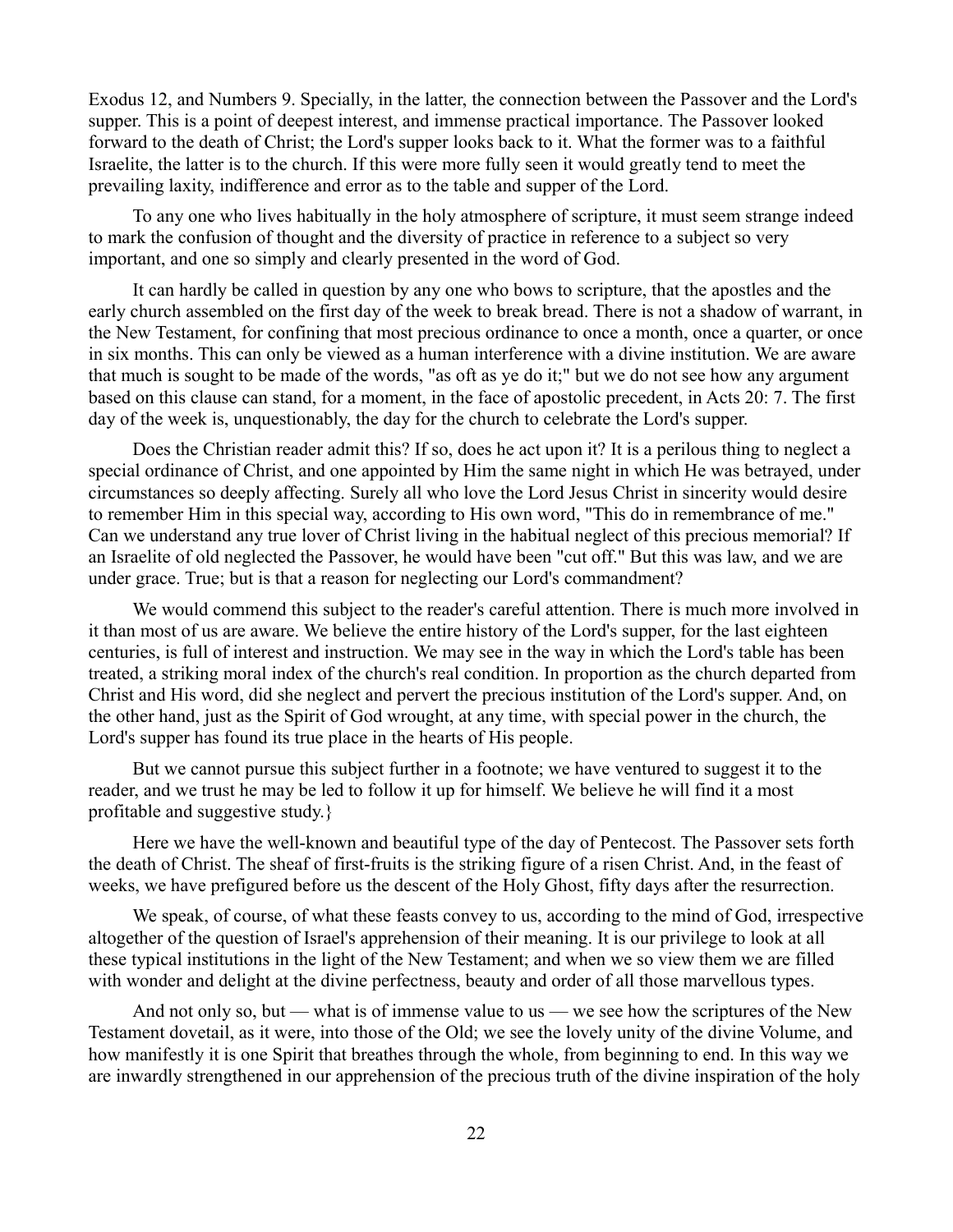Exodus 12, and Numbers 9. Specially, in the latter, the connection between the Passover and the Lord's supper. This is a point of deepest interest, and immense practical importance. The Passover looked forward to the death of Christ; the Lord's supper looks back to it. What the former was to a faithful Israelite, the latter is to the church. If this were more fully seen it would greatly tend to meet the prevailing laxity, indifference and error as to the table and supper of the Lord.

To any one who lives habitually in the holy atmosphere of scripture, it must seem strange indeed to mark the confusion of thought and the diversity of practice in reference to a subject so very important, and one so simply and clearly presented in the word of God.

It can hardly be called in question by any one who bows to scripture, that the apostles and the early church assembled on the first day of the week to break bread. There is not a shadow of warrant, in the New Testament, for confining that most precious ordinance to once a month, once a quarter, or once in six months. This can only be viewed as a human interference with a divine institution. We are aware that much is sought to be made of the words, "as oft as ye do it;" but we do not see how any argument based on this clause can stand, for a moment, in the face of apostolic precedent, in Acts 20: 7. The first day of the week is, unquestionably, the day for the church to celebrate the Lord's supper.

Does the Christian reader admit this? If so, does he act upon it? It is a perilous thing to neglect a special ordinance of Christ, and one appointed by Him the same night in which He was betrayed, under circumstances so deeply affecting. Surely all who love the Lord Jesus Christ in sincerity would desire to remember Him in this special way, according to His own word, "This do in remembrance of me." Can we understand any true lover of Christ living in the habitual neglect of this precious memorial? If an Israelite of old neglected the Passover, he would have been "cut off." But this was law, and we are under grace. True; but is that a reason for neglecting our Lord's commandment?

We would commend this subject to the reader's careful attention. There is much more involved in it than most of us are aware. We believe the entire history of the Lord's supper, for the last eighteen centuries, is full of interest and instruction. We may see in the way in which the Lord's table has been treated, a striking moral index of the church's real condition. In proportion as the church departed from Christ and His word, did she neglect and pervert the precious institution of the Lord's supper. And, on the other hand, just as the Spirit of God wrought, at any time, with special power in the church, the Lord's supper has found its true place in the hearts of His people.

But we cannot pursue this subject further in a footnote; we have ventured to suggest it to the reader, and we trust he may be led to follow it up for himself. We believe he will find it a most profitable and suggestive study.}

Here we have the well-known and beautiful type of the day of Pentecost. The Passover sets forth the death of Christ. The sheaf of first-fruits is the striking figure of a risen Christ. And, in the feast of weeks, we have prefigured before us the descent of the Holy Ghost, fifty days after the resurrection.

We speak, of course, of what these feasts convey to us, according to the mind of God, irrespective altogether of the question of Israel's apprehension of their meaning. It is our privilege to look at all these typical institutions in the light of the New Testament; and when we so view them we are filled with wonder and delight at the divine perfectness, beauty and order of all those marvellous types.

And not only so, but — what is of immense value to us — we see how the scriptures of the New Testament dovetail, as it were, into those of the Old; we see the lovely unity of the divine Volume, and how manifestly it is one Spirit that breathes through the whole, from beginning to end. In this way we are inwardly strengthened in our apprehension of the precious truth of the divine inspiration of the holy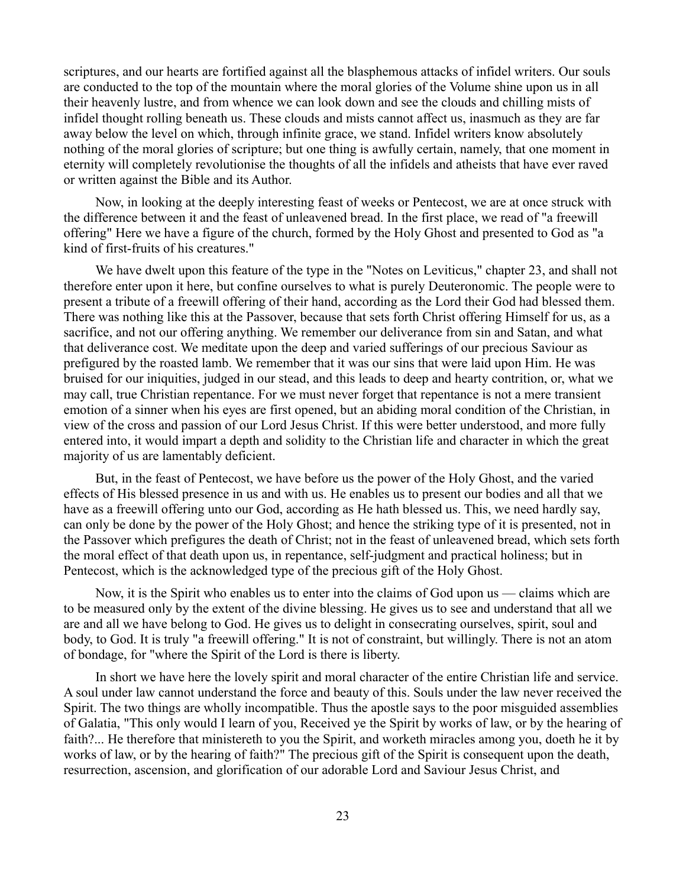scriptures, and our hearts are fortified against all the blasphemous attacks of infidel writers. Our souls are conducted to the top of the mountain where the moral glories of the Volume shine upon us in all their heavenly lustre, and from whence we can look down and see the clouds and chilling mists of infidel thought rolling beneath us. These clouds and mists cannot affect us, inasmuch as they are far away below the level on which, through infinite grace, we stand. Infidel writers know absolutely nothing of the moral glories of scripture; but one thing is awfully certain, namely, that one moment in eternity will completely revolutionise the thoughts of all the infidels and atheists that have ever raved or written against the Bible and its Author.

Now, in looking at the deeply interesting feast of weeks or Pentecost, we are at once struck with the difference between it and the feast of unleavened bread. In the first place, we read of "a freewill offering" Here we have a figure of the church, formed by the Holy Ghost and presented to God as "a kind of first-fruits of his creatures."

We have dwelt upon this feature of the type in the "Notes on Leviticus," chapter 23, and shall not therefore enter upon it here, but confine ourselves to what is purely Deuteronomic. The people were to present a tribute of a freewill offering of their hand, according as the Lord their God had blessed them. There was nothing like this at the Passover, because that sets forth Christ offering Himself for us, as a sacrifice, and not our offering anything. We remember our deliverance from sin and Satan, and what that deliverance cost. We meditate upon the deep and varied sufferings of our precious Saviour as prefigured by the roasted lamb. We remember that it was our sins that were laid upon Him. He was bruised for our iniquities, judged in our stead, and this leads to deep and hearty contrition, or, what we may call, true Christian repentance. For we must never forget that repentance is not a mere transient emotion of a sinner when his eyes are first opened, but an abiding moral condition of the Christian, in view of the cross and passion of our Lord Jesus Christ. If this were better understood, and more fully entered into, it would impart a depth and solidity to the Christian life and character in which the great majority of us are lamentably deficient.

But, in the feast of Pentecost, we have before us the power of the Holy Ghost, and the varied effects of His blessed presence in us and with us. He enables us to present our bodies and all that we have as a freewill offering unto our God, according as He hath blessed us. This, we need hardly say, can only be done by the power of the Holy Ghost; and hence the striking type of it is presented, not in the Passover which prefigures the death of Christ; not in the feast of unleavened bread, which sets forth the moral effect of that death upon us, in repentance, self-judgment and practical holiness; but in Pentecost, which is the acknowledged type of the precious gift of the Holy Ghost.

Now, it is the Spirit who enables us to enter into the claims of God upon us — claims which are to be measured only by the extent of the divine blessing. He gives us to see and understand that all we are and all we have belong to God. He gives us to delight in consecrating ourselves, spirit, soul and body, to God. It is truly "a freewill offering." It is not of constraint, but willingly. There is not an atom of bondage, for "where the Spirit of the Lord is there is liberty.

In short we have here the lovely spirit and moral character of the entire Christian life and service. A soul under law cannot understand the force and beauty of this. Souls under the law never received the Spirit. The two things are wholly incompatible. Thus the apostle says to the poor misguided assemblies of Galatia, "This only would I learn of you, Received ye the Spirit by works of law, or by the hearing of faith?... He therefore that ministereth to you the Spirit, and worketh miracles among you, doeth he it by works of law, or by the hearing of faith?" The precious gift of the Spirit is consequent upon the death, resurrection, ascension, and glorification of our adorable Lord and Saviour Jesus Christ, and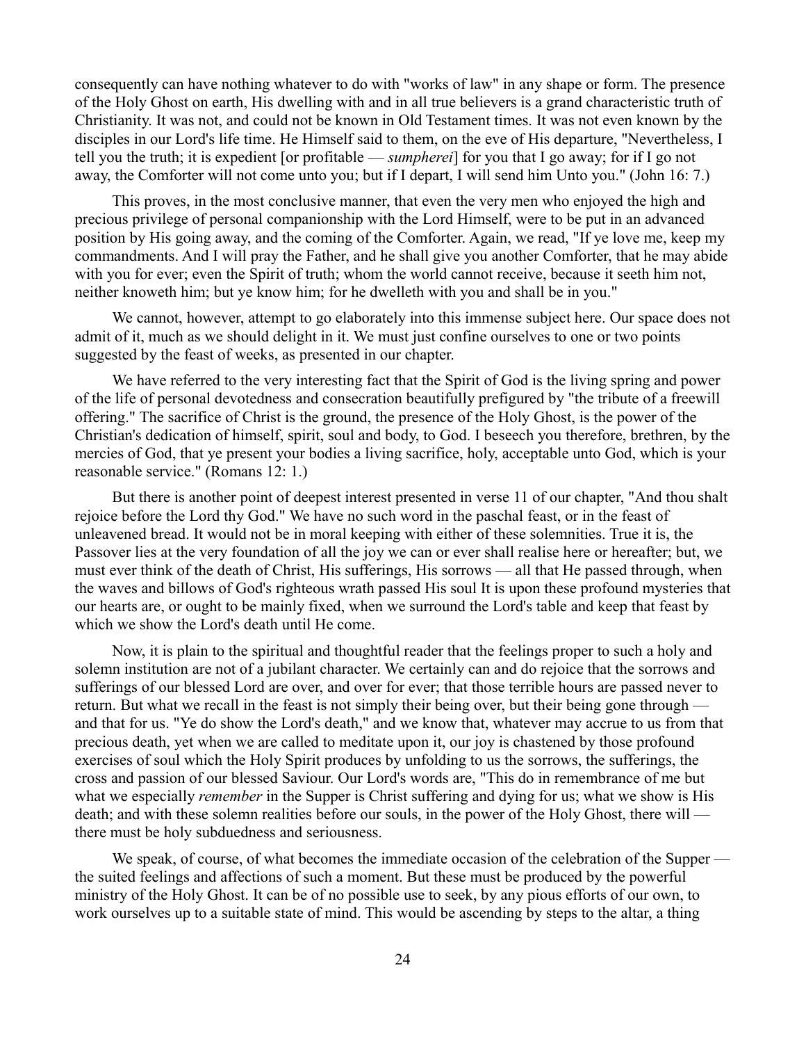consequently can have nothing whatever to do with "works of law" in any shape or form. The presence of the Holy Ghost on earth, His dwelling with and in all true believers is a grand characteristic truth of Christianity. It was not, and could not be known in Old Testament times. It was not even known by the disciples in our Lord's life time. He Himself said to them, on the eve of His departure, "Nevertheless, I tell you the truth; it is expedient [or profitable — *sumpherei*] for you that I go away; for if I go not away, the Comforter will not come unto you; but if I depart, I will send him Unto you." (John 16: 7.)

This proves, in the most conclusive manner, that even the very men who enjoyed the high and precious privilege of personal companionship with the Lord Himself, were to be put in an advanced position by His going away, and the coming of the Comforter. Again, we read, "If ye love me, keep my commandments. And I will pray the Father, and he shall give you another Comforter, that he may abide with you for ever; even the Spirit of truth; whom the world cannot receive, because it seeth him not, neither knoweth him; but ye know him; for he dwelleth with you and shall be in you."

We cannot, however, attempt to go elaborately into this immense subject here. Our space does not admit of it, much as we should delight in it. We must just confine ourselves to one or two points suggested by the feast of weeks, as presented in our chapter.

We have referred to the very interesting fact that the Spirit of God is the living spring and power of the life of personal devotedness and consecration beautifully prefigured by "the tribute of a freewill offering." The sacrifice of Christ is the ground, the presence of the Holy Ghost, is the power of the Christian's dedication of himself, spirit, soul and body, to God. I beseech you therefore, brethren, by the mercies of God, that ye present your bodies a living sacrifice, holy, acceptable unto God, which is your reasonable service." (Romans 12: 1.)

But there is another point of deepest interest presented in verse 11 of our chapter, "And thou shalt rejoice before the Lord thy God." We have no such word in the paschal feast, or in the feast of unleavened bread. It would not be in moral keeping with either of these solemnities. True it is, the Passover lies at the very foundation of all the joy we can or ever shall realise here or hereafter; but, we must ever think of the death of Christ, His sufferings, His sorrows — all that He passed through, when the waves and billows of God's righteous wrath passed His soul It is upon these profound mysteries that our hearts are, or ought to be mainly fixed, when we surround the Lord's table and keep that feast by which we show the Lord's death until He come.

Now, it is plain to the spiritual and thoughtful reader that the feelings proper to such a holy and solemn institution are not of a jubilant character. We certainly can and do rejoice that the sorrows and sufferings of our blessed Lord are over, and over for ever; that those terrible hours are passed never to return. But what we recall in the feast is not simply their being over, but their being gone through — and that for us. "Ye do show the Lord's death," and we know that, whatever may accrue to us from that precious death, yet when we are called to meditate upon it, our joy is chastened by those profound exercises of soul which the Holy Spirit produces by unfolding to us the sorrows, the sufferings, the cross and passion of our blessed Saviour. Our Lord's words are, "This do in remembrance of me but what we especially *remember* in the Supper is Christ suffering and dying for us; what we show is His death; and with these solemn realities before our souls, in the power of the Holy Ghost, there will — there must be holy subduedness and seriousness.

We speak, of course, of what becomes the immediate occasion of the celebration of the Supper — the suited feelings and affections of such a moment. But these must be produced by the powerful ministry of the Holy Ghost. It can be of no possible use to seek, by any pious efforts of our own, to work ourselves up to a suitable state of mind. This would be ascending by steps to the altar, a thing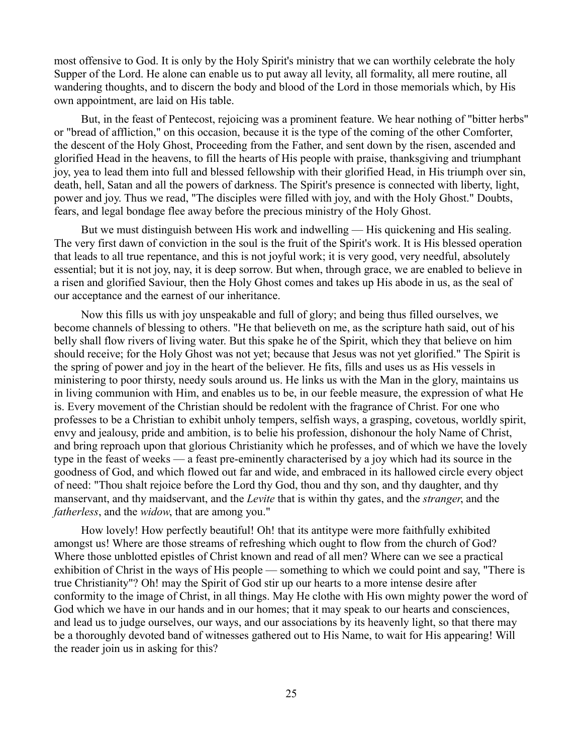most offensive to God. It is only by the Holy Spirit's ministry that we can worthily celebrate the holy Supper of the Lord. He alone can enable us to put away all levity, all formality, all mere routine, all wandering thoughts, and to discern the body and blood of the Lord in those memorials which, by His own appointment, are laid on His table.

But, in the feast of Pentecost, rejoicing was a prominent feature. We hear nothing of "bitter herbs" or "bread of affliction," on this occasion, because it is the type of the coming of the other Comforter, the descent of the Holy Ghost, Proceeding from the Father, and sent down by the risen, ascended and glorified Head in the heavens, to fill the hearts of His people with praise, thanksgiving and triumphant joy, yea to lead them into full and blessed fellowship with their glorified Head, in His triumph over sin, death, hell, Satan and all the powers of darkness. The Spirit's presence is connected with liberty, light, power and joy. Thus we read, "The disciples were filled with joy, and with the Holy Ghost." Doubts, fears, and legal bondage flee away before the precious ministry of the Holy Ghost.

But we must distinguish between His work and indwelling — His quickening and His sealing. The very first dawn of conviction in the soul is the fruit of the Spirit's work. It is His blessed operation that leads to all true repentance, and this is not joyful work; it is very good, very needful, absolutely essential; but it is not joy, nay, it is deep sorrow. But when, through grace, we are enabled to believe in a risen and glorified Saviour, then the Holy Ghost comes and takes up His abode in us, as the seal of our acceptance and the earnest of our inheritance.

Now this fills us with joy unspeakable and full of glory; and being thus filled ourselves, we become channels of blessing to others. "He that believeth on me, as the scripture hath said, out of his belly shall flow rivers of living water. But this spake he of the Spirit, which they that believe on him should receive; for the Holy Ghost was not yet; because that Jesus was not yet glorified." The Spirit is the spring of power and joy in the heart of the believer. He fits, fills and uses us as His vessels in ministering to poor thirsty, needy souls around us. He links us with the Man in the glory, maintains us in living communion with Him, and enables us to be, in our feeble measure, the expression of what He is. Every movement of the Christian should be redolent with the fragrance of Christ. For one who professes to be a Christian to exhibit unholy tempers, selfish ways, a grasping, covetous, worldly spirit, envy and jealousy, pride and ambition, is to belie his profession, dishonour the holy Name of Christ, and bring reproach upon that glorious Christianity which he professes, and of which we have the lovely type in the feast of weeks — a feast pre-eminently characterised by a joy which had its source in the goodness of God, and which flowed out far and wide, and embraced in its hallowed circle every object of need: "Thou shalt rejoice before the Lord thy God, thou and thy son, and thy daughter, and thy manservant, and thy maidservant, and the *Levite* that is within thy gates, and the *stranger*, and the *fatherless*, and the *widow*, that are among you."

How lovely! How perfectly beautiful! Oh! that its antitype were more faithfully exhibited amongst us! Where are those streams of refreshing which ought to flow from the church of God? Where those unblotted epistles of Christ known and read of all men? Where can we see a practical exhibition of Christ in the ways of His people — something to which we could point and say, "There is true Christianity"? Oh! may the Spirit of God stir up our hearts to a more intense desire after conformity to the image of Christ, in all things. May He clothe with His own mighty power the word of God which we have in our hands and in our homes; that it may speak to our hearts and consciences, and lead us to judge ourselves, our ways, and our associations by its heavenly light, so that there may be a thoroughly devoted band of witnesses gathered out to His Name, to wait for His appearing! Will the reader join us in asking for this?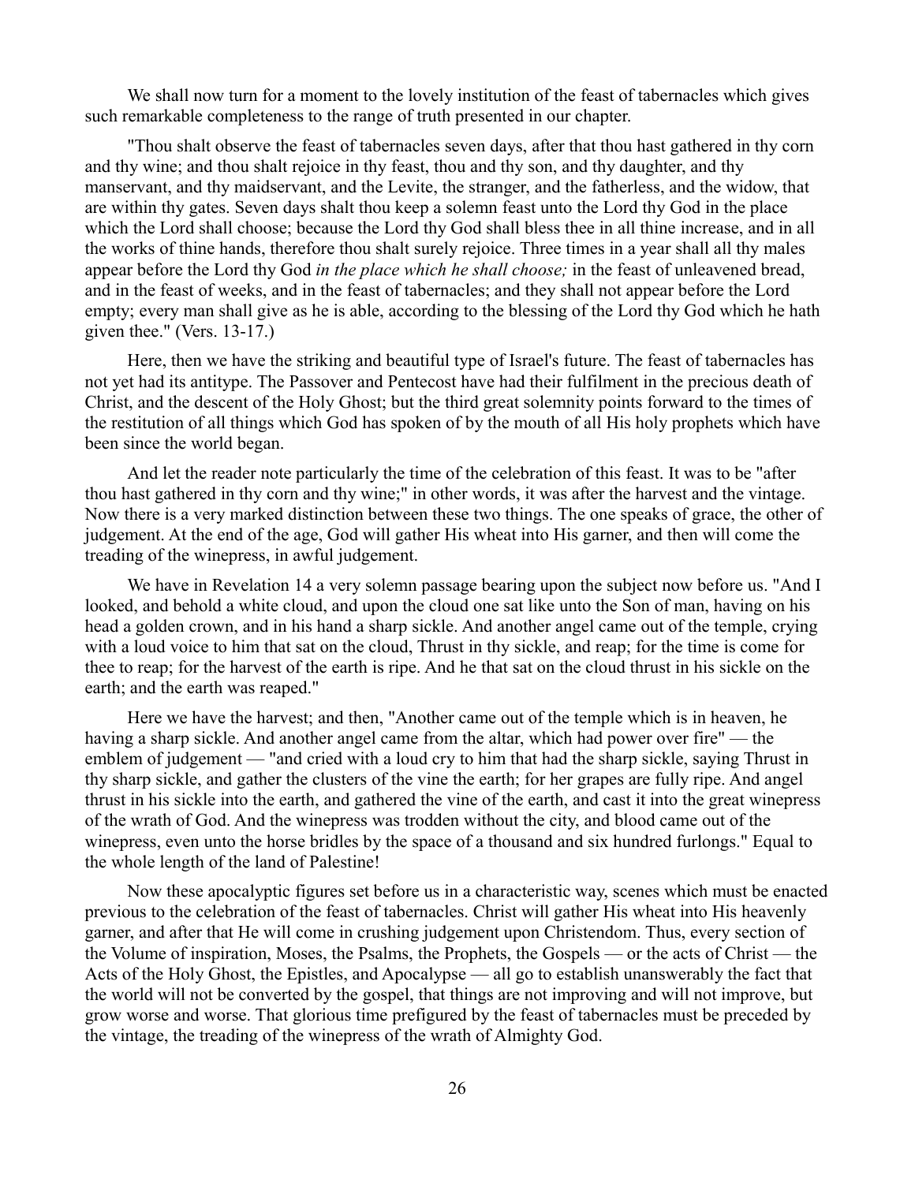We shall now turn for a moment to the lovely institution of the feast of tabernacles which gives such remarkable completeness to the range of truth presented in our chapter.

"Thou shalt observe the feast of tabernacles seven days, after that thou hast gathered in thy corn and thy wine; and thou shalt rejoice in thy feast, thou and thy son, and thy daughter, and thy manservant, and thy maidservant, and the Levite, the stranger, and the fatherless, and the widow, that are within thy gates. Seven days shalt thou keep a solemn feast unto the Lord thy God in the place which the Lord shall choose; because the Lord thy God shall bless thee in all thine increase, and in all the works of thine hands, therefore thou shalt surely rejoice. Three times in a year shall all thy males appear before the Lord thy God *in the place which he shall choose;* in the feast of unleavened bread, and in the feast of weeks, and in the feast of tabernacles; and they shall not appear before the Lord empty; every man shall give as he is able, according to the blessing of the Lord thy God which he hath given thee." (Vers. 13-17.)

Here, then we have the striking and beautiful type of Israel's future. The feast of tabernacles has not yet had its antitype. The Passover and Pentecost have had their fulfilment in the precious death of Christ, and the descent of the Holy Ghost; but the third great solemnity points forward to the times of the restitution of all things which God has spoken of by the mouth of all His holy prophets which have been since the world began.

And let the reader note particularly the time of the celebration of this feast. It was to be "after thou hast gathered in thy corn and thy wine;" in other words, it was after the harvest and the vintage. Now there is a very marked distinction between these two things. The one speaks of grace, the other of judgement. At the end of the age, God will gather His wheat into His garner, and then will come the treading of the winepress, in awful judgement.

We have in Revelation 14 a very solemn passage bearing upon the subject now before us. "And I looked, and behold a white cloud, and upon the cloud one sat like unto the Son of man, having on his head a golden crown, and in his hand a sharp sickle. And another angel came out of the temple, crying with a loud voice to him that sat on the cloud, Thrust in thy sickle, and reap; for the time is come for thee to reap; for the harvest of the earth is ripe. And he that sat on the cloud thrust in his sickle on the earth; and the earth was reaped."

Here we have the harvest; and then, "Another came out of the temple which is in heaven, he having a sharp sickle. And another angel came from the altar, which had power over fire" — the emblem of judgement — "and cried with a loud cry to him that had the sharp sickle, saying Thrust in thy sharp sickle, and gather the clusters of the vine the earth; for her grapes are fully ripe. And angel thrust in his sickle into the earth, and gathered the vine of the earth, and cast it into the great winepress of the wrath of God. And the winepress was trodden without the city, and blood came out of the winepress, even unto the horse bridles by the space of a thousand and six hundred furlongs." Equal to the whole length of the land of Palestine!

Now these apocalyptic figures set before us in a characteristic way, scenes which must be enacted previous to the celebration of the feast of tabernacles. Christ will gather His wheat into His heavenly garner, and after that He will come in crushing judgement upon Christendom. Thus, every section of the Volume of inspiration, Moses, the Psalms, the Prophets, the Gospels — or the acts of Christ — the Acts of the Holy Ghost, the Epistles, and Apocalypse — all go to establish unanswerably the fact that the world will not be converted by the gospel, that things are not improving and will not improve, but grow worse and worse. That glorious time prefigured by the feast of tabernacles must be preceded by the vintage, the treading of the winepress of the wrath of Almighty God.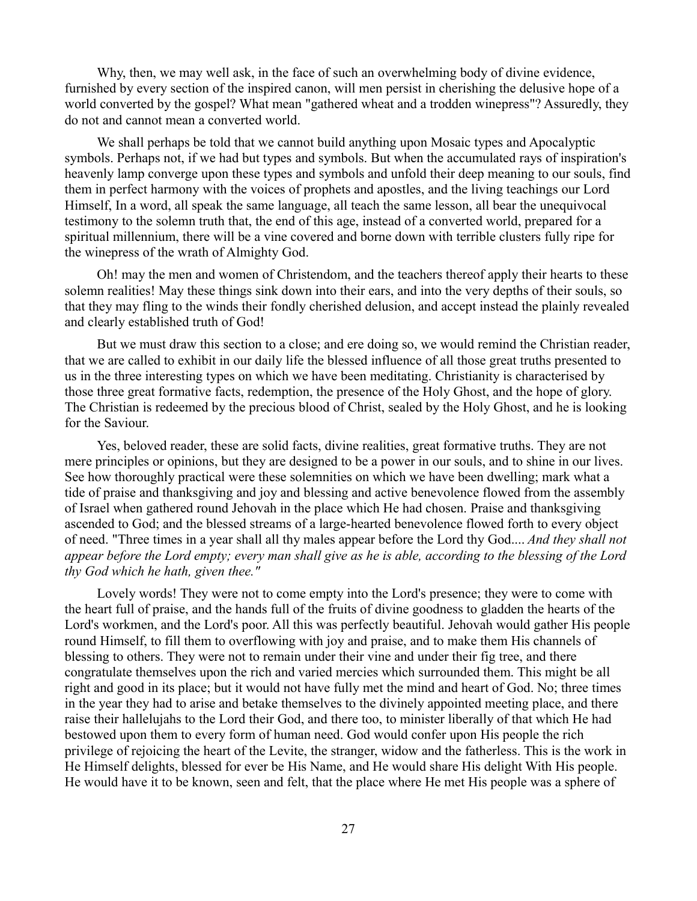Why, then, we may well ask, in the face of such an overwhelming body of divine evidence, furnished by every section of the inspired canon, will men persist in cherishing the delusive hope of a world converted by the gospel? What mean "gathered wheat and a trodden winepress"? Assuredly, they do not and cannot mean a converted world.

We shall perhaps be told that we cannot build anything upon Mosaic types and Apocalyptic symbols. Perhaps not, if we had but types and symbols. But when the accumulated rays of inspiration's heavenly lamp converge upon these types and symbols and unfold their deep meaning to our souls, find them in perfect harmony with the voices of prophets and apostles, and the living teachings our Lord Himself, In a word, all speak the same language, all teach the same lesson, all bear the unequivocal testimony to the solemn truth that, the end of this age, instead of a converted world, prepared for a spiritual millennium, there will be a vine covered and borne down with terrible clusters fully ripe for the winepress of the wrath of Almighty God.

Oh! may the men and women of Christendom, and the teachers thereof apply their hearts to these solemn realities! May these things sink down into their ears, and into the very depths of their souls, so that they may fling to the winds their fondly cherished delusion, and accept instead the plainly revealed and clearly established truth of God!

But we must draw this section to a close; and ere doing so, we would remind the Christian reader, that we are called to exhibit in our daily life the blessed influence of all those great truths presented to us in the three interesting types on which we have been meditating. Christianity is characterised by those three great formative facts, redemption, the presence of the Holy Ghost, and the hope of glory. The Christian is redeemed by the precious blood of Christ, sealed by the Holy Ghost, and he is looking for the Saviour.

Yes, beloved reader, these are solid facts, divine realities, great formative truths. They are not mere principles or opinions, but they are designed to be a power in our souls, and to shine in our lives. See how thoroughly practical were these solemnities on which we have been dwelling; mark what a tide of praise and thanksgiving and joy and blessing and active benevolence flowed from the assembly of Israel when gathered round Jehovah in the place which He had chosen. Praise and thanksgiving ascended to God; and the blessed streams of a large-hearted benevolence flowed forth to every object of need. "Three times in a year shall all thy males appear before the Lord thy God.... *And they shall not appear before the Lord empty; every man shall give as he is able, according to the blessing of the Lord thy God which he hath, given thee."*

Lovely words! They were not to come empty into the Lord's presence; they were to come with the heart full of praise, and the hands full of the fruits of divine goodness to gladden the hearts of the Lord's workmen, and the Lord's poor. All this was perfectly beautiful. Jehovah would gather His people round Himself, to fill them to overflowing with joy and praise, and to make them His channels of blessing to others. They were not to remain under their vine and under their fig tree, and there congratulate themselves upon the rich and varied mercies which surrounded them. This might be all right and good in its place; but it would not have fully met the mind and heart of God. No; three times in the year they had to arise and betake themselves to the divinely appointed meeting place, and there raise their hallelujahs to the Lord their God, and there too, to minister liberally of that which He had bestowed upon them to every form of human need. God would confer upon His people the rich privilege of rejoicing the heart of the Levite, the stranger, widow and the fatherless. This is the work in He Himself delights, blessed for ever be His Name, and He would share His delight With His people. He would have it to be known, seen and felt, that the place where He met His people was a sphere of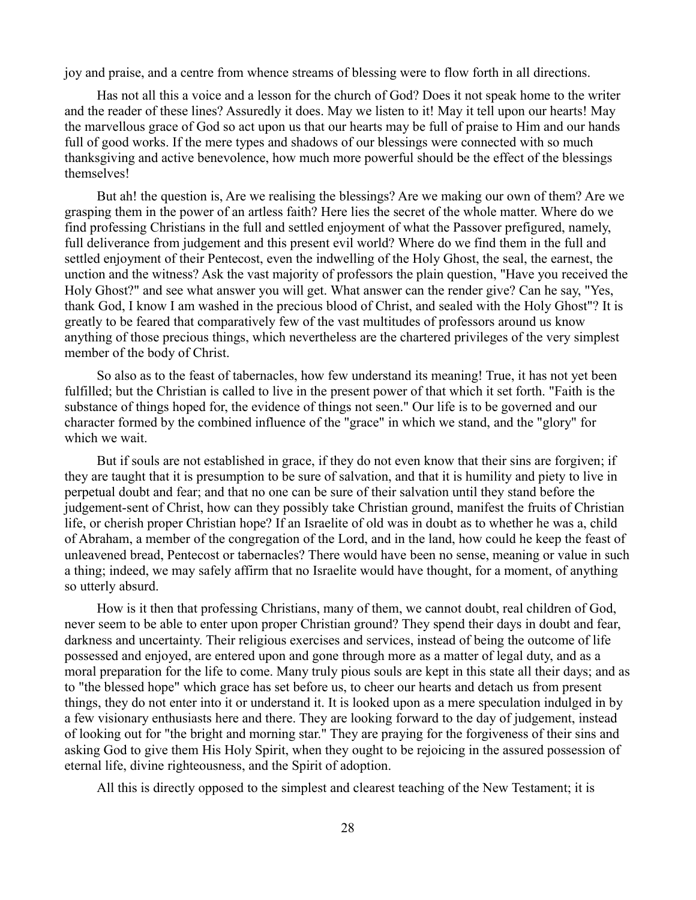joy and praise, and a centre from whence streams of blessing were to flow forth in all directions.

Has not all this a voice and a lesson for the church of God? Does it not speak home to the writer and the reader of these lines? Assuredly it does. May we listen to it! May it tell upon our hearts! May the marvellous grace of God so act upon us that our hearts may be full of praise to Him and our hands full of good works. If the mere types and shadows of our blessings were connected with so much thanksgiving and active benevolence, how much more powerful should be the effect of the blessings themselves!

But ah! the question is, Are we realising the blessings? Are we making our own of them? Are we grasping them in the power of an artless faith? Here lies the secret of the whole matter. Where do we find professing Christians in the full and settled enjoyment of what the Passover prefigured, namely, full deliverance from judgement and this present evil world? Where do we find them in the full and settled enjoyment of their Pentecost, even the indwelling of the Holy Ghost, the seal, the earnest, the unction and the witness? Ask the vast majority of professors the plain question, "Have you received the Holy Ghost?" and see what answer you will get. What answer can the render give? Can he say, "Yes, thank God, I know I am washed in the precious blood of Christ, and sealed with the Holy Ghost"? It is greatly to be feared that comparatively few of the vast multitudes of professors around us know anything of those precious things, which nevertheless are the chartered privileges of the very simplest member of the body of Christ.

So also as to the feast of tabernacles, how few understand its meaning! True, it has not yet been fulfilled; but the Christian is called to live in the present power of that which it set forth. "Faith is the substance of things hoped for, the evidence of things not seen." Our life is to be governed and our character formed by the combined influence of the "grace" in which we stand, and the "glory" for which we wait.

But if souls are not established in grace, if they do not even know that their sins are forgiven; if they are taught that it is presumption to be sure of salvation, and that it is humility and piety to live in perpetual doubt and fear; and that no one can be sure of their salvation until they stand before the judgement-sent of Christ, how can they possibly take Christian ground, manifest the fruits of Christian life, or cherish proper Christian hope? If an Israelite of old was in doubt as to whether he was a, child of Abraham, a member of the congregation of the Lord, and in the land, how could he keep the feast of unleavened bread, Pentecost or tabernacles? There would have been no sense, meaning or value in such a thing; indeed, we may safely affirm that no Israelite would have thought, for a moment, of anything so utterly absurd.

How is it then that professing Christians, many of them, we cannot doubt, real children of God, never seem to be able to enter upon proper Christian ground? They spend their days in doubt and fear, darkness and uncertainty. Their religious exercises and services, instead of being the outcome of life possessed and enjoyed, are entered upon and gone through more as a matter of legal duty, and as a moral preparation for the life to come. Many truly pious souls are kept in this state all their days; and as to "the blessed hope" which grace has set before us, to cheer our hearts and detach us from present things, they do not enter into it or understand it. It is looked upon as a mere speculation indulged in by a few visionary enthusiasts here and there. They are looking forward to the day of judgement, instead of looking out for "the bright and morning star." They are praying for the forgiveness of their sins and asking God to give them His Holy Spirit, when they ought to be rejoicing in the assured possession of eternal life, divine righteousness, and the Spirit of adoption.

All this is directly opposed to the simplest and clearest teaching of the New Testament; it is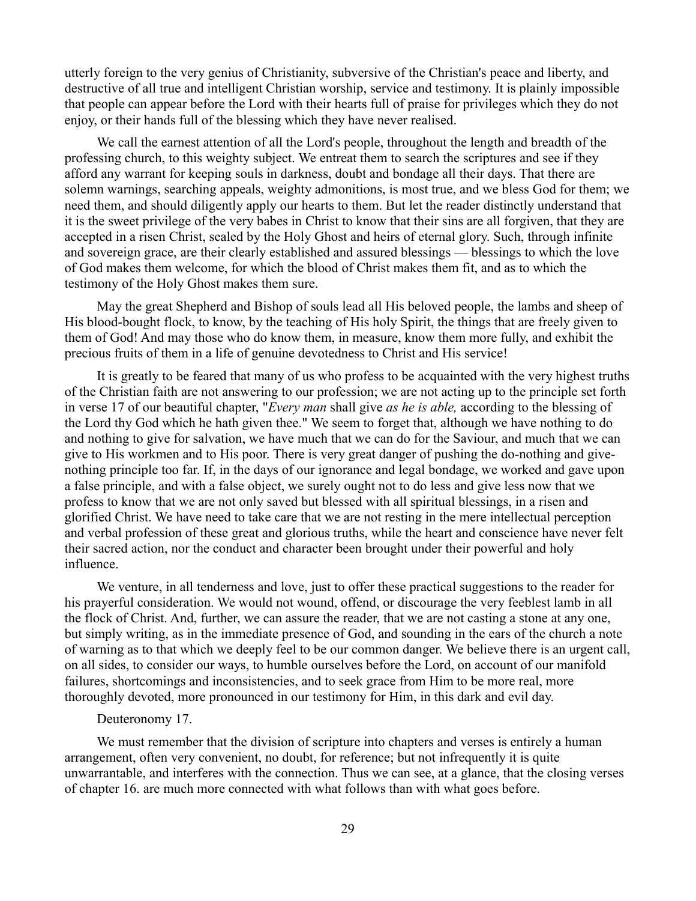utterly foreign to the very genius of Christianity, subversive of the Christian's peace and liberty, and destructive of all true and intelligent Christian worship, service and testimony. It is plainly impossible that people can appear before the Lord with their hearts full of praise for privileges which they do not enjoy, or their hands full of the blessing which they have never realised.

We call the earnest attention of all the Lord's people, throughout the length and breadth of the professing church, to this weighty subject. We entreat them to search the scriptures and see if they afford any warrant for keeping souls in darkness, doubt and bondage all their days. That there are solemn warnings, searching appeals, weighty admonitions, is most true, and we bless God for them; we need them, and should diligently apply our hearts to them. But let the reader distinctly understand that it is the sweet privilege of the very babes in Christ to know that their sins are all forgiven, that they are accepted in a risen Christ, sealed by the Holy Ghost and heirs of eternal glory. Such, through infinite and sovereign grace, are their clearly established and assured blessings — blessings to which the love of God makes them welcome, for which the blood of Christ makes them fit, and as to which the testimony of the Holy Ghost makes them sure.

May the great Shepherd and Bishop of souls lead all His beloved people, the lambs and sheep of His blood-bought flock, to know, by the teaching of His holy Spirit, the things that are freely given to them of God! And may those who do know them, in measure, know them more fully, and exhibit the precious fruits of them in a life of genuine devotedness to Christ and His service!

It is greatly to be feared that many of us who profess to be acquainted with the very highest truths of the Christian faith are not answering to our profession; we are not acting up to the principle set forth in verse 17 of our beautiful chapter, "*Every man* shall give *as he is able,* according to the blessing of the Lord thy God which he hath given thee." We seem to forget that, although we have nothing to do and nothing to give for salvation, we have much that we can do for the Saviour, and much that we can give to His workmen and to His poor. There is very great danger of pushing the do-nothing and give-nothing principle too far. If, in the days of our ignorance and legal bondage, we worked and gave upon a false principle, and with a false object, we surely ought not to do less and give less now that we profess to know that we are not only saved but blessed with all spiritual blessings, in a risen and glorified Christ. We have need to take care that we are not resting in the mere intellectual perception and verbal profession of these great and glorious truths, while the heart and conscience have never felt their sacred action, nor the conduct and character been brought under their powerful and holy influence.

We venture, in all tenderness and love, just to offer these practical suggestions to the reader for his prayerful consideration. We would not wound, offend, or discourage the very feeblest lamb in all the flock of Christ. And, further, we can assure the reader, that we are not casting a stone at any one, but simply writing, as in the immediate presence of God, and sounding in the ears of the church a note of warning as to that which we deeply feel to be our common danger. We believe there is an urgent call, on all sides, to consider our ways, to humble ourselves before the Lord, on account of our manifold failures, shortcomings and inconsistencies, and to seek grace from Him to be more real, more thoroughly devoted, more pronounced in our testimony for Him, in this dark and evil day.

Deuteronomy 17.

We must remember that the division of scripture into chapters and verses is entirely a human arrangement, often very convenient, no doubt, for reference; but not infrequently it is quite unwarrantable, and interferes with the connection. Thus we can see, at a glance, that the closing verses of chapter 16. are much more connected with what follows than with what goes before.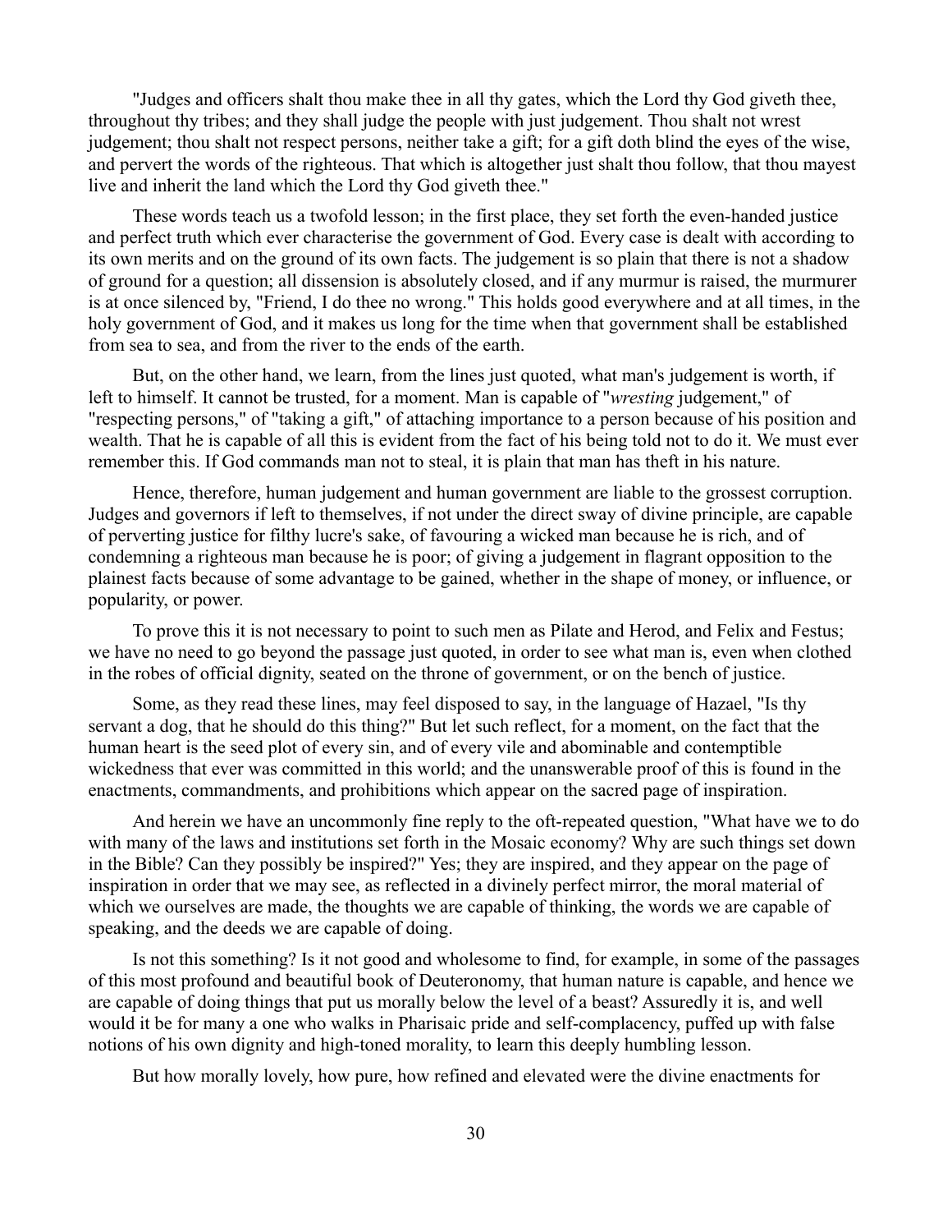"Judges and officers shalt thou make thee in all thy gates, which the Lord thy God giveth thee, throughout thy tribes; and they shall judge the people with just judgement. Thou shalt not wrest judgement; thou shalt not respect persons, neither take a gift; for a gift doth blind the eyes of the wise, and pervert the words of the righteous. That which is altogether just shalt thou follow, that thou mayest live and inherit the land which the Lord thy God giveth thee."

These words teach us a twofold lesson; in the first place, they set forth the even-handed justice and perfect truth which ever characterise the government of God. Every case is dealt with according to its own merits and on the ground of its own facts. The judgement is so plain that there is not a shadow of ground for a question; all dissension is absolutely closed, and if any murmur is raised, the murmurer is at once silenced by, "Friend, I do thee no wrong." This holds good everywhere and at all times, in the holy government of God, and it makes us long for the time when that government shall be established from sea to sea, and from the river to the ends of the earth.

But, on the other hand, we learn, from the lines just quoted, what man's judgement is worth, if left to himself. It cannot be trusted, for a moment. Man is capable of "*wresting* judgement," of "respecting persons," of "taking a gift," of attaching importance to a person because of his position and wealth. That he is capable of all this is evident from the fact of his being told not to do it. We must ever remember this. If God commands man not to steal, it is plain that man has theft in his nature.

Hence, therefore, human judgement and human government are liable to the grossest corruption. Judges and governors if left to themselves, if not under the direct sway of divine principle, are capable of perverting justice for filthy lucre's sake, of favouring a wicked man because he is rich, and of condemning a righteous man because he is poor; of giving a judgement in flagrant opposition to the plainest facts because of some advantage to be gained, whether in the shape of money, or influence, or popularity, or power.

To prove this it is not necessary to point to such men as Pilate and Herod, and Felix and Festus; we have no need to go beyond the passage just quoted, in order to see what man is, even when clothed in the robes of official dignity, seated on the throne of government, or on the bench of justice.

Some, as they read these lines, may feel disposed to say, in the language of Hazael, "Is thy servant a dog, that he should do this thing?" But let such reflect, for a moment, on the fact that the human heart is the seed plot of every sin, and of every vile and abominable and contemptible wickedness that ever was committed in this world; and the unanswerable proof of this is found in the enactments, commandments, and prohibitions which appear on the sacred page of inspiration.

And herein we have an uncommonly fine reply to the oft-repeated question, "What have we to do with many of the laws and institutions set forth in the Mosaic economy? Why are such things set down in the Bible? Can they possibly be inspired?" Yes; they are inspired, and they appear on the page of inspiration in order that we may see, as reflected in a divinely perfect mirror, the moral material of which we ourselves are made, the thoughts we are capable of thinking, the words we are capable of speaking, and the deeds we are capable of doing.

Is not this something? Is it not good and wholesome to find, for example, in some of the passages of this most profound and beautiful book of Deuteronomy, that human nature is capable, and hence we are capable of doing things that put us morally below the level of a beast? Assuredly it is, and well would it be for many a one who walks in Pharisaic pride and self-complacency, puffed up with false notions of his own dignity and high-toned morality, to learn this deeply humbling lesson.

But how morally lovely, how pure, how refined and elevated were the divine enactments for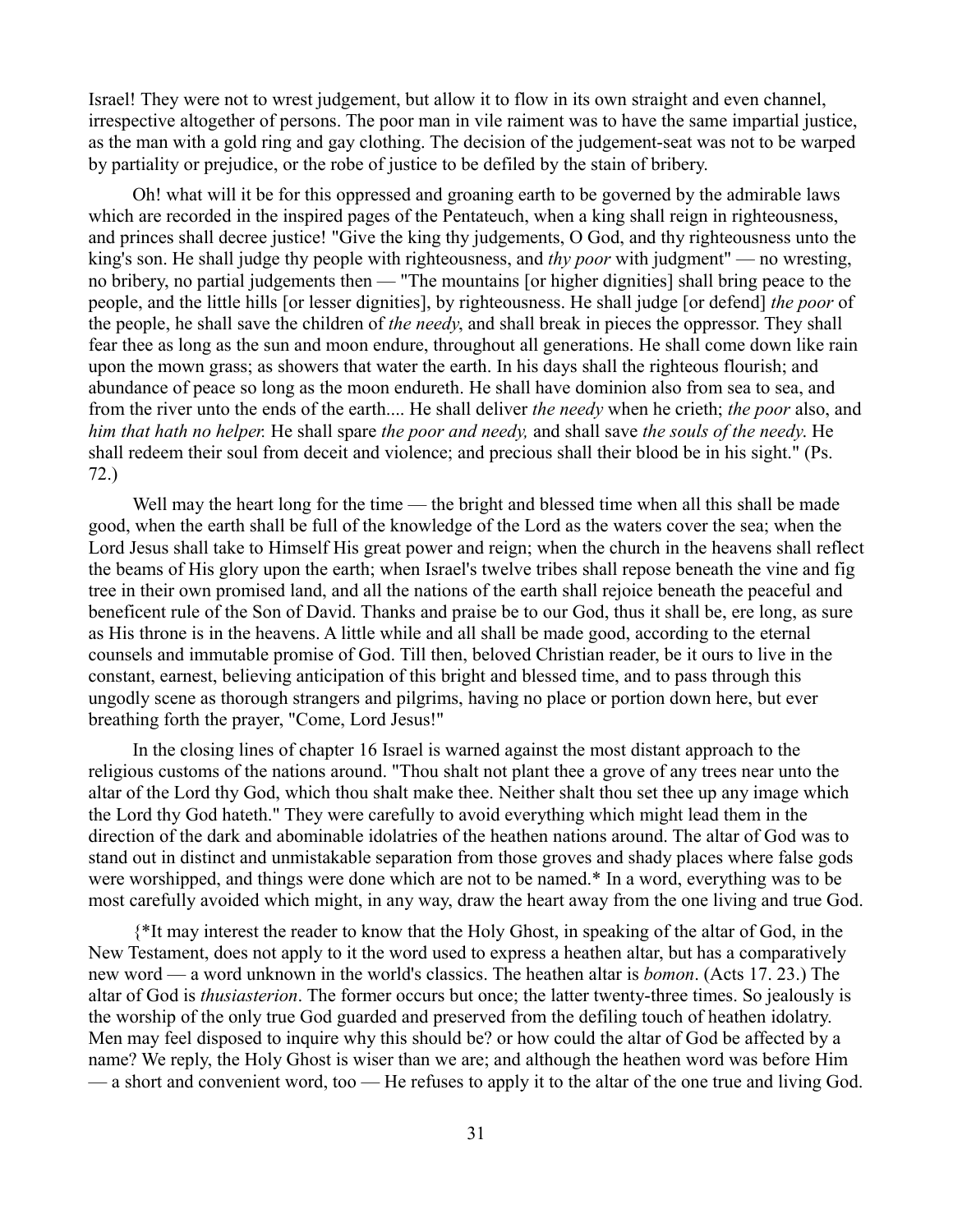Israel! They were not to wrest judgement, but allow it to flow in its own straight and even channel, irrespective altogether of persons. The poor man in vile raiment was to have the same impartial justice, as the man with a gold ring and gay clothing. The decision of the judgement-seat was not to be warped by partiality or prejudice, or the robe of justice to be defiled by the stain of bribery.

Oh! what will it be for this oppressed and groaning earth to be governed by the admirable laws which are recorded in the inspired pages of the Pentateuch, when a king shall reign in righteousness, and princes shall decree justice! "Give the king thy judgements, O God, and thy righteousness unto the king's son. He shall judge thy people with righteousness, and *thy poor* with judgment" — no wresting, no bribery, no partial judgements then — "The mountains [or higher dignities] shall bring peace to the people, and the little hills [or lesser dignities], by righteousness. He shall judge [or defend] *the poor* of the people, he shall save the children of *the needy*, and shall break in pieces the oppressor. They shall fear thee as long as the sun and moon endure, throughout all generations. He shall come down like rain upon the mown grass; as showers that water the earth. In his days shall the righteous flourish; and abundance of peace so long as the moon endureth. He shall have dominion also from sea to sea, and from the river unto the ends of the earth.... He shall deliver *the needy* when he crieth; *the poor* also, and *him that hath no helper.* He shall spare *the poor and needy,* and shall save *the souls of the needy.* He shall redeem their soul from deceit and violence; and precious shall their blood be in his sight." (Ps. 72.)

Well may the heart long for the time — the bright and blessed time when all this shall be made good, when the earth shall be full of the knowledge of the Lord as the waters cover the sea; when the Lord Jesus shall take to Himself His great power and reign; when the church in the heavens shall reflect the beams of His glory upon the earth; when Israel's twelve tribes shall repose beneath the vine and fig tree in their own promised land, and all the nations of the earth shall rejoice beneath the peaceful and beneficent rule of the Son of David. Thanks and praise be to our God, thus it shall be, ere long, as sure as His throne is in the heavens. A little while and all shall be made good, according to the eternal counsels and immutable promise of God. Till then, beloved Christian reader, be it ours to live in the constant, earnest, believing anticipation of this bright and blessed time, and to pass through this ungodly scene as thorough strangers and pilgrims, having no place or portion down here, but ever breathing forth the prayer, "Come, Lord Jesus!"

In the closing lines of chapter 16 Israel is warned against the most distant approach to the religious customs of the nations around. "Thou shalt not plant thee a grove of any trees near unto the altar of the Lord thy God, which thou shalt make thee. Neither shalt thou set thee up any image which the Lord thy God hateth." They were carefully to avoid everything which might lead them in the direction of the dark and abominable idolatries of the heathen nations around. The altar of God was to stand out in distinct and unmistakable separation from those groves and shady places where false gods were worshipped, and things were done which are not to be named.* In a word, everything was to be most carefully avoided which might, in any way, draw the heart away from the one living and true God.

{*It may interest the reader to know that the Holy Ghost, in speaking of the altar of God, in the New Testament, does not apply to it the word used to express a heathen altar, but has a comparatively new word — a word unknown in the world's classics. The heathen altar is *bomon*. (Acts 17. 23.) The altar of God is *thusiasterion*. The former occurs but once; the latter twenty-three times. So jealously is the worship of the only true God guarded and preserved from the defiling touch of heathen idolatry. Men may feel disposed to inquire why this should be? or how could the altar of God be affected by a name? We reply, the Holy Ghost is wiser than we are; and although the heathen word was before Him — a short and convenient word, too — He refuses to apply it to the altar of the one true and living God.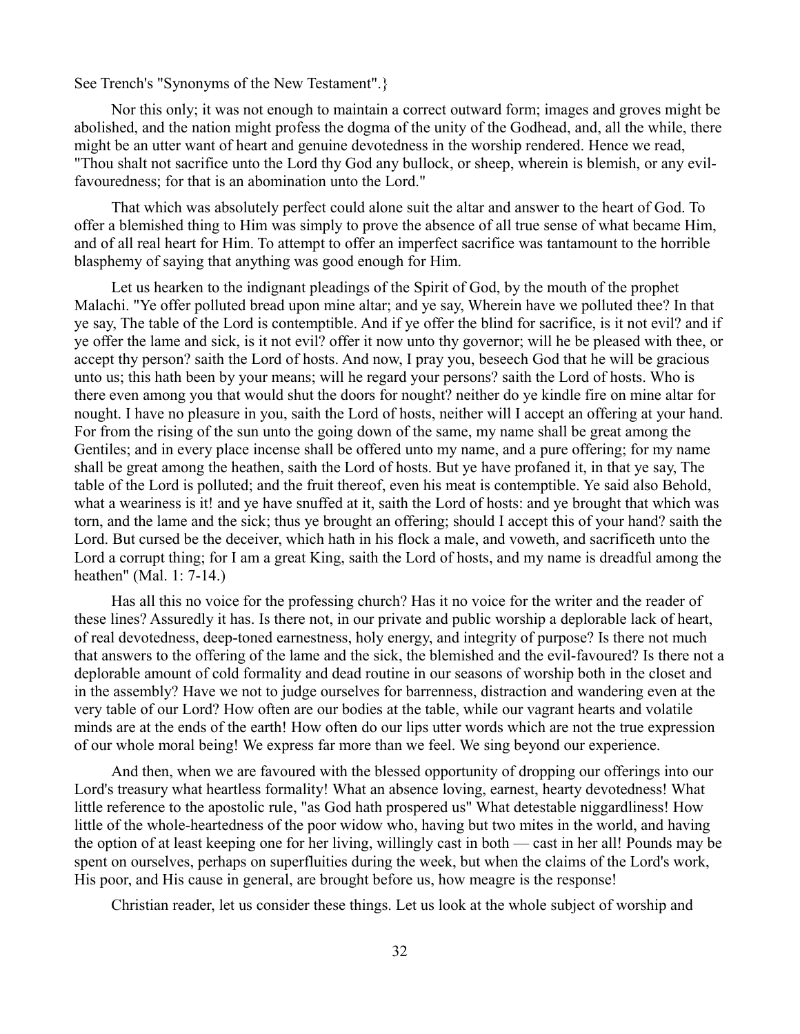See Trench's "Synonyms of the New Testament".}

Nor this only; it was not enough to maintain a correct outward form; images and groves might be abolished, and the nation might profess the dogma of the unity of the Godhead, and, all the while, there might be an utter want of heart and genuine devotedness in the worship rendered. Hence we read, "Thou shalt not sacrifice unto the Lord thy God any bullock, or sheep, wherein is blemish, or any evil-favouredness; for that is an abomination unto the Lord."

That which was absolutely perfect could alone suit the altar and answer to the heart of God. To offer a blemished thing to Him was simply to prove the absence of all true sense of what became Him, and of all real heart for Him. To attempt to offer an imperfect sacrifice was tantamount to the horrible blasphemy of saying that anything was good enough for Him.

Let us hearken to the indignant pleadings of the Spirit of God, by the mouth of the prophet Malachi. "Ye offer polluted bread upon mine altar; and ye say, Wherein have we polluted thee? In that ye say, The table of the Lord is contemptible. And if ye offer the blind for sacrifice, is it not evil? and if ye offer the lame and sick, is it not evil? offer it now unto thy governor; will he be pleased with thee, or accept thy person? saith the Lord of hosts. And now, I pray you, beseech God that he will be gracious unto us; this hath been by your means; will he regard your persons? saith the Lord of hosts. Who is there even among you that would shut the doors for nought? neither do ye kindle fire on mine altar for nought. I have no pleasure in you, saith the Lord of hosts, neither will I accept an offering at your hand. For from the rising of the sun unto the going down of the same, my name shall be great among the Gentiles; and in every place incense shall be offered unto my name, and a pure offering; for my name shall be great among the heathen, saith the Lord of hosts. But ye have profaned it, in that ye say, The table of the Lord is polluted; and the fruit thereof, even his meat is contemptible. Ye said also Behold, what a weariness is it! and ye have snuffed at it, saith the Lord of hosts: and ye brought that which was torn, and the lame and the sick; thus ye brought an offering; should I accept this of your hand? saith the Lord. But cursed be the deceiver, which hath in his flock a male, and voweth, and sacrificeth unto the Lord a corrupt thing; for I am a great King, saith the Lord of hosts, and my name is dreadful among the heathen" (Mal. 1: 7-14.)

Has all this no voice for the professing church? Has it no voice for the writer and the reader of these lines? Assuredly it has. Is there not, in our private and public worship a deplorable lack of heart, of real devotedness, deep-toned earnestness, holy energy, and integrity of purpose? Is there not much that answers to the offering of the lame and the sick, the blemished and the evil-favoured? Is there not a deplorable amount of cold formality and dead routine in our seasons of worship both in the closet and in the assembly? Have we not to judge ourselves for barrenness, distraction and wandering even at the very table of our Lord? How often are our bodies at the table, while our vagrant hearts and volatile minds are at the ends of the earth! How often do our lips utter words which are not the true expression of our whole moral being! We express far more than we feel. We sing beyond our experience.

And then, when we are favoured with the blessed opportunity of dropping our offerings into our Lord's treasury what heartless formality! What an absence loving, earnest, hearty devotedness! What little reference to the apostolic rule, "as God hath prospered us" What detestable niggardliness! How little of the whole-heartedness of the poor widow who, having but two mites in the world, and having the option of at least keeping one for her living, willingly cast in both — cast in her all! Pounds may be spent on ourselves, perhaps on superfluities during the week, but when the claims of the Lord's work, His poor, and His cause in general, are brought before us, how meagre is the response!

Christian reader, let us consider these things. Let us look at the whole subject of worship and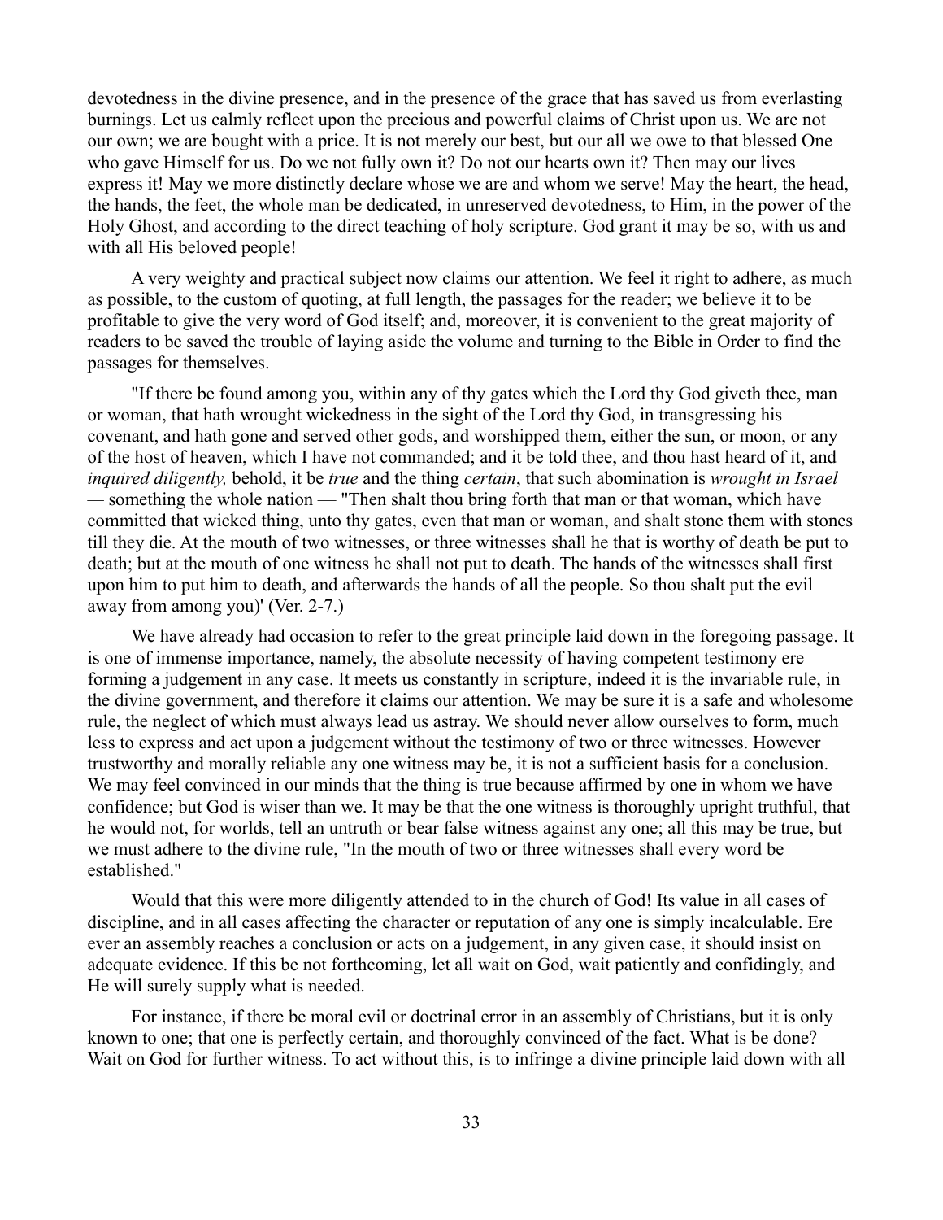devotedness in the divine presence, and in the presence of the grace that has saved us from everlasting burnings. Let us calmly reflect upon the precious and powerful claims of Christ upon us. We are not our own; we are bought with a price. It is not merely our best, but our all we owe to that blessed One who gave Himself for us. Do we not fully own it? Do not our hearts own it? Then may our lives express it! May we more distinctly declare whose we are and whom we serve! May the heart, the head, the hands, the feet, the whole man be dedicated, in unreserved devotedness, to Him, in the power of the Holy Ghost, and according to the direct teaching of holy scripture. God grant it may be so, with us and with all His beloved people!

A very weighty and practical subject now claims our attention. We feel it right to adhere, as much as possible, to the custom of quoting, at full length, the passages for the reader; we believe it to be profitable to give the very word of God itself; and, moreover, it is convenient to the great majority of readers to be saved the trouble of laying aside the volume and turning to the Bible in Order to find the passages for themselves.

"If there be found among you, within any of thy gates which the Lord thy God giveth thee, man or woman, that hath wrought wickedness in the sight of the Lord thy God, in transgressing his covenant, and hath gone and served other gods, and worshipped them, either the sun, or moon, or any of the host of heaven, which I have not commanded; and it be told thee, and thou hast heard of it, and *inquired diligently,* behold, it be *true* and the thing *certain*, that such abomination is *wrought in Israel* — something the whole nation — "Then shalt thou bring forth that man or that woman, which have committed that wicked thing, unto thy gates, even that man or woman, and shalt stone them with stones till they die. At the mouth of two witnesses, or three witnesses shall he that is worthy of death be put to death; but at the mouth of one witness he shall not put to death. The hands of the witnesses shall first upon him to put him to death, and afterwards the hands of all the people. So thou shalt put the evil away from among you)' (Ver. 2-7.)

We have already had occasion to refer to the great principle laid down in the foregoing passage. It is one of immense importance, namely, the absolute necessity of having competent testimony ere forming a judgement in any case. It meets us constantly in scripture, indeed it is the invariable rule, in the divine government, and therefore it claims our attention. We may be sure it is a safe and wholesome rule, the neglect of which must always lead us astray. We should never allow ourselves to form, much less to express and act upon a judgement without the testimony of two or three witnesses. However trustworthy and morally reliable any one witness may be, it is not a sufficient basis for a conclusion. We may feel convinced in our minds that the thing is true because affirmed by one in whom we have confidence; but God is wiser than we. It may be that the one witness is thoroughly upright truthful, that he would not, for worlds, tell an untruth or bear false witness against any one; all this may be true, but we must adhere to the divine rule, "In the mouth of two or three witnesses shall every word be established."

Would that this were more diligently attended to in the church of God! Its value in all cases of discipline, and in all cases affecting the character or reputation of any one is simply incalculable. Ere ever an assembly reaches a conclusion or acts on a judgement, in any given case, it should insist on adequate evidence. If this be not forthcoming, let all wait on God, wait patiently and confidingly, and He will surely supply what is needed.

For instance, if there be moral evil or doctrinal error in an assembly of Christians, but it is only known to one; that one is perfectly certain, and thoroughly convinced of the fact. What is be done? Wait on God for further witness. To act without this, is to infringe a divine principle laid down with all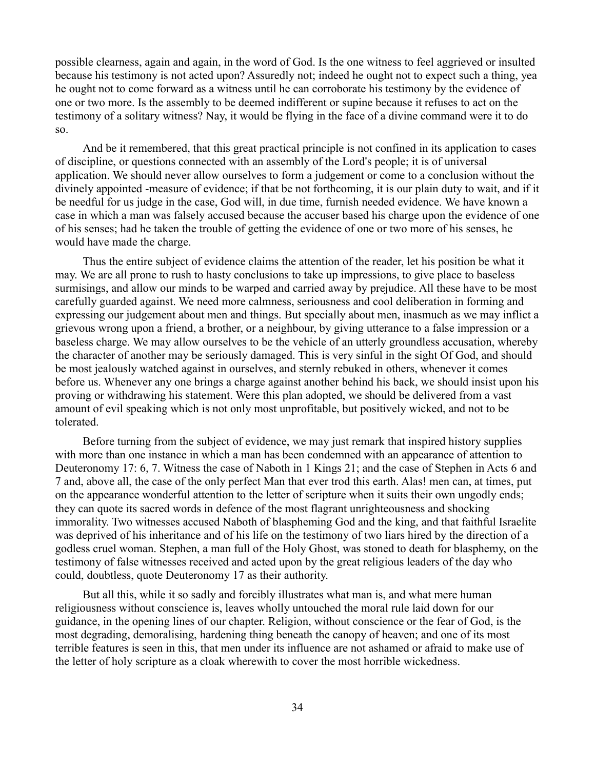possible clearness, again and again, in the word of God. Is the one witness to feel aggrieved or insulted because his testimony is not acted upon? Assuredly not; indeed he ought not to expect such a thing, yea he ought not to come forward as a witness until he can corroborate his testimony by the evidence of one or two more. Is the assembly to be deemed indifferent or supine because it refuses to act on the testimony of a solitary witness? Nay, it would be flying in the face of a divine command were it to do so.

And be it remembered, that this great practical principle is not confined in its application to cases of discipline, or questions connected with an assembly of the Lord's people; it is of universal application. We should never allow ourselves to form a judgement or come to a conclusion without the divinely appointed -measure of evidence; if that be not forthcoming, it is our plain duty to wait, and if it be needful for us judge in the case, God will, in due time, furnish needed evidence. We have known a case in which a man was falsely accused because the accuser based his charge upon the evidence of one of his senses; had he taken the trouble of getting the evidence of one or two more of his senses, he would have made the charge.

Thus the entire subject of evidence claims the attention of the reader, let his position be what it may. We are all prone to rush to hasty conclusions to take up impressions, to give place to baseless surmisings, and allow our minds to be warped and carried away by prejudice. All these have to be most carefully guarded against. We need more calmness, seriousness and cool deliberation in forming and expressing our judgement about men and things. But specially about men, inasmuch as we may inflict a grievous wrong upon a friend, a brother, or a neighbour, by giving utterance to a false impression or a baseless charge. We may allow ourselves to be the vehicle of an utterly groundless accusation, whereby the character of another may be seriously damaged. This is very sinful in the sight Of God, and should be most jealously watched against in ourselves, and sternly rebuked in others, whenever it comes before us. Whenever any one brings a charge against another behind his back, we should insist upon his proving or withdrawing his statement. Were this plan adopted, we should be delivered from a vast amount of evil speaking which is not only most unprofitable, but positively wicked, and not to be tolerated.

Before turning from the subject of evidence, we may just remark that inspired history supplies with more than one instance in which a man has been condemned with an appearance of attention to Deuteronomy 17: 6, 7. Witness the case of Naboth in 1 Kings 21; and the case of Stephen in Acts 6 and 7 and, above all, the case of the only perfect Man that ever trod this earth. Alas! men can, at times, put on the appearance wonderful attention to the letter of scripture when it suits their own ungodly ends; they can quote its sacred words in defence of the most flagrant unrighteousness and shocking immorality. Two witnesses accused Naboth of blaspheming God and the king, and that faithful Israelite was deprived of his inheritance and of his life on the testimony of two liars hired by the direction of a godless cruel woman. Stephen, a man full of the Holy Ghost, was stoned to death for blasphemy, on the testimony of false witnesses received and acted upon by the great religious leaders of the day who could, doubtless, quote Deuteronomy 17 as their authority.

But all this, while it so sadly and forcibly illustrates what man is, and what mere human religiousness without conscience is, leaves wholly untouched the moral rule laid down for our guidance, in the opening lines of our chapter. Religion, without conscience or the fear of God, is the most degrading, demoralising, hardening thing beneath the canopy of heaven; and one of its most terrible features is seen in this, that men under its influence are not ashamed or afraid to make use of the letter of holy scripture as a cloak wherewith to cover the most horrible wickedness.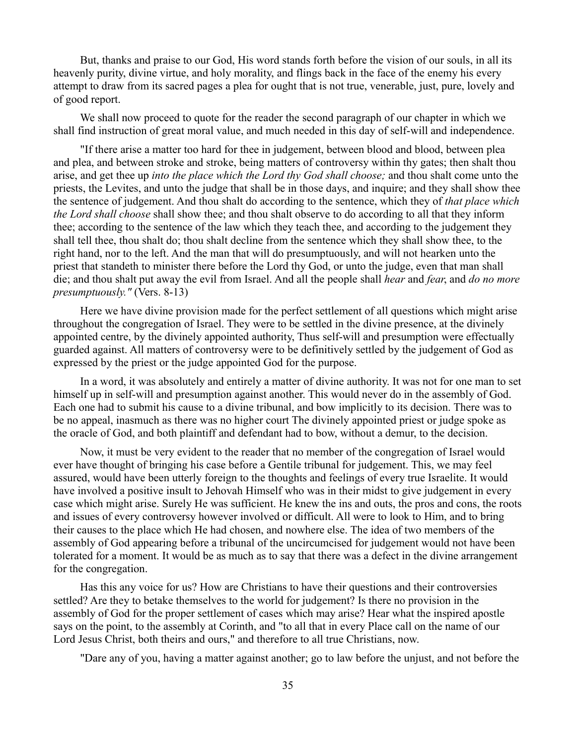But, thanks and praise to our God, His word stands forth before the vision of our souls, in all its heavenly purity, divine virtue, and holy morality, and flings back in the face of the enemy his every attempt to draw from its sacred pages a plea for ought that is not true, venerable, just, pure, lovely and of good report.

We shall now proceed to quote for the reader the second paragraph of our chapter in which we shall find instruction of great moral value, and much needed in this day of self-will and independence.

"If there arise a matter too hard for thee in judgement, between blood and blood, between plea and plea, and between stroke and stroke, being matters of controversy within thy gates; then shalt thou arise, and get thee up *into the place which the Lord thy God shall choose;* and thou shalt come unto the priests, the Levites, and unto the judge that shall be in those days, and inquire; and they shall show thee the sentence of judgement. And thou shalt do according to the sentence, which they of *that place which the Lord shall choose* shall show thee; and thou shalt observe to do according to all that they inform thee; according to the sentence of the law which they teach thee, and according to the judgement they shall tell thee, thou shalt do; thou shalt decline from the sentence which they shall show thee, to the right hand, nor to the left. And the man that will do presumptuously, and will not hearken unto the priest that standeth to minister there before the Lord thy God, or unto the judge, even that man shall die; and thou shalt put away the evil from Israel. And all the people shall *hear* and *fear*, and *do no more presumptuously."* (Vers. 8-13)

Here we have divine provision made for the perfect settlement of all questions which might arise throughout the congregation of Israel. They were to be settled in the divine presence, at the divinely appointed centre, by the divinely appointed authority, Thus self-will and presumption were effectually guarded against. All matters of controversy were to be definitively settled by the judgement of God as expressed by the priest or the judge appointed God for the purpose.

In a word, it was absolutely and entirely a matter of divine authority. It was not for one man to set himself up in self-will and presumption against another. This would never do in the assembly of God. Each one had to submit his cause to a divine tribunal, and bow implicitly to its decision. There was to be no appeal, inasmuch as there was no higher court The divinely appointed priest or judge spoke as the oracle of God, and both plaintiff and defendant had to bow, without a demur, to the decision.

Now, it must be very evident to the reader that no member of the congregation of Israel would ever have thought of bringing his case before a Gentile tribunal for judgement. This, we may feel assured, would have been utterly foreign to the thoughts and feelings of every true Israelite. It would have involved a positive insult to Jehovah Himself who was in their midst to give judgement in every case which might arise. Surely He was sufficient. He knew the ins and outs, the pros and cons, the roots and issues of every controversy however involved or difficult. All were to look to Him, and to bring their causes to the place which He had chosen, and nowhere else. The idea of two members of the assembly of God appearing before a tribunal of the uncircumcised for judgement would not have been tolerated for a moment. It would be as much as to say that there was a defect in the divine arrangement for the congregation.

Has this any voice for us? How are Christians to have their questions and their controversies settled? Are they to betake themselves to the world for judgement? Is there no provision in the assembly of God for the proper settlement of cases which may arise? Hear what the inspired apostle says on the point, to the assembly at Corinth, and "to all that in every Place call on the name of our Lord Jesus Christ, both theirs and ours," and therefore to all true Christians, now.

"Dare any of you, having a matter against another; go to law before the unjust, and not before the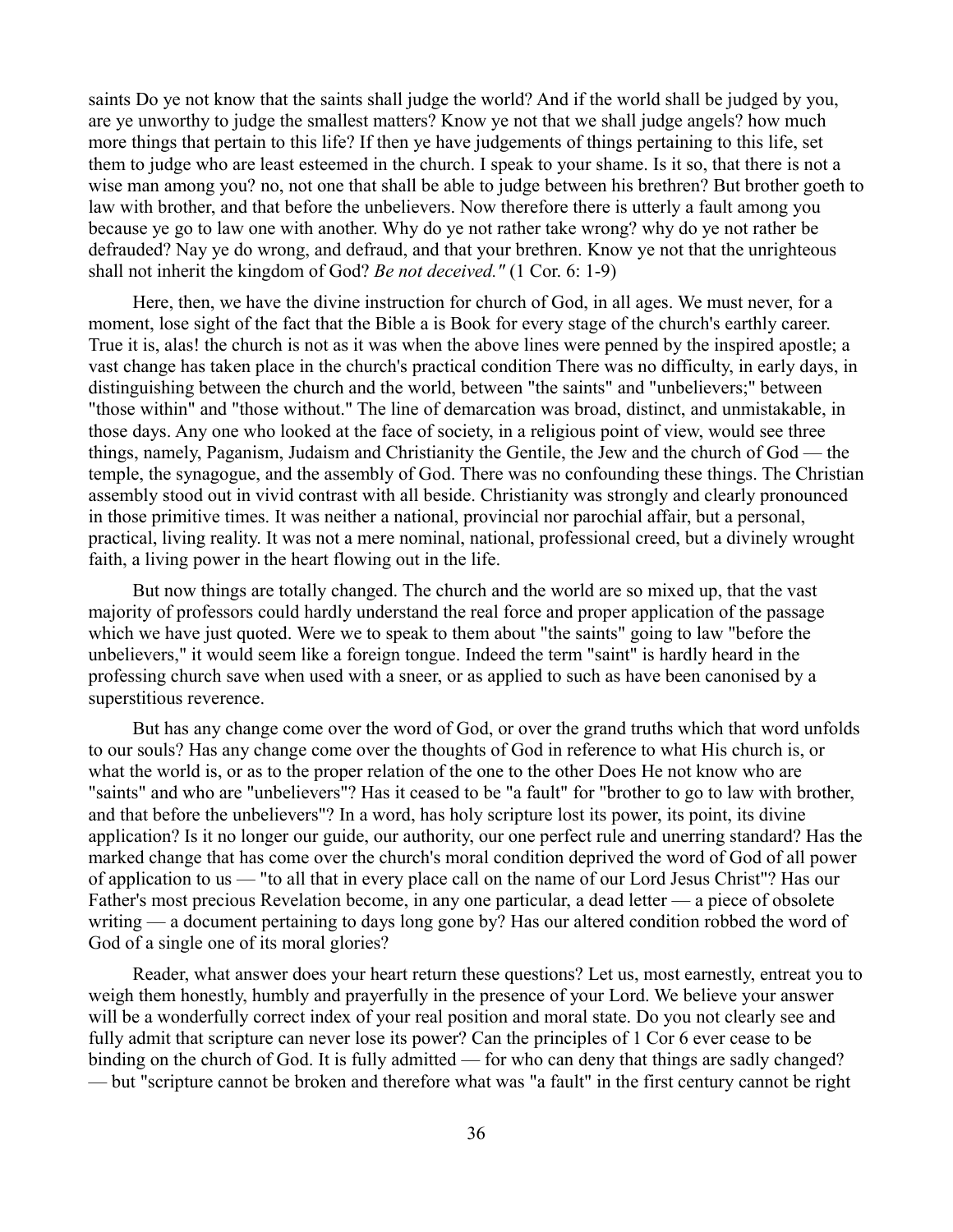saints Do ye not know that the saints shall judge the world? And if the world shall be judged by you, are ye unworthy to judge the smallest matters? Know ye not that we shall judge angels? how much more things that pertain to this life? If then ye have judgements of things pertaining to this life, set them to judge who are least esteemed in the church. I speak to your shame. Is it so, that there is not a wise man among you? no, not one that shall be able to judge between his brethren? But brother goeth to law with brother, and that before the unbelievers. Now therefore there is utterly a fault among you because ye go to law one with another. Why do ye not rather take wrong? why do ye not rather be defrauded? Nay ye do wrong, and defraud, and that your brethren. Know ye not that the unrighteous shall not inherit the kingdom of God? *Be not deceived."* (1 Cor. 6: 1-9)

Here, then, we have the divine instruction for church of God, in all ages. We must never, for a moment, lose sight of the fact that the Bible a is Book for every stage of the church's earthly career. True it is, alas! the church is not as it was when the above lines were penned by the inspired apostle; a vast change has taken place in the church's practical condition There was no difficulty, in early days, in distinguishing between the church and the world, between "the saints" and "unbelievers;" between "those within" and "those without." The line of demarcation was broad, distinct, and unmistakable, in those days. Any one who looked at the face of society, in a religious point of view, would see three things, namely, Paganism, Judaism and Christianity the Gentile, the Jew and the church of God — the temple, the synagogue, and the assembly of God. There was no confounding these things. The Christian assembly stood out in vivid contrast with all beside. Christianity was strongly and clearly pronounced in those primitive times. It was neither a national, provincial nor parochial affair, but a personal, practical, living reality. It was not a mere nominal, national, professional creed, but a divinely wrought faith, a living power in the heart flowing out in the life.

But now things are totally changed. The church and the world are so mixed up, that the vast majority of professors could hardly understand the real force and proper application of the passage which we have just quoted. Were we to speak to them about "the saints" going to law "before the unbelievers," it would seem like a foreign tongue. Indeed the term "saint" is hardly heard in the professing church save when used with a sneer, or as applied to such as have been canonised by a superstitious reverence.

But has any change come over the word of God, or over the grand truths which that word unfolds to our souls? Has any change come over the thoughts of God in reference to what His church is, or what the world is, or as to the proper relation of the one to the other Does He not know who are "saints" and who are "unbelievers"? Has it ceased to be "a fault" for "brother to go to law with brother, and that before the unbelievers"? In a word, has holy scripture lost its power, its point, its divine application? Is it no longer our guide, our authority, our one perfect rule and unerring standard? Has the marked change that has come over the church's moral condition deprived the word of God of all power of application to us — "to all that in every place call on the name of our Lord Jesus Christ"? Has our Father's most precious Revelation become, in any one particular, a dead letter — a piece of obsolete writing — a document pertaining to days long gone by? Has our altered condition robbed the word of God of a single one of its moral glories?

Reader, what answer does your heart return these questions? Let us, most earnestly, entreat you to weigh them honestly, humbly and prayerfully in the presence of your Lord. We believe your answer will be a wonderfully correct index of your real position and moral state. Do you not clearly see and fully admit that scripture can never lose its power? Can the principles of 1 Cor 6 ever cease to be binding on the church of God. It is fully admitted — for who can deny that things are sadly changed? — but "scripture cannot be broken and therefore what was "a fault" in the first century cannot be right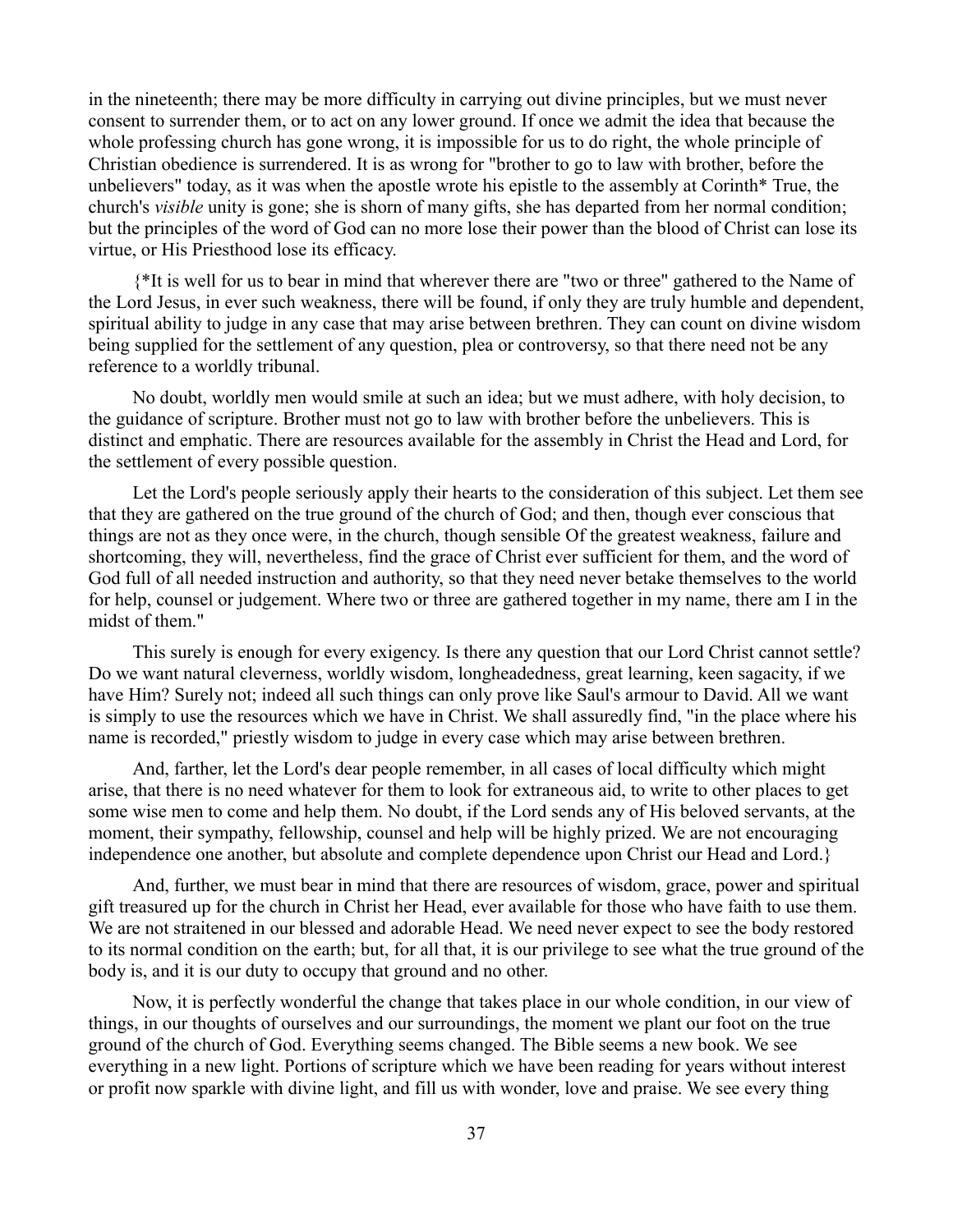in the nineteenth; there may be more difficulty in carrying out divine principles, but we must never consent to surrender them, or to act on any lower ground. If once we admit the idea that because the whole professing church has gone wrong, it is impossible for us to do right, the whole principle of Christian obedience is surrendered. It is as wrong for "brother to go to law with brother, before the unbelievers" today, as it was when the apostle wrote his epistle to the assembly at Corinth* True, the church's *visible* unity is gone; she is shorn of many gifts, she has departed from her normal condition; but the principles of the word of God can no more lose their power than the blood of Christ can lose its virtue, or His Priesthood lose its efficacy.

{*It is well for us to bear in mind that wherever there are "two or three" gathered to the Name of the Lord Jesus, in ever such weakness, there will be found, if only they are truly humble and dependent, spiritual ability to judge in any case that may arise between brethren. They can count on divine wisdom being supplied for the settlement of any question, plea or controversy, so that there need not be any reference to a worldly tribunal.

No doubt, worldly men would smile at such an idea; but we must adhere, with holy decision, to the guidance of scripture. Brother must not go to law with brother before the unbelievers. This is distinct and emphatic. There are resources available for the assembly in Christ the Head and Lord, for the settlement of every possible question.

Let the Lord's people seriously apply their hearts to the consideration of this subject. Let them see that they are gathered on the true ground of the church of God; and then, though ever conscious that things are not as they once were, in the church, though sensible Of the greatest weakness, failure and shortcoming, they will, nevertheless, find the grace of Christ ever sufficient for them, and the word of God full of all needed instruction and authority, so that they need never betake themselves to the world for help, counsel or judgement. Where two or three are gathered together in my name, there am I in the midst of them."

This surely is enough for every exigency. Is there any question that our Lord Christ cannot settle? Do we want natural cleverness, worldly wisdom, longheadedness, great learning, keen sagacity, if we have Him? Surely not; indeed all such things can only prove like Saul's armour to David. All we want is simply to use the resources which we have in Christ. We shall assuredly find, "in the place where his name is recorded," priestly wisdom to judge in every case which may arise between brethren.

And, farther, let the Lord's dear people remember, in all cases of local difficulty which might arise, that there is no need whatever for them to look for extraneous aid, to write to other places to get some wise men to come and help them. No doubt, if the Lord sends any of His beloved servants, at the moment, their sympathy, fellowship, counsel and help will be highly prized. We are not encouraging independence one another, but absolute and complete dependence upon Christ our Head and Lord.}

And, further, we must bear in mind that there are resources of wisdom, grace, power and spiritual gift treasured up for the church in Christ her Head, ever available for those who have faith to use them. We are not straitened in our blessed and adorable Head. We need never expect to see the body restored to its normal condition on the earth; but, for all that, it is our privilege to see what the true ground of the body is, and it is our duty to occupy that ground and no other.

Now, it is perfectly wonderful the change that takes place in our whole condition, in our view of things, in our thoughts of ourselves and our surroundings, the moment we plant our foot on the true ground of the church of God. Everything seems changed. The Bible seems a new book. We see everything in a new light. Portions of scripture which we have been reading for years without interest or profit now sparkle with divine light, and fill us with wonder, love and praise. We see every thing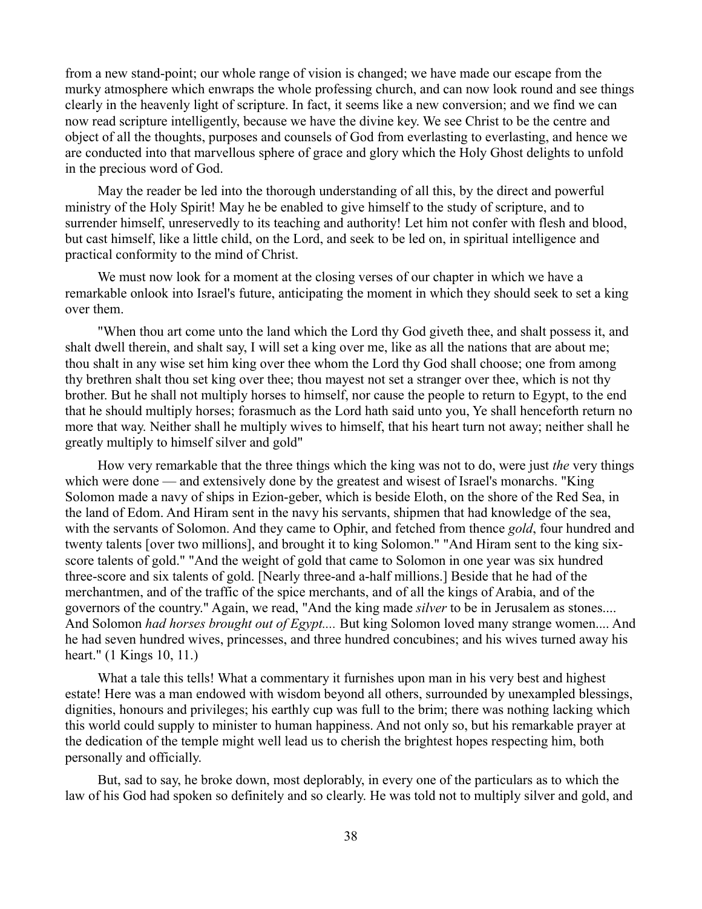from a new stand-point; our whole range of vision is changed; we have made our escape from the murky atmosphere which enwraps the whole professing church, and can now look round and see things clearly in the heavenly light of scripture. In fact, it seems like a new conversion; and we find we can now read scripture intelligently, because we have the divine key. We see Christ to be the centre and object of all the thoughts, purposes and counsels of God from everlasting to everlasting, and hence we are conducted into that marvellous sphere of grace and glory which the Holy Ghost delights to unfold in the precious word of God.

May the reader be led into the thorough understanding of all this, by the direct and powerful ministry of the Holy Spirit! May he be enabled to give himself to the study of scripture, and to surrender himself, unreservedly to its teaching and authority! Let him not confer with flesh and blood, but cast himself, like a little child, on the Lord, and seek to be led on, in spiritual intelligence and practical conformity to the mind of Christ.

We must now look for a moment at the closing verses of our chapter in which we have a remarkable onlook into Israel's future, anticipating the moment in which they should seek to set a king over them.

"When thou art come unto the land which the Lord thy God giveth thee, and shalt possess it, and shalt dwell therein, and shalt say, I will set a king over me, like as all the nations that are about me; thou shalt in any wise set him king over thee whom the Lord thy God shall choose; one from among thy brethren shalt thou set king over thee; thou mayest not set a stranger over thee, which is not thy brother. But he shall not multiply horses to himself, nor cause the people to return to Egypt, to the end that he should multiply horses; forasmuch as the Lord hath said unto you, Ye shall henceforth return no more that way. Neither shall he multiply wives to himself, that his heart turn not away; neither shall he greatly multiply to himself silver and gold"

How very remarkable that the three things which the king was not to do, were just *the* very things which were done — and extensively done by the greatest and wisest of Israel's monarchs. "King Solomon made a navy of ships in Ezion-geber, which is beside Eloth, on the shore of the Red Sea, in the land of Edom. And Hiram sent in the navy his servants, shipmen that had knowledge of the sea, with the servants of Solomon. And they came to Ophir, and fetched from thence *gold*, four hundred and twenty talents [over two millions], and brought it to king Solomon." "And Hiram sent to the king six-score talents of gold." "And the weight of gold that came to Solomon in one year was six hundred three-score and six talents of gold. [Nearly three-and a-half millions.] Beside that he had of the merchantmen, and of the traffic of the spice merchants, and of all the kings of Arabia, and of the governors of the country." Again, we read, "And the king made *silver* to be in Jerusalem as stones.... And Solomon *had horses brought out of Egypt....* But king Solomon loved many strange women.... And he had seven hundred wives, princesses, and three hundred concubines; and his wives turned away his heart." (1 Kings 10, 11.)

What a tale this tells! What a commentary it furnishes upon man in his very best and highest estate! Here was a man endowed with wisdom beyond all others, surrounded by unexampled blessings, dignities, honours and privileges; his earthly cup was full to the brim; there was nothing lacking which this world could supply to minister to human happiness. And not only so, but his remarkable prayer at the dedication of the temple might well lead us to cherish the brightest hopes respecting him, both personally and officially.

But, sad to say, he broke down, most deplorably, in every one of the particulars as to which the law of his God had spoken so definitely and so clearly. He was told not to multiply silver and gold, and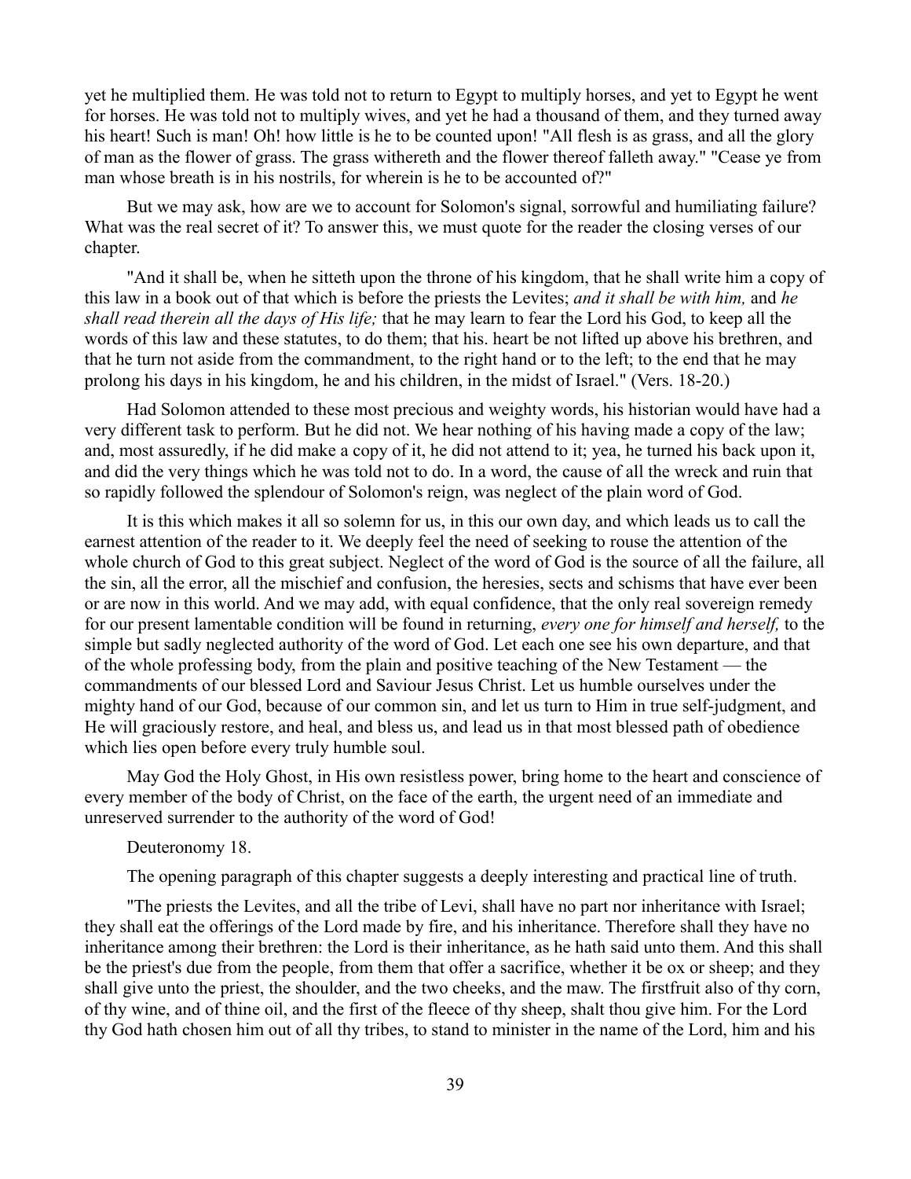yet he multiplied them. He was told not to return to Egypt to multiply horses, and yet to Egypt he went for horses. He was told not to multiply wives, and yet he had a thousand of them, and they turned away his heart! Such is man! Oh! how little is he to be counted upon! "All flesh is as grass, and all the glory of man as the flower of grass. The grass withereth and the flower thereof falleth away." "Cease ye from man whose breath is in his nostrils, for wherein is he to be accounted of?"

But we may ask, how are we to account for Solomon's signal, sorrowful and humiliating failure? What was the real secret of it? To answer this, we must quote for the reader the closing verses of our chapter.

"And it shall be, when he sitteth upon the throne of his kingdom, that he shall write him a copy of this law in a book out of that which is before the priests the Levites; *and it shall be with him,* and *he shall read therein all the days of His life;* that he may learn to fear the Lord his God, to keep all the words of this law and these statutes, to do them; that his. heart be not lifted up above his brethren, and that he turn not aside from the commandment, to the right hand or to the left; to the end that he may prolong his days in his kingdom, he and his children, in the midst of Israel." (Vers. 18-20.)

Had Solomon attended to these most precious and weighty words, his historian would have had a very different task to perform. But he did not. We hear nothing of his having made a copy of the law; and, most assuredly, if he did make a copy of it, he did not attend to it; yea, he turned his back upon it, and did the very things which he was told not to do. In a word, the cause of all the wreck and ruin that so rapidly followed the splendour of Solomon's reign, was neglect of the plain word of God.

It is this which makes it all so solemn for us, in this our own day, and which leads us to call the earnest attention of the reader to it. We deeply feel the need of seeking to rouse the attention of the whole church of God to this great subject. Neglect of the word of God is the source of all the failure, all the sin, all the error, all the mischief and confusion, the heresies, sects and schisms that have ever been or are now in this world. And we may add, with equal confidence, that the only real sovereign remedy for our present lamentable condition will be found in returning, *every one for himself and herself,* to the simple but sadly neglected authority of the word of God. Let each one see his own departure, and that of the whole professing body, from the plain and positive teaching of the New Testament — the commandments of our blessed Lord and Saviour Jesus Christ. Let us humble ourselves under the mighty hand of our God, because of our common sin, and let us turn to Him in true self-judgment, and He will graciously restore, and heal, and bless us, and lead us in that most blessed path of obedience which lies open before every truly humble soul.

May God the Holy Ghost, in His own resistless power, bring home to the heart and conscience of every member of the body of Christ, on the face of the earth, the urgent need of an immediate and unreserved surrender to the authority of the word of God!

Deuteronomy 18.

The opening paragraph of this chapter suggests a deeply interesting and practical line of truth.

"The priests the Levites, and all the tribe of Levi, shall have no part nor inheritance with Israel; they shall eat the offerings of the Lord made by fire, and his inheritance. Therefore shall they have no inheritance among their brethren: the Lord is their inheritance, as he hath said unto them. And this shall be the priest's due from the people, from them that offer a sacrifice, whether it be ox or sheep; and they shall give unto the priest, the shoulder, and the two cheeks, and the maw. The firstfruit also of thy corn, of thy wine, and of thine oil, and the first of the fleece of thy sheep, shalt thou give him. For the Lord thy God hath chosen him out of all thy tribes, to stand to minister in the name of the Lord, him and his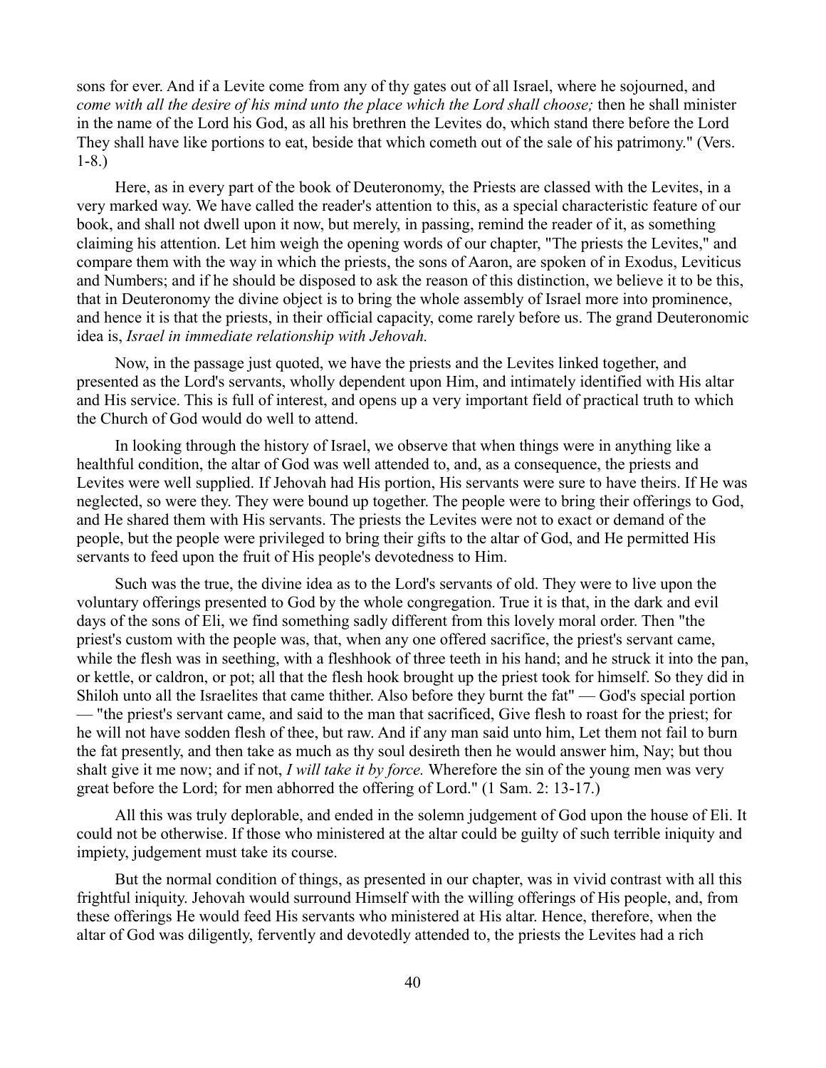sons for ever. And if a Levite come from any of thy gates out of all Israel, where he sojourned, and *come with all the desire of his mind unto the place which the Lord shall choose;* then he shall minister in the name of the Lord his God, as all his brethren the Levites do, which stand there before the Lord They shall have like portions to eat, beside that which cometh out of the sale of his patrimony." (Vers. 1-8.)

Here, as in every part of the book of Deuteronomy, the Priests are classed with the Levites, in a very marked way. We have called the reader's attention to this, as a special characteristic feature of our book, and shall not dwell upon it now, but merely, in passing, remind the reader of it, as something claiming his attention. Let him weigh the opening words of our chapter, "The priests the Levites," and compare them with the way in which the priests, the sons of Aaron, are spoken of in Exodus, Leviticus and Numbers; and if he should be disposed to ask the reason of this distinction, we believe it to be this, that in Deuteronomy the divine object is to bring the whole assembly of Israel more into prominence, and hence it is that the priests, in their official capacity, come rarely before us. The grand Deuteronomic idea is, *Israel in immediate relationship with Jehovah.*

Now, in the passage just quoted, we have the priests and the Levites linked together, and presented as the Lord's servants, wholly dependent upon Him, and intimately identified with His altar and His service. This is full of interest, and opens up a very important field of practical truth to which the Church of God would do well to attend.

In looking through the history of Israel, we observe that when things were in anything like a healthful condition, the altar of God was well attended to, and, as a consequence, the priests and Levites were well supplied. If Jehovah had His portion, His servants were sure to have theirs. If He was neglected, so were they. They were bound up together. The people were to bring their offerings to God, and He shared them with His servants. The priests the Levites were not to exact or demand of the people, but the people were privileged to bring their gifts to the altar of God, and He permitted His servants to feed upon the fruit of His people's devotedness to Him.

Such was the true, the divine idea as to the Lord's servants of old. They were to live upon the voluntary offerings presented to God by the whole congregation. True it is that, in the dark and evil days of the sons of Eli, we find something sadly different from this lovely moral order. Then "the priest's custom with the people was, that, when any one offered sacrifice, the priest's servant came, while the flesh was in seething, with a fleshhook of three teeth in his hand; and he struck it into the pan, or kettle, or caldron, or pot; all that the flesh hook brought up the priest took for himself. So they did in Shiloh unto all the Israelites that came thither. Also before they burnt the fat" — God's special portion — "the priest's servant came, and said to the man that sacrificed, Give flesh to roast for the priest; for he will not have sodden flesh of thee, but raw. And if any man said unto him, Let them not fail to burn the fat presently, and then take as much as thy soul desireth then he would answer him, Nay; but thou shalt give it me now; and if not, *I will take it by force.* Wherefore the sin of the young men was very great before the Lord; for men abhorred the offering of Lord." (1 Sam. 2: 13-17.)

All this was truly deplorable, and ended in the solemn judgement of God upon the house of Eli. It could not be otherwise. If those who ministered at the altar could be guilty of such terrible iniquity and impiety, judgement must take its course.

But the normal condition of things, as presented in our chapter, was in vivid contrast with all this frightful iniquity. Jehovah would surround Himself with the willing offerings of His people, and, from these offerings He would feed His servants who ministered at His altar. Hence, therefore, when the altar of God was diligently, fervently and devotedly attended to, the priests the Levites had a rich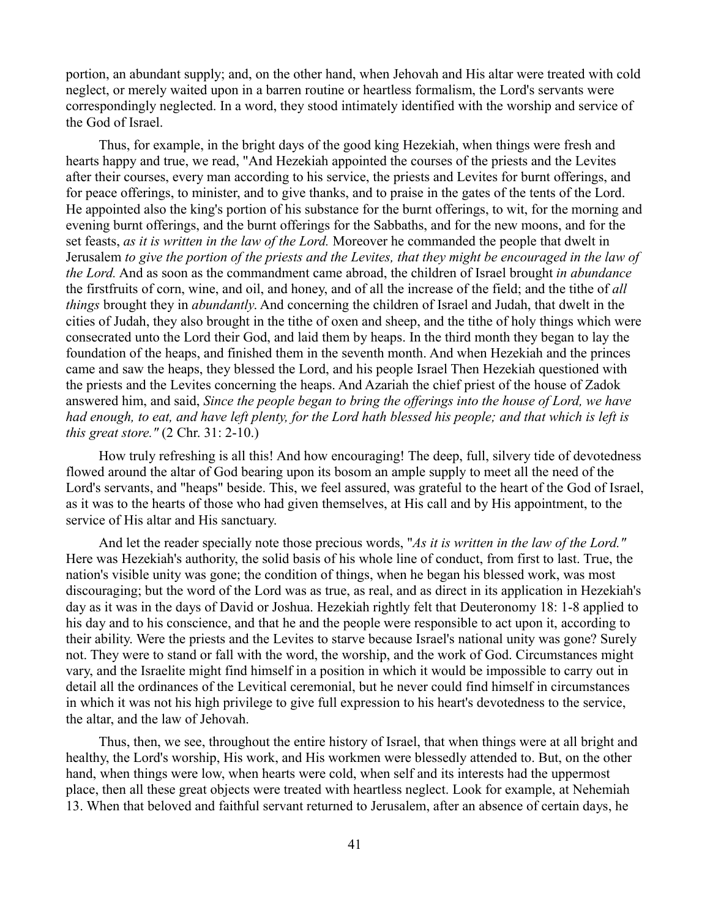portion, an abundant supply; and, on the other hand, when Jehovah and His altar were treated with cold neglect, or merely waited upon in a barren routine or heartless formalism, the Lord's servants were correspondingly neglected. In a word, they stood intimately identified with the worship and service of the God of Israel.

Thus, for example, in the bright days of the good king Hezekiah, when things were fresh and hearts happy and true, we read, "And Hezekiah appointed the courses of the priests and the Levites after their courses, every man according to his service, the priests and Levites for burnt offerings, and for peace offerings, to minister, and to give thanks, and to praise in the gates of the tents of the Lord. He appointed also the king's portion of his substance for the burnt offerings, to wit, for the morning and evening burnt offerings, and the burnt offerings for the Sabbaths, and for the new moons, and for the set feasts, *as it is written in the law of the Lord.* Moreover he commanded the people that dwelt in Jerusalem *to give the portion of the priests and the Levites, that they might be encouraged in the law of the Lord.* And as soon as the commandment came abroad, the children of Israel brought *in abundance* the firstfruits of corn, wine, and oil, and honey, and of all the increase of the field; and the tithe of *all things* brought they in *abundantly*. And concerning the children of Israel and Judah, that dwelt in the cities of Judah, they also brought in the tithe of oxen and sheep, and the tithe of holy things which were consecrated unto the Lord their God, and laid them by heaps. In the third month they began to lay the foundation of the heaps, and finished them in the seventh month. And when Hezekiah and the princes came and saw the heaps, they blessed the Lord, and his people Israel Then Hezekiah questioned with the priests and the Levites concerning the heaps. And Azariah the chief priest of the house of Zadok answered him, and said, *Since the people began to bring the offerings into the house of Lord, we have had enough, to eat, and have left plenty, for the Lord hath blessed his people; and that which is left is this great store."* (2 Chr. 31: 2-10.)

How truly refreshing is all this! And how encouraging! The deep, full, silvery tide of devotedness flowed around the altar of God bearing upon its bosom an ample supply to meet all the need of the Lord's servants, and "heaps" beside. This, we feel assured, was grateful to the heart of the God of Israel, as it was to the hearts of those who had given themselves, at His call and by His appointment, to the service of His altar and His sanctuary.

And let the reader specially note those precious words, "*As it is written in the law of the Lord."* Here was Hezekiah's authority, the solid basis of his whole line of conduct, from first to last. True, the nation's visible unity was gone; the condition of things, when he began his blessed work, was most discouraging; but the word of the Lord was as true, as real, and as direct in its application in Hezekiah's day as it was in the days of David or Joshua. Hezekiah rightly felt that Deuteronomy 18: 1-8 applied to his day and to his conscience, and that he and the people were responsible to act upon it, according to their ability. Were the priests and the Levites to starve because Israel's national unity was gone? Surely not. They were to stand or fall with the word, the worship, and the work of God. Circumstances might vary, and the Israelite might find himself in a position in which it would be impossible to carry out in detail all the ordinances of the Levitical ceremonial, but he never could find himself in circumstances in which it was not his high privilege to give full expression to his heart's devotedness to the service, the altar, and the law of Jehovah.

Thus, then, we see, throughout the entire history of Israel, that when things were at all bright and healthy, the Lord's worship, His work, and His workmen were blessedly attended to. But, on the other hand, when things were low, when hearts were cold, when self and its interests had the uppermost place, then all these great objects were treated with heartless neglect. Look for example, at Nehemiah 13. When that beloved and faithful servant returned to Jerusalem, after an absence of certain days, he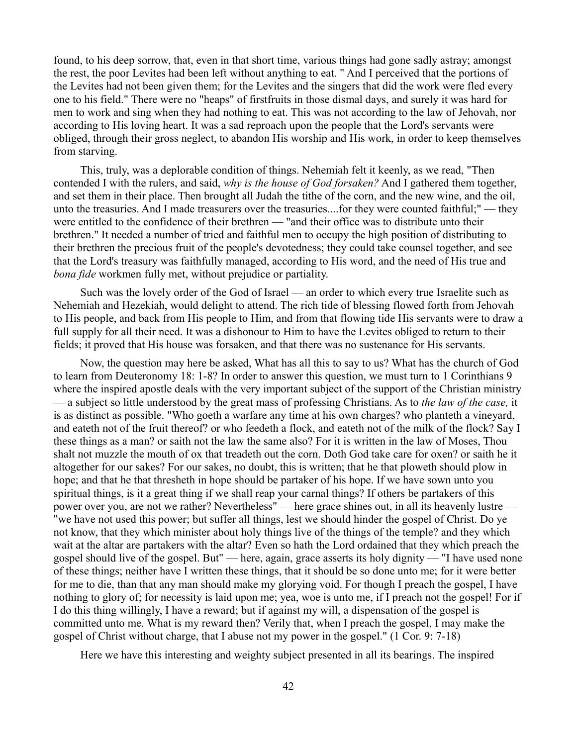found, to his deep sorrow, that, even in that short time, various things had gone sadly astray; amongst the rest, the poor Levites had been left without anything to eat. " And I perceived that the portions of the Levites had not been given them; for the Levites and the singers that did the work were fled every one to his field." There were no "heaps" of firstfruits in those dismal days, and surely it was hard for men to work and sing when they had nothing to eat. This was not according to the law of Jehovah, nor according to His loving heart. It was a sad reproach upon the people that the Lord's servants were obliged, through their gross neglect, to abandon His worship and His work, in order to keep themselves from starving.

This, truly, was a deplorable condition of things. Nehemiah felt it keenly, as we read, "Then contended I with the rulers, and said, *why is the house of God forsaken?* And I gathered them together, and set them in their place. Then brought all Judah the tithe of the corn, and the new wine, and the oil, unto the treasuries. And I made treasurers over the treasuries....for they were counted faithful;" — they were entitled to the confidence of their brethren — "and their office was to distribute unto their brethren." It needed a number of tried and faithful men to occupy the high position of distributing to their brethren the precious fruit of the people's devotedness; they could take counsel together, and see that the Lord's treasury was faithfully managed, according to His word, and the need of His true and *bona fide* workmen fully met, without prejudice or partiality.

Such was the lovely order of the God of Israel — an order to which every true Israelite such as Nehemiah and Hezekiah, would delight to attend. The rich tide of blessing flowed forth from Jehovah to His people, and back from His people to Him, and from that flowing tide His servants were to draw a full supply for all their need. It was a dishonour to Him to have the Levites obliged to return to their fields; it proved that His house was forsaken, and that there was no sustenance for His servants.

Now, the question may here be asked, What has all this to say to us? What has the church of God to learn from Deuteronomy 18: 1-8? In order to answer this question, we must turn to 1 Corinthians 9 where the inspired apostle deals with the very important subject of the support of the Christian ministry — a subject so little understood by the great mass of professing Christians. As to *the law of the case,* it is as distinct as possible. "Who goeth a warfare any time at his own charges? who planteth a vineyard, and eateth not of the fruit thereof? or who feedeth a flock, and eateth not of the milk of the flock? Say I these things as a man? or saith not the law the same also? For it is written in the law of Moses, Thou shalt not muzzle the mouth of ox that treadeth out the corn. Doth God take care for oxen? or saith he it altogether for our sakes? For our sakes, no doubt, this is written; that he that ploweth should plow in hope; and that he that thresheth in hope should be partaker of his hope. If we have sown unto you spiritual things, is it a great thing if we shall reap your carnal things? If others be partakers of this power over you, are not we rather? Nevertheless" — here grace shines out, in all its heavenly lustre — "we have not used this power; but suffer all things, lest we should hinder the gospel of Christ. Do ye not know, that they which minister about holy things live of the things of the temple? and they which wait at the altar are partakers with the altar? Even so hath the Lord ordained that they which preach the gospel should live of the gospel. But" — here, again, grace asserts its holy dignity — "I have used none of these things; neither have I written these things, that it should be so done unto me; for it were better for me to die, than that any man should make my glorying void. For though I preach the gospel, I have nothing to glory of; for necessity is laid upon me; yea, woe is unto me, if I preach not the gospel! For if I do this thing willingly, I have a reward; but if against my will, a dispensation of the gospel is committed unto me. What is my reward then? Verily that, when I preach the gospel, I may make the gospel of Christ without charge, that I abuse not my power in the gospel." (1 Cor. 9: 7-18)

Here we have this interesting and weighty subject presented in all its bearings. The inspired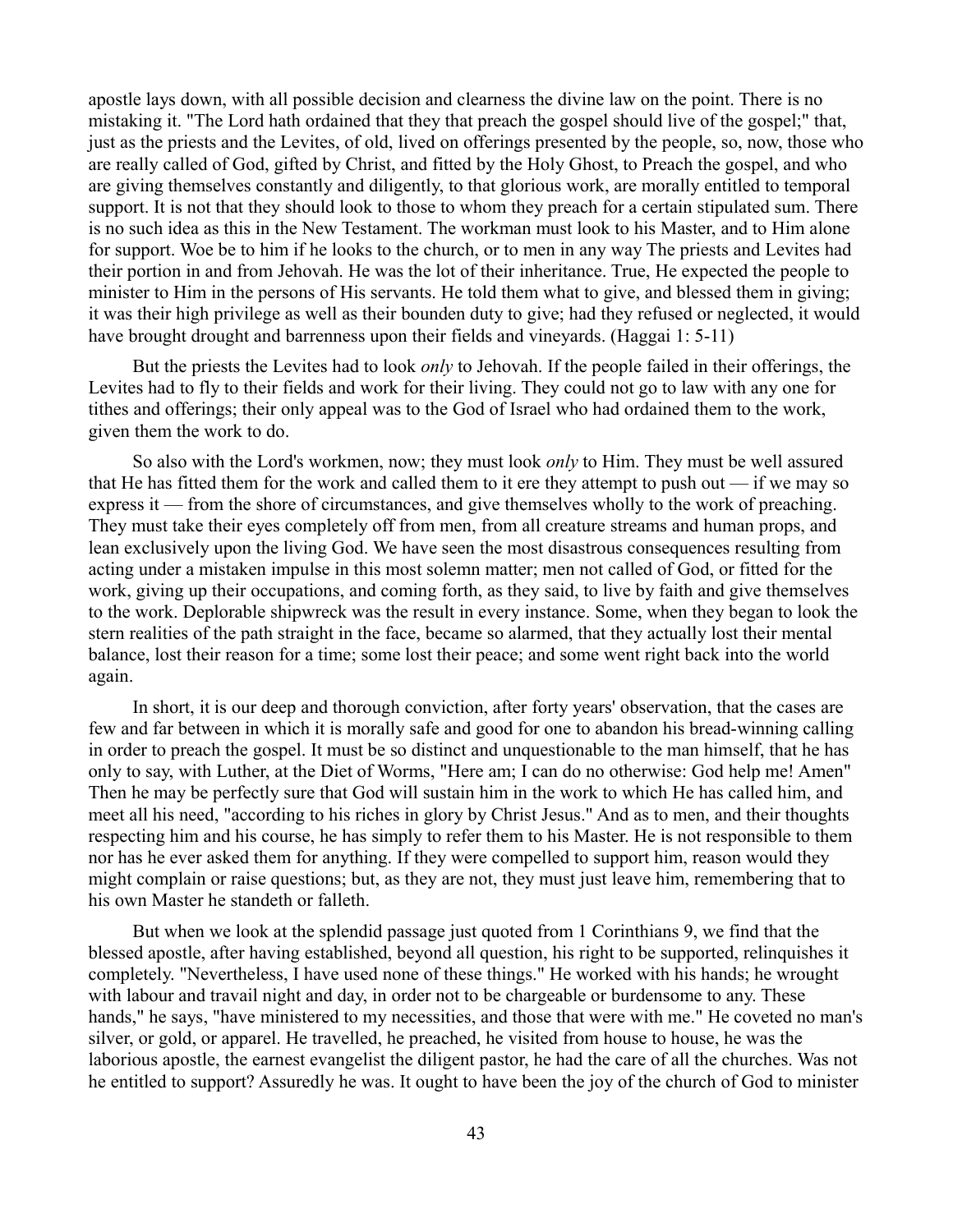apostle lays down, with all possible decision and clearness the divine law on the point. There is no mistaking it. "The Lord hath ordained that they that preach the gospel should live of the gospel;" that, just as the priests and the Levites, of old, lived on offerings presented by the people, so, now, those who are really called of God, gifted by Christ, and fitted by the Holy Ghost, to Preach the gospel, and who are giving themselves constantly and diligently, to that glorious work, are morally entitled to temporal support. It is not that they should look to those to whom they preach for a certain stipulated sum. There is no such idea as this in the New Testament. The workman must look to his Master, and to Him alone for support. Woe be to him if he looks to the church, or to men in any way The priests and Levites had their portion in and from Jehovah. He was the lot of their inheritance. True, He expected the people to minister to Him in the persons of His servants. He told them what to give, and blessed them in giving; it was their high privilege as well as their bounden duty to give; had they refused or neglected, it would have brought drought and barrenness upon their fields and vineyards. (Haggai 1: 5-11)

But the priests the Levites had to look *only* to Jehovah. If the people failed in their offerings, the Levites had to fly to their fields and work for their living. They could not go to law with any one for tithes and offerings; their only appeal was to the God of Israel who had ordained them to the work, given them the work to do.

So also with the Lord's workmen, now; they must look *only* to Him. They must be well assured that He has fitted them for the work and called them to it ere they attempt to push out — if we may so express it — from the shore of circumstances, and give themselves wholly to the work of preaching. They must take their eyes completely off from men, from all creature streams and human props, and lean exclusively upon the living God. We have seen the most disastrous consequences resulting from acting under a mistaken impulse in this most solemn matter; men not called of God, or fitted for the work, giving up their occupations, and coming forth, as they said, to live by faith and give themselves to the work. Deplorable shipwreck was the result in every instance. Some, when they began to look the stern realities of the path straight in the face, became so alarmed, that they actually lost their mental balance, lost their reason for a time; some lost their peace; and some went right back into the world again.

In short, it is our deep and thorough conviction, after forty years' observation, that the cases are few and far between in which it is morally safe and good for one to abandon his bread-winning calling in order to preach the gospel. It must be so distinct and unquestionable to the man himself, that he has only to say, with Luther, at the Diet of Worms, "Here am; I can do no otherwise: God help me! Amen" Then he may be perfectly sure that God will sustain him in the work to which He has called him, and meet all his need, "according to his riches in glory by Christ Jesus." And as to men, and their thoughts respecting him and his course, he has simply to refer them to his Master. He is not responsible to them nor has he ever asked them for anything. If they were compelled to support him, reason would they might complain or raise questions; but, as they are not, they must just leave him, remembering that to his own Master he standeth or falleth.

But when we look at the splendid passage just quoted from 1 Corinthians 9, we find that the blessed apostle, after having established, beyond all question, his right to be supported, relinquishes it completely. "Nevertheless, I have used none of these things." He worked with his hands; he wrought with labour and travail night and day, in order not to be chargeable or burdensome to any. These hands," he says, "have ministered to my necessities, and those that were with me." He coveted no man's silver, or gold, or apparel. He travelled, he preached, he visited from house to house, he was the laborious apostle, the earnest evangelist the diligent pastor, he had the care of all the churches. Was not he entitled to support? Assuredly he was. It ought to have been the joy of the church of God to minister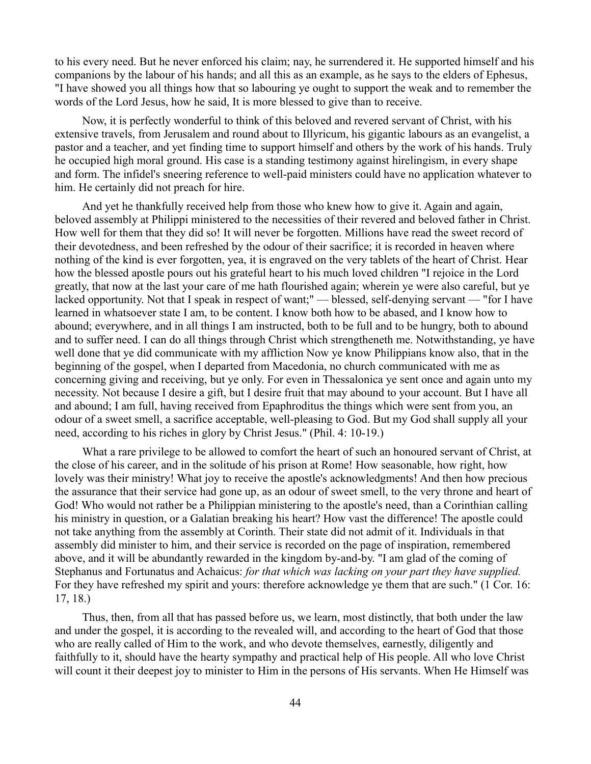to his every need. But he never enforced his claim; nay, he surrendered it. He supported himself and his companions by the labour of his hands; and all this as an example, as he says to the elders of Ephesus, "I have showed you all things how that so labouring ye ought to support the weak and to remember the words of the Lord Jesus, how he said, It is more blessed to give than to receive.

Now, it is perfectly wonderful to think of this beloved and revered servant of Christ, with his extensive travels, from Jerusalem and round about to Illyricum, his gigantic labours as an evangelist, a pastor and a teacher, and yet finding time to support himself and others by the work of his hands. Truly he occupied high moral ground. His case is a standing testimony against hirelingism, in every shape and form. The infidel's sneering reference to well-paid ministers could have no application whatever to him. He certainly did not preach for hire.

And yet he thankfully received help from those who knew how to give it. Again and again, beloved assembly at Philippi ministered to the necessities of their revered and beloved father in Christ. How well for them that they did so! It will never be forgotten. Millions have read the sweet record of their devotedness, and been refreshed by the odour of their sacrifice; it is recorded in heaven where nothing of the kind is ever forgotten, yea, it is engraved on the very tablets of the heart of Christ. Hear how the blessed apostle pours out his grateful heart to his much loved children "I rejoice in the Lord greatly, that now at the last your care of me hath flourished again; wherein ye were also careful, but ye lacked opportunity. Not that I speak in respect of want;" — blessed, self-denying servant — "for I have learned in whatsoever state I am, to be content. I know both how to be abased, and I know how to abound; everywhere, and in all things I am instructed, both to be full and to be hungry, both to abound and to suffer need. I can do all things through Christ which strengtheneth me. Notwithstanding, ye have well done that ye did communicate with my affliction Now ye know Philippians know also, that in the beginning of the gospel, when I departed from Macedonia, no church communicated with me as concerning giving and receiving, but ye only. For even in Thessalonica ye sent once and again unto my necessity. Not because I desire a gift, but I desire fruit that may abound to your account. But I have all and abound; I am full, having received from Epaphroditus the things which were sent from you, an odour of a sweet smell, a sacrifice acceptable, well-pleasing to God. But my God shall supply all your need, according to his riches in glory by Christ Jesus." (Phil. 4: 10-19.)

What a rare privilege to be allowed to comfort the heart of such an honoured servant of Christ, at the close of his career, and in the solitude of his prison at Rome! How seasonable, how right, how lovely was their ministry! What joy to receive the apostle's acknowledgments! And then how precious the assurance that their service had gone up, as an odour of sweet smell, to the very throne and heart of God! Who would not rather be a Philippian ministering to the apostle's need, than a Corinthian calling his ministry in question, or a Galatian breaking his heart? How vast the difference! The apostle could not take anything from the assembly at Corinth. Their state did not admit of it. Individuals in that assembly did minister to him, and their service is recorded on the page of inspiration, remembered above, and it will be abundantly rewarded in the kingdom by-and-by. "I am glad of the coming of Stephanus and Fortunatus and Achaicus: *for that which was lacking on your part they have supplied.* For they have refreshed my spirit and yours: therefore acknowledge ye them that are such." (1 Cor. 16: 17, 18.)

Thus, then, from all that has passed before us, we learn, most distinctly, that both under the law and under the gospel, it is according to the revealed will, and according to the heart of God that those who are really called of Him to the work, and who devote themselves, earnestly, diligently and faithfully to it, should have the hearty sympathy and practical help of His people. All who love Christ will count it their deepest joy to minister to Him in the persons of His servants. When He Himself was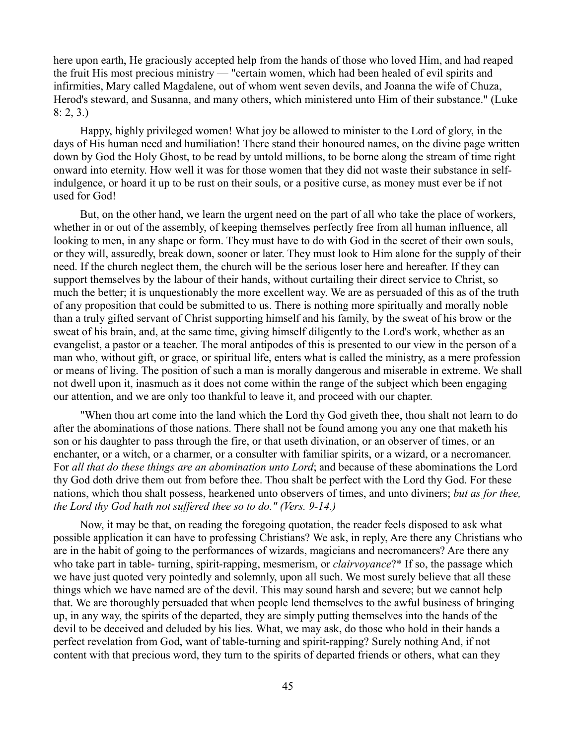here upon earth, He graciously accepted help from the hands of those who loved Him, and had reaped the fruit His most precious ministry — "certain women, which had been healed of evil spirits and infirmities, Mary called Magdalene, out of whom went seven devils, and Joanna the wife of Chuza, Herod's steward, and Susanna, and many others, which ministered unto Him of their substance." (Luke 8: 2, 3.)

Happy, highly privileged women! What joy be allowed to minister to the Lord of glory, in the days of His human need and humiliation! There stand their honoured names, on the divine page written down by God the Holy Ghost, to be read by untold millions, to be borne along the stream of time right onward into eternity. How well it was for those women that they did not waste their substance in self-indulgence, or hoard it up to be rust on their souls, or a positive curse, as money must ever be if not used for God!

But, on the other hand, we learn the urgent need on the part of all who take the place of workers, whether in or out of the assembly, of keeping themselves perfectly free from all human influence, all looking to men, in any shape or form. They must have to do with God in the secret of their own souls, or they will, assuredly, break down, sooner or later. They must look to Him alone for the supply of their need. If the church neglect them, the church will be the serious loser here and hereafter. If they can support themselves by the labour of their hands, without curtailing their direct service to Christ, so much the better; it is unquestionably the more excellent way. We are as persuaded of this as of the truth of any proposition that could be submitted to us. There is nothing more spiritually and morally noble than a truly gifted servant of Christ supporting himself and his family, by the sweat of his brow or the sweat of his brain, and, at the same time, giving himself diligently to the Lord's work, whether as an evangelist, a pastor or a teacher. The moral antipodes of this is presented to our view in the person of a man who, without gift, or grace, or spiritual life, enters what is called the ministry, as a mere profession or means of living. The position of such a man is morally dangerous and miserable in extreme. We shall not dwell upon it, inasmuch as it does not come within the range of the subject which been engaging our attention, and we are only too thankful to leave it, and proceed with our chapter.

"When thou art come into the land which the Lord thy God giveth thee, thou shalt not learn to do after the abominations of those nations. There shall not be found among you any one that maketh his son or his daughter to pass through the fire, or that useth divination, or an observer of times, or an enchanter, or a witch, or a charmer, or a consulter with familiar spirits, or a wizard, or a necromancer. For *all that do these things are an abomination unto Lord*; and because of these abominations the Lord thy God doth drive them out from before thee. Thou shalt be perfect with the Lord thy God. For these nations, which thou shalt possess, hearkened unto observers of times, and unto diviners; *but as for thee, the Lord thy God hath not suffered thee so to do." (Vers. 9-14.)*

Now, it may be that, on reading the foregoing quotation, the reader feels disposed to ask what possible application it can have to professing Christians? We ask, in reply, Are there any Christians who are in the habit of going to the performances of wizards, magicians and necromancers? Are there any who take part in table- turning, spirit-rapping, mesmerism, or *clairvoyance*?* If so, the passage which we have just quoted very pointedly and solemnly, upon all such. We most surely believe that all these things which we have named are of the devil. This may sound harsh and severe; but we cannot help that. We are thoroughly persuaded that when people lend themselves to the awful business of bringing up, in any way, the spirits of the departed, they are simply putting themselves into the hands of the devil to be deceived and deluded by his lies. What, we may ask, do those who hold in their hands a perfect revelation from God, want of table-turning and spirit-rapping? Surely nothing And, if not content with that precious word, they turn to the spirits of departed friends or others, what can they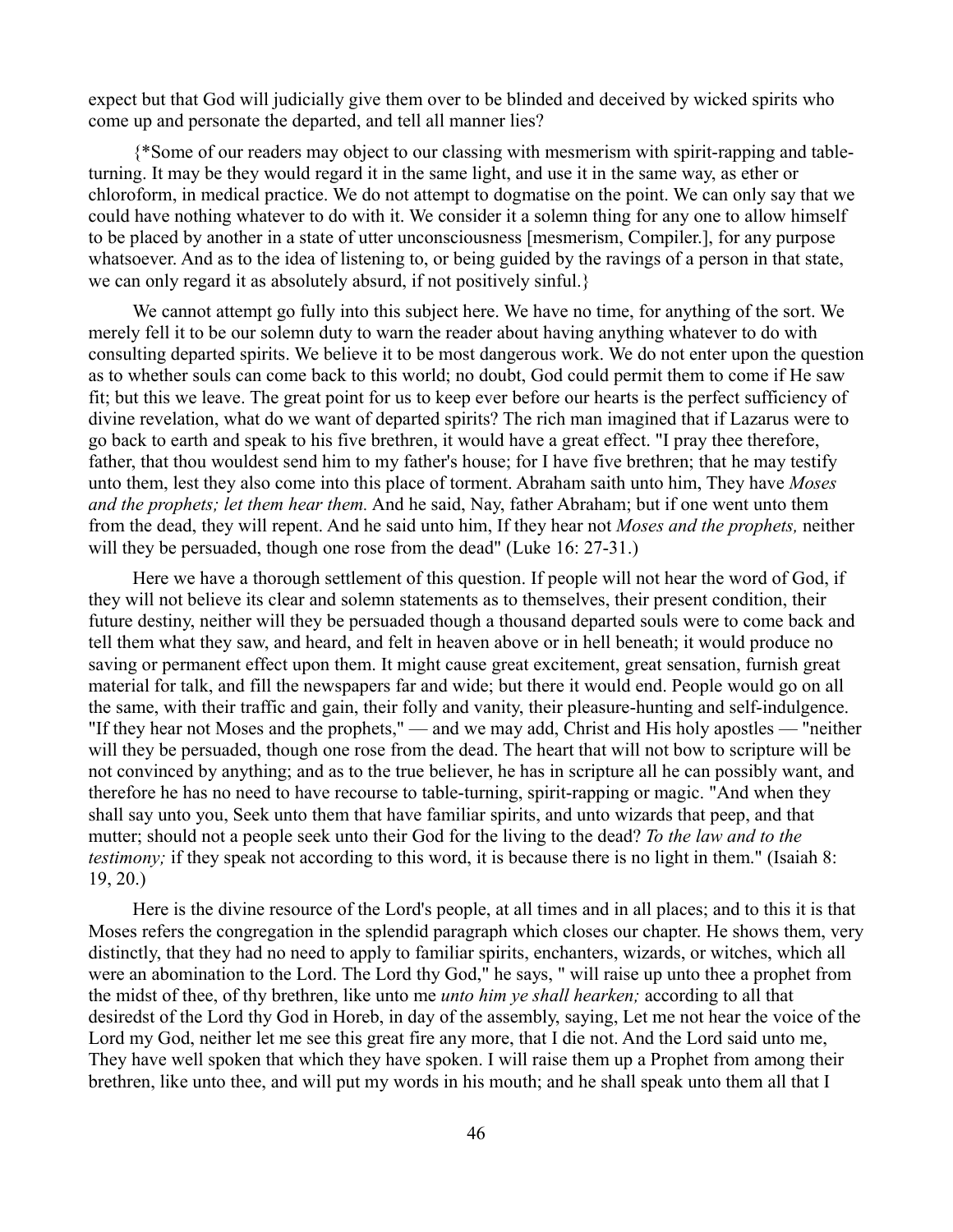expect but that God will judicially give them over to be blinded and deceived by wicked spirits who come up and personate the departed, and tell all manner lies?

{*Some of our readers may object to our classing with mesmerism with spirit-rapping and table-turning. It may be they would regard it in the same light, and use it in the same way, as ether or chloroform, in medical practice. We do not attempt to dogmatise on the point. We can only say that we could have nothing whatever to do with it. We consider it a solemn thing for any one to allow himself to be placed by another in a state of utter unconsciousness [mesmerism, Compiler.], for any purpose whatsoever. And as to the idea of listening to, or being guided by the ravings of a person in that state, we can only regard it as absolutely absurd, if not positively sinful.}

We cannot attempt go fully into this subject here. We have no time, for anything of the sort. We merely fell it to be our solemn duty to warn the reader about having anything whatever to do with consulting departed spirits. We believe it to be most dangerous work. We do not enter upon the question as to whether souls can come back to this world; no doubt, God could permit them to come if He saw fit; but this we leave. The great point for us to keep ever before our hearts is the perfect sufficiency of divine revelation, what do we want of departed spirits? The rich man imagined that if Lazarus were to go back to earth and speak to his five brethren, it would have a great effect. "I pray thee therefore, father, that thou wouldest send him to my father's house; for I have five brethren; that he may testify unto them, lest they also come into this place of torment. Abraham saith unto him, They have *Moses and the prophets; let them hear them.* And he said, Nay, father Abraham; but if one went unto them from the dead, they will repent. And he said unto him, If they hear not *Moses and the prophets,* neither will they be persuaded, though one rose from the dead" (Luke 16: 27-31.)

Here we have a thorough settlement of this question. If people will not hear the word of God, if they will not believe its clear and solemn statements as to themselves, their present condition, their future destiny, neither will they be persuaded though a thousand departed souls were to come back and tell them what they saw, and heard, and felt in heaven above or in hell beneath; it would produce no saving or permanent effect upon them. It might cause great excitement, great sensation, furnish great material for talk, and fill the newspapers far and wide; but there it would end. People would go on all the same, with their traffic and gain, their folly and vanity, their pleasure-hunting and self-indulgence. "If they hear not Moses and the prophets," — and we may add, Christ and His holy apostles — "neither will they be persuaded, though one rose from the dead. The heart that will not bow to scripture will be not convinced by anything; and as to the true believer, he has in scripture all he can possibly want, and therefore he has no need to have recourse to table-turning, spirit-rapping or magic. "And when they shall say unto you, Seek unto them that have familiar spirits, and unto wizards that peep, and that mutter; should not a people seek unto their God for the living to the dead? *To the law and to the testimony;* if they speak not according to this word, it is because there is no light in them." (Isaiah 8: 19, 20.)

Here is the divine resource of the Lord's people, at all times and in all places; and to this it is that Moses refers the congregation in the splendid paragraph which closes our chapter. He shows them, very distinctly, that they had no need to apply to familiar spirits, enchanters, wizards, or witches, which all were an abomination to the Lord. The Lord thy God," he says, " will raise up unto thee a prophet from the midst of thee, of thy brethren, like unto me *unto him ye shall hearken;* according to all that desiredst of the Lord thy God in Horeb, in day of the assembly, saying, Let me not hear the voice of the Lord my God, neither let me see this great fire any more, that I die not. And the Lord said unto me, They have well spoken that which they have spoken. I will raise them up a Prophet from among their brethren, like unto thee, and will put my words in his mouth; and he shall speak unto them all that I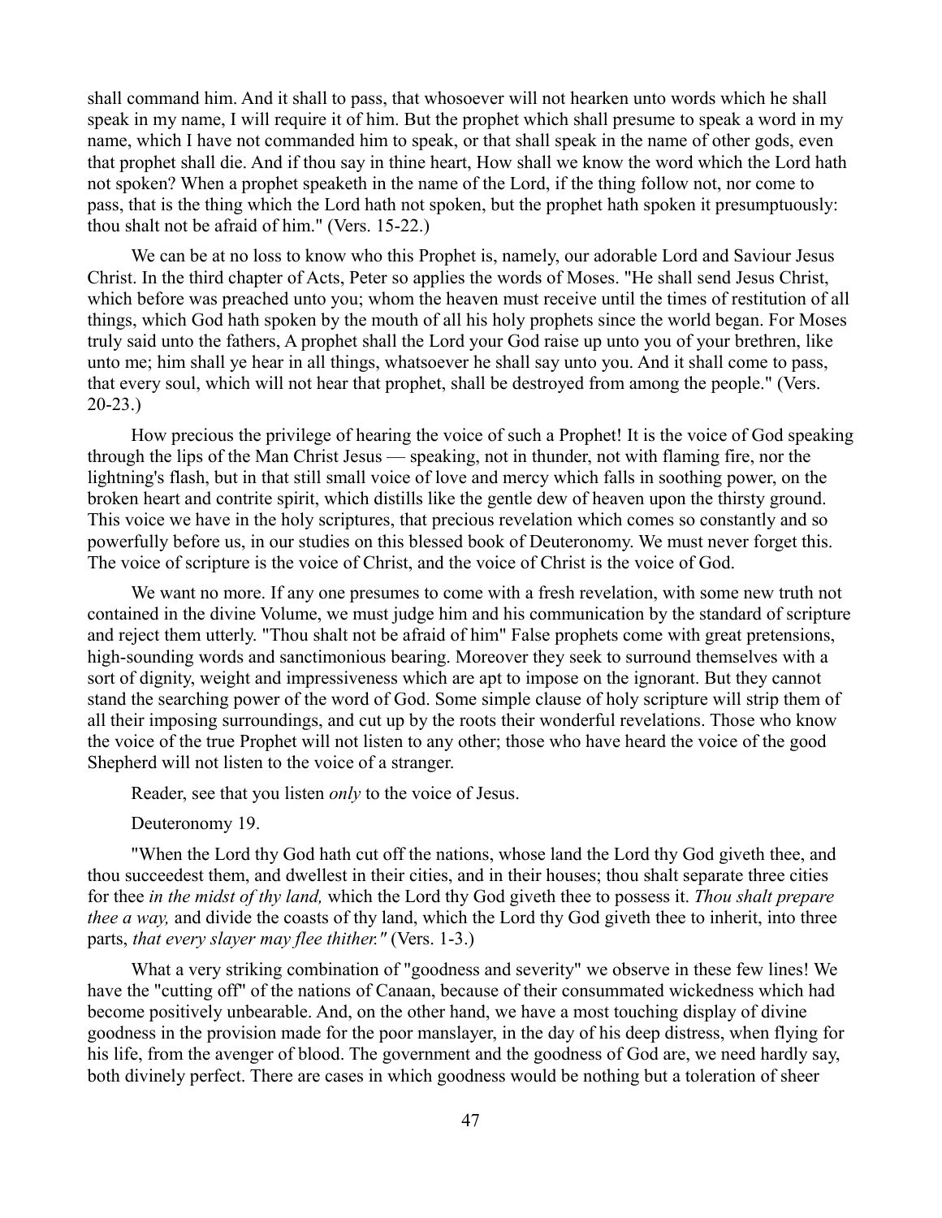shall command him. And it shall to pass, that whosoever will not hearken unto words which he shall speak in my name, I will require it of him. But the prophet which shall presume to speak a word in my name, which I have not commanded him to speak, or that shall speak in the name of other gods, even that prophet shall die. And if thou say in thine heart, How shall we know the word which the Lord hath not spoken? When a prophet speaketh in the name of the Lord, if the thing follow not, nor come to pass, that is the thing which the Lord hath not spoken, but the prophet hath spoken it presumptuously: thou shalt not be afraid of him." (Vers. 15-22.)

We can be at no loss to know who this Prophet is, namely, our adorable Lord and Saviour Jesus Christ. In the third chapter of Acts, Peter so applies the words of Moses. "He shall send Jesus Christ, which before was preached unto you; whom the heaven must receive until the times of restitution of all things, which God hath spoken by the mouth of all his holy prophets since the world began. For Moses truly said unto the fathers, A prophet shall the Lord your God raise up unto you of your brethren, like unto me; him shall ye hear in all things, whatsoever he shall say unto you. And it shall come to pass, that every soul, which will not hear that prophet, shall be destroyed from among the people." (Vers. 20-23.)

How precious the privilege of hearing the voice of such a Prophet! It is the voice of God speaking through the lips of the Man Christ Jesus — speaking, not in thunder, not with flaming fire, nor the lightning's flash, but in that still small voice of love and mercy which falls in soothing power, on the broken heart and contrite spirit, which distills like the gentle dew of heaven upon the thirsty ground. This voice we have in the holy scriptures, that precious revelation which comes so constantly and so powerfully before us, in our studies on this blessed book of Deuteronomy. We must never forget this. The voice of scripture is the voice of Christ, and the voice of Christ is the voice of God.

We want no more. If any one presumes to come with a fresh revelation, with some new truth not contained in the divine Volume, we must judge him and his communication by the standard of scripture and reject them utterly. "Thou shalt not be afraid of him" False prophets come with great pretensions, high-sounding words and sanctimonious bearing. Moreover they seek to surround themselves with a sort of dignity, weight and impressiveness which are apt to impose on the ignorant. But they cannot stand the searching power of the word of God. Some simple clause of holy scripture will strip them of all their imposing surroundings, and cut up by the roots their wonderful revelations. Those who know the voice of the true Prophet will not listen to any other; those who have heard the voice of the good Shepherd will not listen to the voice of a stranger.

Reader, see that you listen *only* to the voice of Jesus.

Deuteronomy 19.

"When the Lord thy God hath cut off the nations, whose land the Lord thy God giveth thee, and thou succeedest them, and dwellest in their cities, and in their houses; thou shalt separate three cities for thee *in the midst of thy land,* which the Lord thy God giveth thee to possess it. *Thou shalt prepare thee a way,* and divide the coasts of thy land, which the Lord thy God giveth thee to inherit, into three parts, *that every slayer may flee thither."* (Vers. 1-3.)

What a very striking combination of "goodness and severity" we observe in these few lines! We have the "cutting off" of the nations of Canaan, because of their consummated wickedness which had become positively unbearable. And, on the other hand, we have a most touching display of divine goodness in the provision made for the poor manslayer, in the day of his deep distress, when flying for his life, from the avenger of blood. The government and the goodness of God are, we need hardly say, both divinely perfect. There are cases in which goodness would be nothing but a toleration of sheer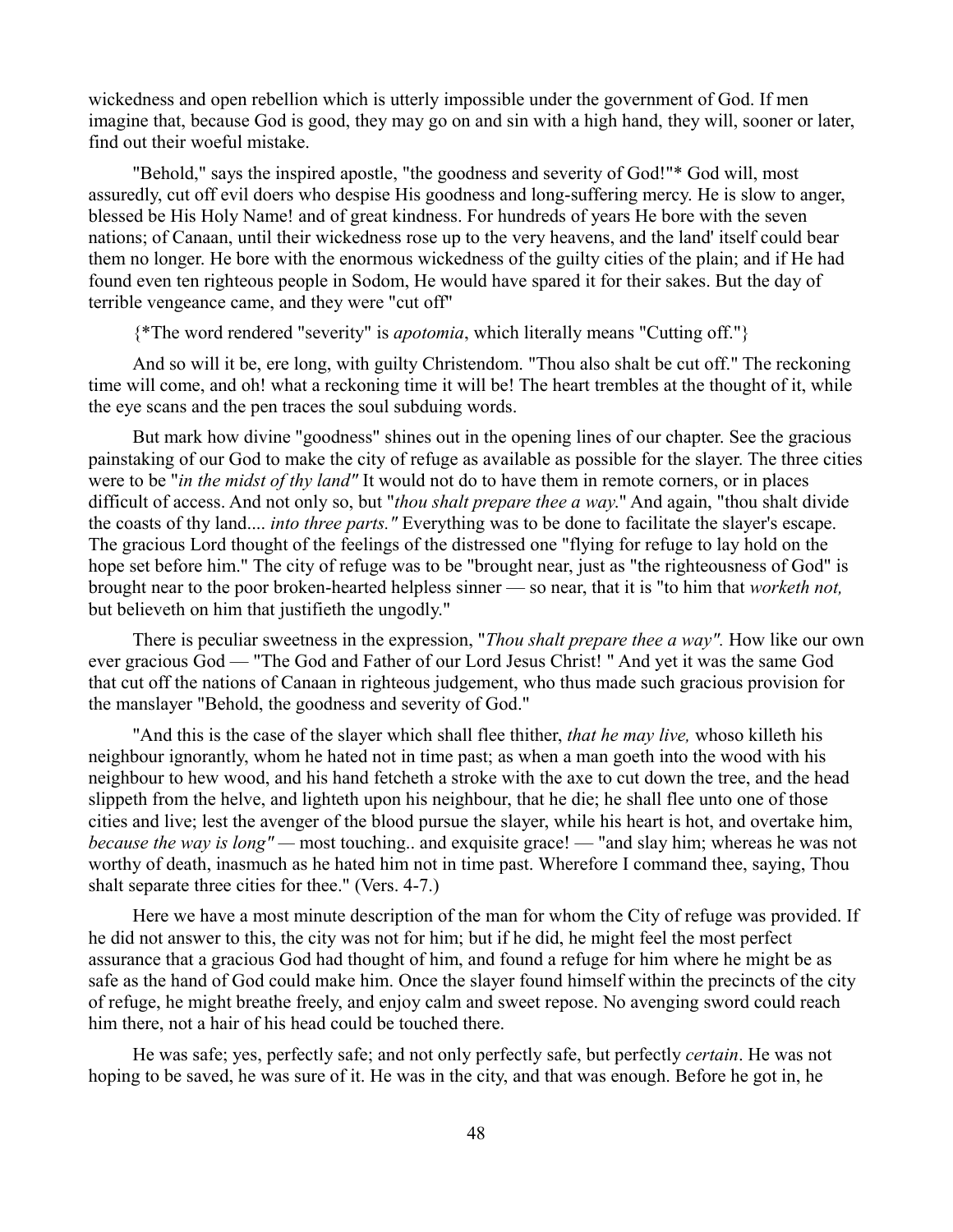wickedness and open rebellion which is utterly impossible under the government of God. If men imagine that, because God is good, they may go on and sin with a high hand, they will, sooner or later, find out their woeful mistake.

"Behold," says the inspired apostle, "the goodness and severity of God!"* God will, most assuredly, cut off evil doers who despise His goodness and long-suffering mercy. He is slow to anger, blessed be His Holy Name! and of great kindness. For hundreds of years He bore with the seven nations; of Canaan, until their wickedness rose up to the very heavens, and the land' itself could bear them no longer. He bore with the enormous wickedness of the guilty cities of the plain; and if He had found even ten righteous people in Sodom, He would have spared it for their sakes. But the day of terrible vengeance came, and they were "cut off"

{*The word rendered "severity" is *apotomia*, which literally means "Cutting off."}

And so will it be, ere long, with guilty Christendom. "Thou also shalt be cut off." The reckoning time will come, and oh! what a reckoning time it will be! The heart trembles at the thought of it, while the eye scans and the pen traces the soul subduing words.

But mark how divine "goodness" shines out in the opening lines of our chapter. See the gracious painstaking of our God to make the city of refuge as available as possible for the slayer. The three cities were to be "*in the midst of thy land"* It would not do to have them in remote corners, or in places difficult of access. And not only so, but "*thou shalt prepare thee a way*." And again, "thou shalt divide the coasts of thy land.... *into three parts."* Everything was to be done to facilitate the slayer's escape. The gracious Lord thought of the feelings of the distressed one "flying for refuge to lay hold on the hope set before him." The city of refuge was to be "brought near, just as "the righteousness of God" is brought near to the poor broken-hearted helpless sinner — so near, that it is "to him that *worketh not,* but believeth on him that justifieth the ungodly."

There is peculiar sweetness in the expression, "*Thou shalt prepare thee a way".* How like our own ever gracious God — "The God and Father of our Lord Jesus Christ! " And yet it was the same God that cut off the nations of Canaan in righteous judgement, who thus made such gracious provision for the manslayer "Behold, the goodness and severity of God."

"And this is the case of the slayer which shall flee thither, *that he may live,* whoso killeth his neighbour ignorantly, whom he hated not in time past; as when a man goeth into the wood with his neighbour to hew wood, and his hand fetcheth a stroke with the axe to cut down the tree, and the head slippeth from the helve, and lighteth upon his neighbour, that he die; he shall flee unto one of those cities and live; lest the avenger of the blood pursue the slayer, while his heart is hot, and overtake him, *because the way is long"* — most touching.. and exquisite grace! — "and slay him; whereas he was not worthy of death, inasmuch as he hated him not in time past. Wherefore I command thee, saying, Thou shalt separate three cities for thee." (Vers. 4-7.)

Here we have a most minute description of the man for whom the City of refuge was provided. If he did not answer to this, the city was not for him; but if he did, he might feel the most perfect assurance that a gracious God had thought of him, and found a refuge for him where he might be as safe as the hand of God could make him. Once the slayer found himself within the precincts of the city of refuge, he might breathe freely, and enjoy calm and sweet repose. No avenging sword could reach him there, not a hair of his head could be touched there.

He was safe; yes, perfectly safe; and not only perfectly safe, but perfectly *certain*. He was not hoping to be saved, he was sure of it. He was in the city, and that was enough. Before he got in, he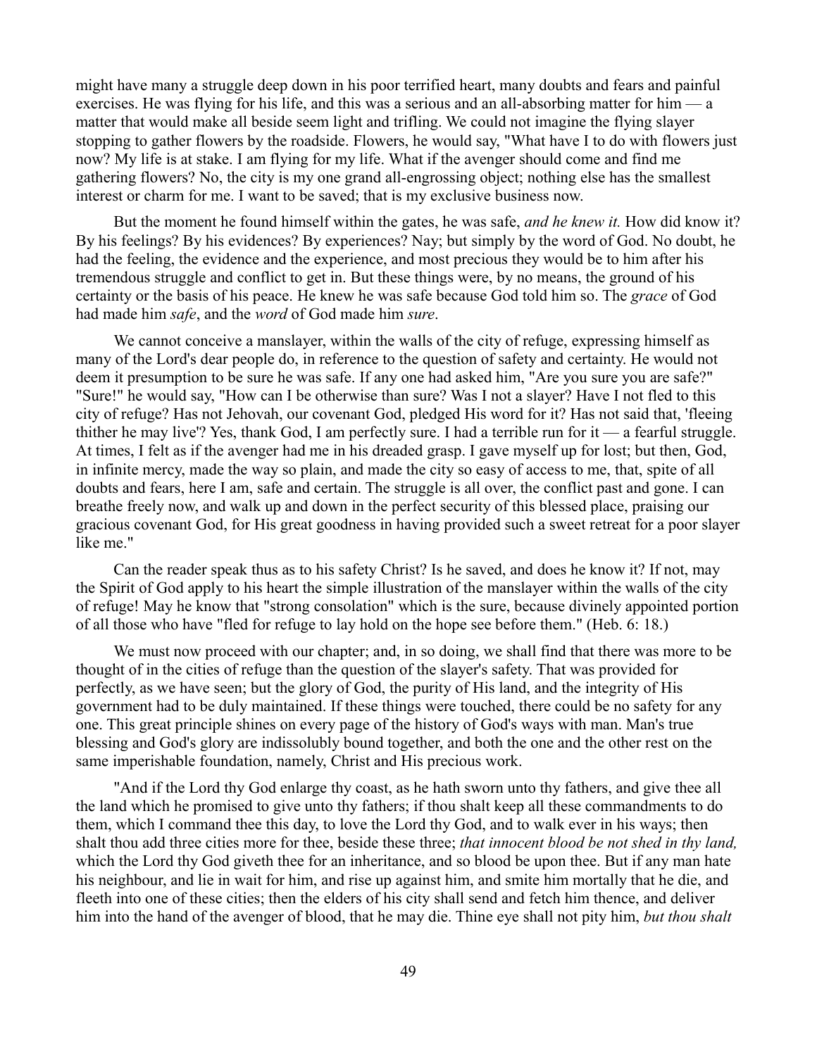might have many a struggle deep down in his poor terrified heart, many doubts and fears and painful exercises. He was flying for his life, and this was a serious and an all-absorbing matter for him — a matter that would make all beside seem light and trifling. We could not imagine the flying slayer stopping to gather flowers by the roadside. Flowers, he would say, "What have I to do with flowers just now? My life is at stake. I am flying for my life. What if the avenger should come and find me gathering flowers? No, the city is my one grand all-engrossing object; nothing else has the smallest interest or charm for me. I want to be saved; that is my exclusive business now.

But the moment he found himself within the gates, he was safe, *and he knew it.* How did know it? By his feelings? By his evidences? By experiences? Nay; but simply by the word of God. No doubt, he had the feeling, the evidence and the experience, and most precious they would be to him after his tremendous struggle and conflict to get in. But these things were, by no means, the ground of his certainty or the basis of his peace. He knew he was safe because God told him so. The *grace* of God had made him *safe*, and the *word* of God made him *sure*.

We cannot conceive a manslayer, within the walls of the city of refuge, expressing himself as many of the Lord's dear people do, in reference to the question of safety and certainty. He would not deem it presumption to be sure he was safe. If any one had asked him, "Are you sure you are safe?" "Sure!" he would say, "How can I be otherwise than sure? Was I not a slayer? Have I not fled to this city of refuge? Has not Jehovah, our covenant God, pledged His word for it? Has not said that, 'fleeing thither he may live'? Yes, thank God, I am perfectly sure. I had a terrible run for it — a fearful struggle. At times, I felt as if the avenger had me in his dreaded grasp. I gave myself up for lost; but then, God, in infinite mercy, made the way so plain, and made the city so easy of access to me, that, spite of all doubts and fears, here I am, safe and certain. The struggle is all over, the conflict past and gone. I can breathe freely now, and walk up and down in the perfect security of this blessed place, praising our gracious covenant God, for His great goodness in having provided such a sweet retreat for a poor slayer like me."

Can the reader speak thus as to his safety Christ? Is he saved, and does he know it? If not, may the Spirit of God apply to his heart the simple illustration of the manslayer within the walls of the city of refuge! May he know that "strong consolation" which is the sure, because divinely appointed portion of all those who have "fled for refuge to lay hold on the hope see before them." (Heb. 6: 18.)

We must now proceed with our chapter; and, in so doing, we shall find that there was more to be thought of in the cities of refuge than the question of the slayer's safety. That was provided for perfectly, as we have seen; but the glory of God, the purity of His land, and the integrity of His government had to be duly maintained. If these things were touched, there could be no safety for any one. This great principle shines on every page of the history of God's ways with man. Man's true blessing and God's glory are indissolubly bound together, and both the one and the other rest on the same imperishable foundation, namely, Christ and His precious work.

"And if the Lord thy God enlarge thy coast, as he hath sworn unto thy fathers, and give thee all the land which he promised to give unto thy fathers; if thou shalt keep all these commandments to do them, which I command thee this day, to love the Lord thy God, and to walk ever in his ways; then shalt thou add three cities more for thee, beside these three; *that innocent blood be not shed in thy land,* which the Lord thy God giveth thee for an inheritance, and so blood be upon thee. But if any man hate his neighbour, and lie in wait for him, and rise up against him, and smite him mortally that he die, and fleeth into one of these cities; then the elders of his city shall send and fetch him thence, and deliver him into the hand of the avenger of blood, that he may die. Thine eye shall not pity him, *but thou shalt*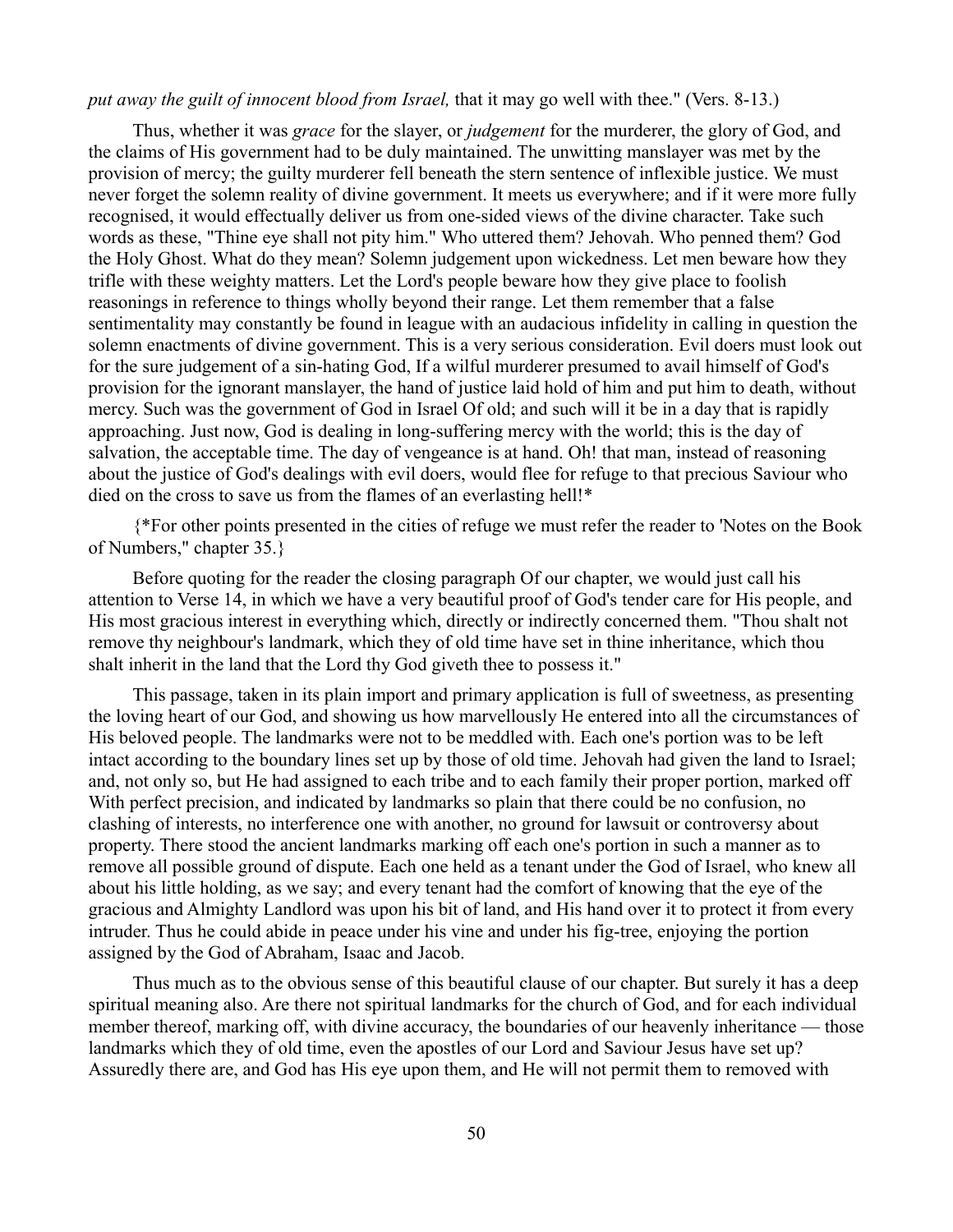*put away the guilt of innocent blood from Israel,* that it may go well with thee." (Vers. 8-13.)

Thus, whether it was *grace* for the slayer, or *judgement* for the murderer, the glory of God, and the claims of His government had to be duly maintained. The unwitting manslayer was met by the provision of mercy; the guilty murderer fell beneath the stern sentence of inflexible justice. We must never forget the solemn reality of divine government. It meets us everywhere; and if it were more fully recognised, it would effectually deliver us from one-sided views of the divine character. Take such words as these, "Thine eye shall not pity him." Who uttered them? Jehovah. Who penned them? God the Holy Ghost. What do they mean? Solemn judgement upon wickedness. Let men beware how they trifle with these weighty matters. Let the Lord's people beware how they give place to foolish reasonings in reference to things wholly beyond their range. Let them remember that a false sentimentality may constantly be found in league with an audacious infidelity in calling in question the solemn enactments of divine government. This is a very serious consideration. Evil doers must look out for the sure judgement of a sin-hating God, If a wilful murderer presumed to avail himself of God's provision for the ignorant manslayer, the hand of justice laid hold of him and put him to death, without mercy. Such was the government of God in Israel Of old; and such will it be in a day that is rapidly approaching. Just now, God is dealing in long-suffering mercy with the world; this is the day of salvation, the acceptable time. The day of vengeance is at hand. Oh! that man, instead of reasoning about the justice of God's dealings with evil doers, would flee for refuge to that precious Saviour who died on the cross to save us from the flames of an everlasting hell!*

{*For other points presented in the cities of refuge we must refer the reader to 'Notes on the Book of Numbers," chapter 35.}

Before quoting for the reader the closing paragraph Of our chapter, we would just call his attention to Verse 14, in which we have a very beautiful proof of God's tender care for His people, and His most gracious interest in everything which, directly or indirectly concerned them. "Thou shalt not remove thy neighbour's landmark, which they of old time have set in thine inheritance, which thou shalt inherit in the land that the Lord thy God giveth thee to possess it."

This passage, taken in its plain import and primary application is full of sweetness, as presenting the loving heart of our God, and showing us how marvellously He entered into all the circumstances of His beloved people. The landmarks were not to be meddled with. Each one's portion was to be left intact according to the boundary lines set up by those of old time. Jehovah had given the land to Israel; and, not only so, but He had assigned to each tribe and to each family their proper portion, marked off With perfect precision, and indicated by landmarks so plain that there could be no confusion, no clashing of interests, no interference one with another, no ground for lawsuit or controversy about property. There stood the ancient landmarks marking off each one's portion in such a manner as to remove all possible ground of dispute. Each one held as a tenant under the God of Israel, who knew all about his little holding, as we say; and every tenant had the comfort of knowing that the eye of the gracious and Almighty Landlord was upon his bit of land, and His hand over it to protect it from every intruder. Thus he could abide in peace under his vine and under his fig-tree, enjoying the portion assigned by the God of Abraham, Isaac and Jacob.

Thus much as to the obvious sense of this beautiful clause of our chapter. But surely it has a deep spiritual meaning also. Are there not spiritual landmarks for the church of God, and for each individual member thereof, marking off, with divine accuracy, the boundaries of our heavenly inheritance — those landmarks which they of old time, even the apostles of our Lord and Saviour Jesus have set up? Assuredly there are, and God has His eye upon them, and He will not permit them to removed with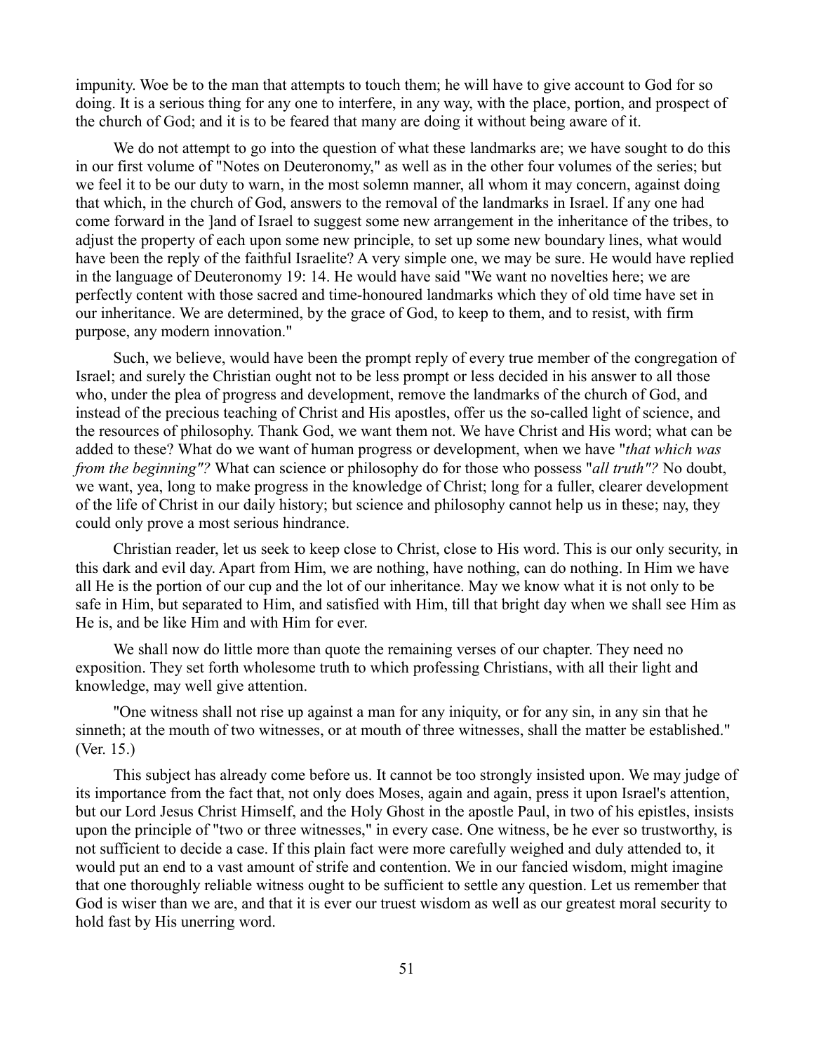impunity. Woe be to the man that attempts to touch them; he will have to give account to God for so doing. It is a serious thing for any one to interfere, in any way, with the place, portion, and prospect of the church of God; and it is to be feared that many are doing it without being aware of it.

We do not attempt to go into the question of what these landmarks are; we have sought to do this in our first volume of "Notes on Deuteronomy," as well as in the other four volumes of the series; but we feel it to be our duty to warn, in the most solemn manner, all whom it may concern, against doing that which, in the church of God, answers to the removal of the landmarks in Israel. If any one had come forward in the ]and of Israel to suggest some new arrangement in the inheritance of the tribes, to adjust the property of each upon some new principle, to set up some new boundary lines, what would have been the reply of the faithful Israelite? A very simple one, we may be sure. He would have replied in the language of Deuteronomy 19: 14. He would have said "We want no novelties here; we are perfectly content with those sacred and time-honoured landmarks which they of old time have set in our inheritance. We are determined, by the grace of God, to keep to them, and to resist, with firm purpose, any modern innovation."

Such, we believe, would have been the prompt reply of every true member of the congregation of Israel; and surely the Christian ought not to be less prompt or less decided in his answer to all those who, under the plea of progress and development, remove the landmarks of the church of God, and instead of the precious teaching of Christ and His apostles, offer us the so-called light of science, and the resources of philosophy. Thank God, we want them not. We have Christ and His word; what can be added to these? What do we want of human progress or development, when we have "*that which was from the beginning"?* What can science or philosophy do for those who possess "*all truth"?* No doubt, we want, yea, long to make progress in the knowledge of Christ; long for a fuller, clearer development of the life of Christ in our daily history; but science and philosophy cannot help us in these; nay, they could only prove a most serious hindrance.

Christian reader, let us seek to keep close to Christ, close to His word. This is our only security, in this dark and evil day. Apart from Him, we are nothing, have nothing, can do nothing. In Him we have all He is the portion of our cup and the lot of our inheritance. May we know what it is not only to be safe in Him, but separated to Him, and satisfied with Him, till that bright day when we shall see Him as He is, and be like Him and with Him for ever.

We shall now do little more than quote the remaining verses of our chapter. They need no exposition. They set forth wholesome truth to which professing Christians, with all their light and knowledge, may well give attention.

"One witness shall not rise up against a man for any iniquity, or for any sin, in any sin that he sinneth; at the mouth of two witnesses, or at mouth of three witnesses, shall the matter be established." (Ver. 15.)

This subject has already come before us. It cannot be too strongly insisted upon. We may judge of its importance from the fact that, not only does Moses, again and again, press it upon Israel's attention, but our Lord Jesus Christ Himself, and the Holy Ghost in the apostle Paul, in two of his epistles, insists upon the principle of "two or three witnesses," in every case. One witness, be he ever so trustworthy, is not sufficient to decide a case. If this plain fact were more carefully weighed and duly attended to, it would put an end to a vast amount of strife and contention. We in our fancied wisdom, might imagine that one thoroughly reliable witness ought to be sufficient to settle any question. Let us remember that God is wiser than we are, and that it is ever our truest wisdom as well as our greatest moral security to hold fast by His unerring word.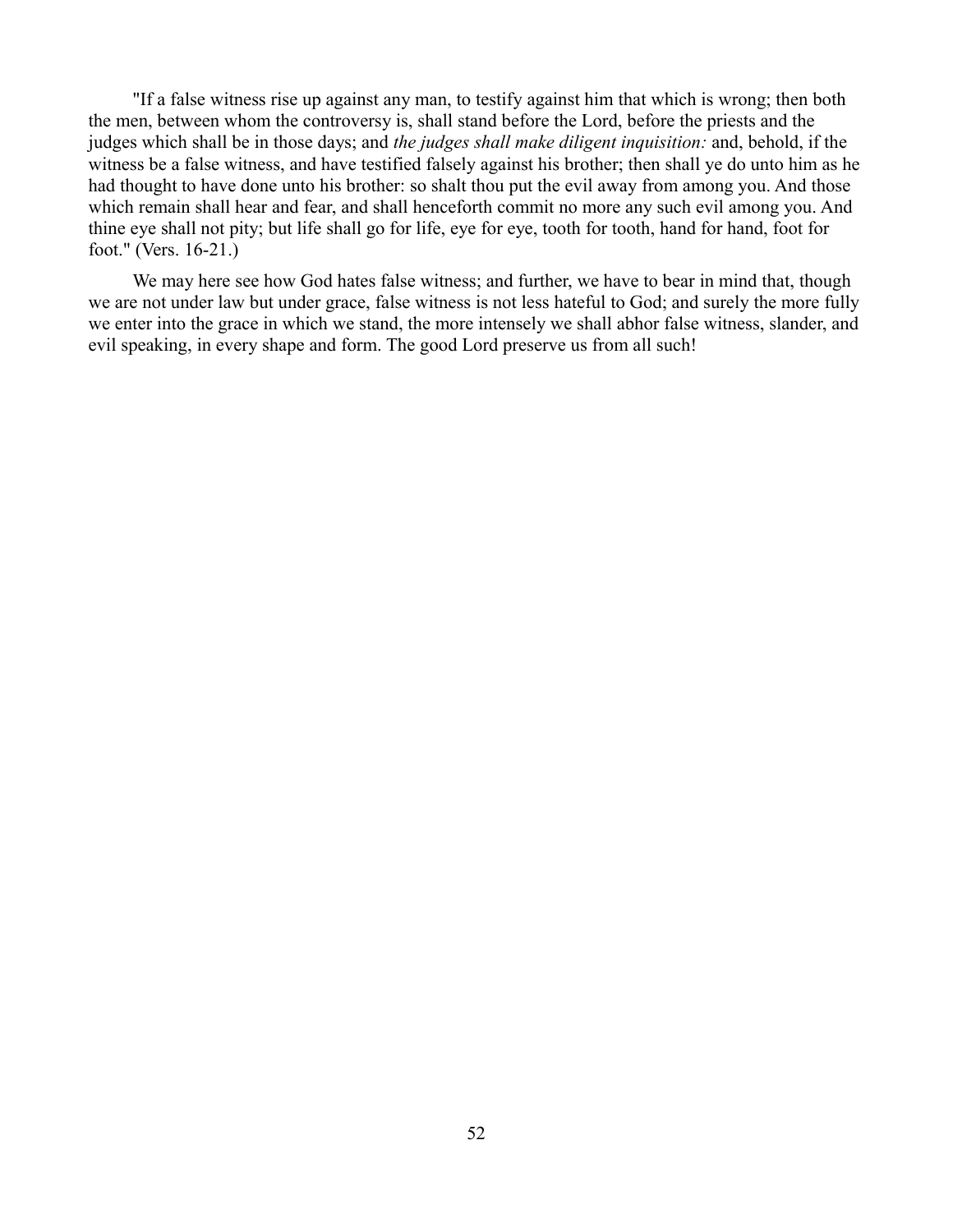"If a false witness rise up against any man, to testify against him that which is wrong; then both the men, between whom the controversy is, shall stand before the Lord, before the priests and the judges which shall be in those days; and *the judges shall make diligent inquisition:* and, behold, if the witness be a false witness, and have testified falsely against his brother; then shall ye do unto him as he had thought to have done unto his brother: so shalt thou put the evil away from among you. And those which remain shall hear and fear, and shall henceforth commit no more any such evil among you. And thine eye shall not pity; but life shall go for life, eye for eye, tooth for tooth, hand for hand, foot for foot." (Vers. 16-21.)

We may here see how God hates false witness; and further, we have to bear in mind that, though we are not under law but under grace, false witness is not less hateful to God; and surely the more fully we enter into the grace in which we stand, the more intensely we shall abhor false witness, slander, and evil speaking, in every shape and form. The good Lord preserve us from all such!